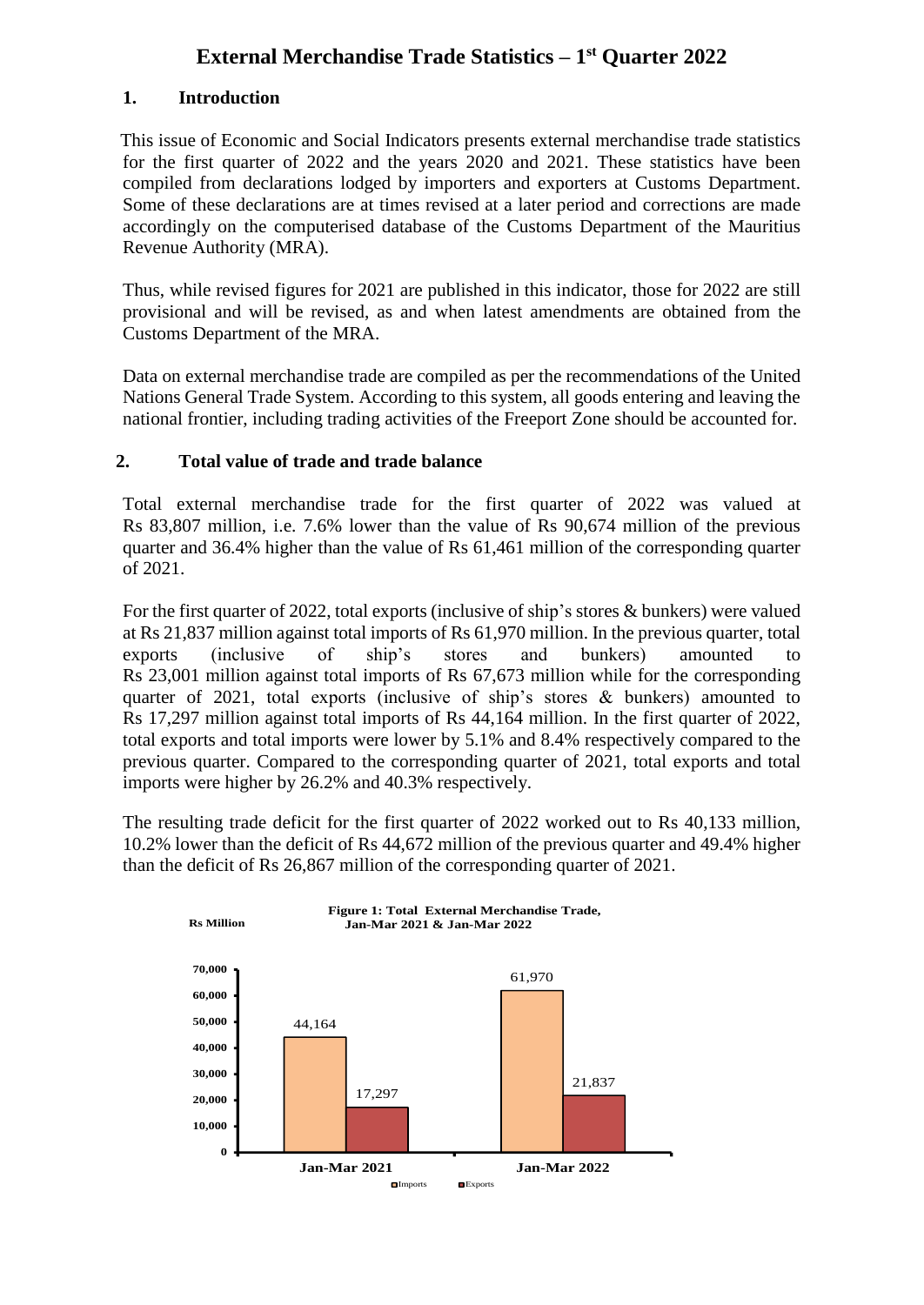# External Merchandise Trade Statistics – 1st Quarter 2022

## 1. Introduction

This issue of Economic and Social Indicators presents external merchandise trade statistics for the first quarter of 2022 and the years 2020 and 2021. These statistics have been compiled from declarations lodged by importers and exporters at Customs Department. Some of these declarations are at times revised at a later period and corrections are made accordingly on the computerised database of the Customs Department of the Mauritius Revenue Authority (MRA).

Thus, while revised figures for 2021 are published in this indicator, those for 2022 are still provisional and will be revised, as and when latest amendments are obtained from the Customs Department of the MRA.

Data on external merchandise trade are compiled as per the recommendations of the United Nations General Trade System. According to this system, all goods entering and leaving the national frontier, including trading activities of the Freeport Zone should be accounted for.

## 2. Total value of trade and trade balance

Total external merchandise trade for the first quarter of 2022 was valued at Rs 83,807 million, i.e. 7.6% lower than the value of Rs 90,674 million of the previous quarter and 36.4% higher than the value of Rs 61,461 million of the corresponding quarter of 2021.

For the first quarter of 2022, total exports (inclusive of ship's stores & bunkers) were valued at Rs 21,837 million against total imports of Rs 61,970 million. In the previous quarter, total exports (inclusive of ship's stores and bunkers) amounted to Rs 23,001 million against total imports of Rs 67,673 million while for the corresponding quarter of 2021, total exports (inclusive of ship's stores & bunkers) amounted to Rs 17,297 million against total imports of Rs 44,164 million. In the first quarter of 2022, total exports and total imports were lower by 5.1% and 8.4% respectively compared to the previous quarter. Compared to the corresponding quarter of 2021, total exports and total imports were higher by 26.2% and 40.3% respectively.

The resulting trade deficit for the first quarter of 2022 worked out to Rs 40,133 million, 10.2% lower than the deficit of Rs 44,672 million of the previous quarter and 49.4% higher than the deficit of Rs 26,867 million of the corresponding quarter of 2021.

**Figure 1: Total External Merchandise Trade, Jan-Mar 2021 & Jan-Mar 2022**

Rs Million

| | Imports | Exports |
|---|---|---|
| Jan-Mar 2021 | 44,164 | 17,297 |
| Jan-Mar 2022 | 61,970 | 21,837 |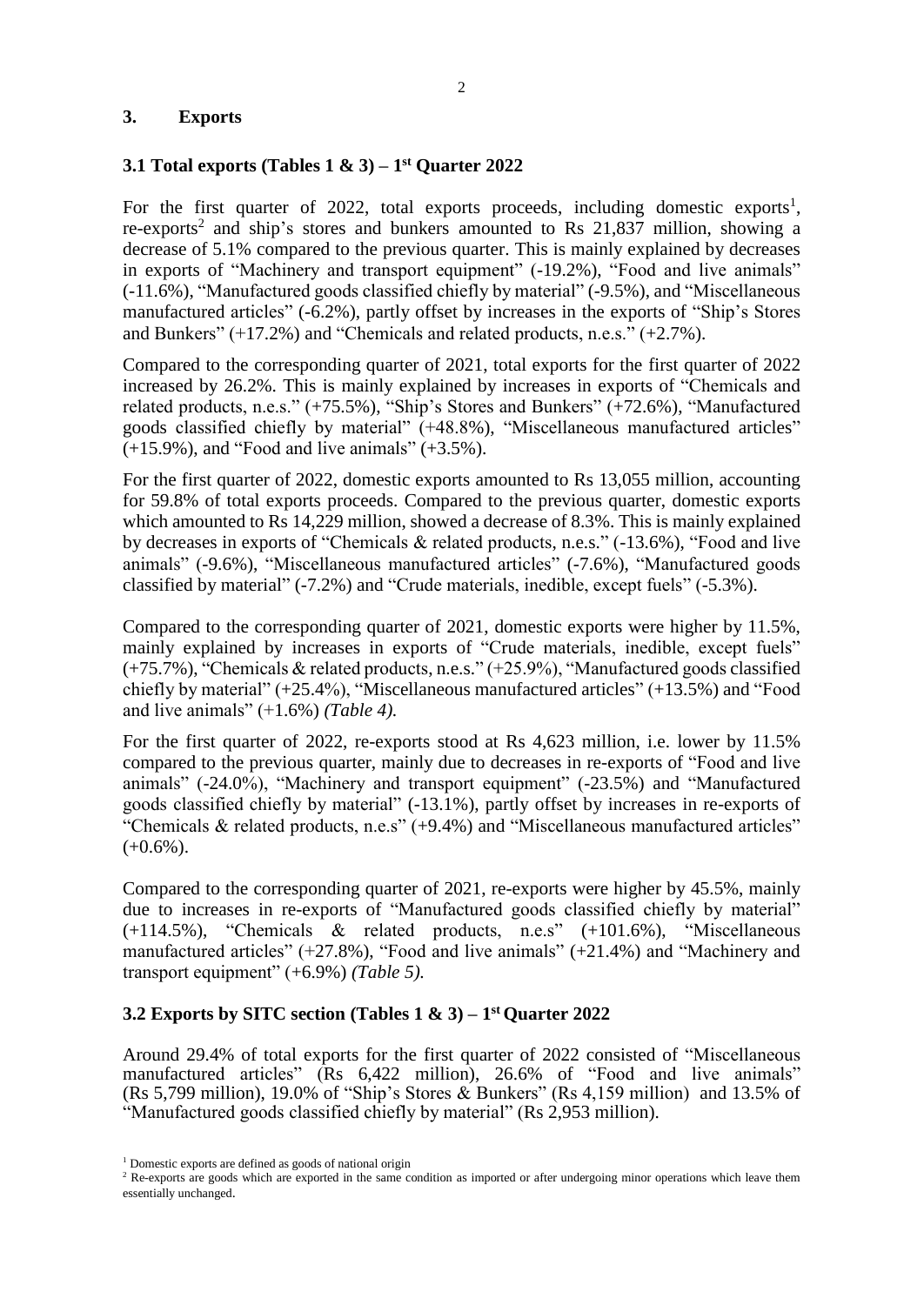## 3. Exports

### 3.1 Total exports (Tables 1 & 3) – 1st Quarter 2022

For the first quarter of 2022, total exports proceeds, including domestic exports[1], re-exports[2] and ship's stores and bunkers amounted to Rs 21,837 million, showing a decrease of 5.1% compared to the previous quarter. This is mainly explained by decreases in exports of "Machinery and transport equipment" (-19.2%), "Food and live animals" (-11.6%), "Manufactured goods classified chiefly by material" (-9.5%), and "Miscellaneous manufactured articles" (-6.2%), partly offset by increases in the exports of "Ship's Stores and Bunkers" (+17.2%) and "Chemicals and related products, n.e.s." (+2.7%).

Compared to the corresponding quarter of 2021, total exports for the first quarter of 2022 increased by 26.2%. This is mainly explained by increases in exports of "Chemicals and related products, n.e.s." (+75.5%), "Ship's Stores and Bunkers" (+72.6%), "Manufactured goods classified chiefly by material" (+48.8%), "Miscellaneous manufactured articles" (+15.9%), and "Food and live animals" (+3.5%).

For the first quarter of 2022, domestic exports amounted to Rs 13,055 million, accounting for 59.8% of total exports proceeds. Compared to the previous quarter, domestic exports which amounted to Rs 14,229 million, showed a decrease of 8.3%. This is mainly explained by decreases in exports of "Chemicals & related products, n.e.s." (-13.6%), "Food and live animals" (-9.6%), "Miscellaneous manufactured articles" (-7.6%), "Manufactured goods classified by material" (-7.2%) and "Crude materials, inedible, except fuels" (-5.3%).

Compared to the corresponding quarter of 2021, domestic exports were higher by 11.5%, mainly explained by increases in exports of "Crude materials, inedible, except fuels" (+75.7%), "Chemicals & related products, n.e.s." (+25.9%), "Manufactured goods classified chiefly by material" (+25.4%), "Miscellaneous manufactured articles" (+13.5%) and "Food and live animals" (+1.6%) *(Table 4).*

For the first quarter of 2022, re-exports stood at Rs 4,623 million, i.e. lower by 11.5% compared to the previous quarter, mainly due to decreases in re-exports of "Food and live animals" (-24.0%), "Machinery and transport equipment" (-23.5%) and "Manufactured goods classified chiefly by material" (-13.1%), partly offset by increases in re-exports of "Chemicals & related products, n.e.s" (+9.4%) and "Miscellaneous manufactured articles" (+0.6%).

Compared to the corresponding quarter of 2021, re-exports were higher by 45.5%, mainly due to increases in re-exports of "Manufactured goods classified chiefly by material" (+114.5%), "Chemicals & related products, n.e.s" (+101.6%), "Miscellaneous manufactured articles" (+27.8%), "Food and live animals" (+21.4%) and "Machinery and transport equipment" (+6.9%) *(Table 5).*

### 3.2 Exports by SITC section (Tables 1 & 3) – 1st Quarter 2022

Around 29.4% of total exports for the first quarter of 2022 consisted of "Miscellaneous manufactured articles" (Rs 6,422 million), 26.6% of "Food and live animals" (Rs 5,799 million), 19.0% of "Ship's Stores & Bunkers" (Rs 4,159 million) and 13.5% of "Manufactured goods classified chiefly by material" (Rs 2,953 million).

[1] Domestic exports are defined as goods of national origin

[2] Re-exports are goods which are exported in the same condition as imported or after undergoing minor operations which leave them essentially unchanged.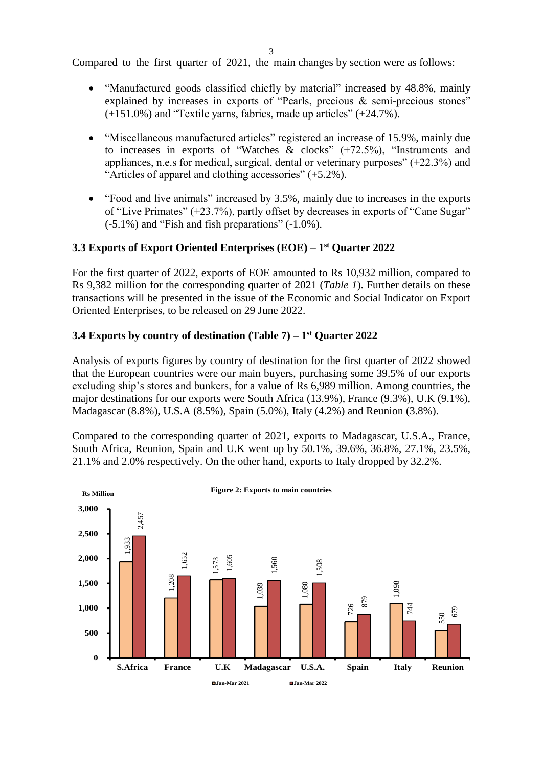Compared to the first quarter of 2021, the main changes by section were as follows:

- "Manufactured goods classified chiefly by material" increased by 48.8%, mainly explained by increases in exports of "Pearls, precious & semi-precious stones" (+151.0%) and "Textile yarns, fabrics, made up articles" (+24.7%).

- "Miscellaneous manufactured articles" registered an increase of 15.9%, mainly due to increases in exports of "Watches & clocks" (+72.5%), "Instruments and appliances, n.e.s for medical, surgical, dental or veterinary purposes" (+22.3%) and "Articles of apparel and clothing accessories" (+5.2%).

- "Food and live animals" increased by 3.5%, mainly due to increases in the exports of "Live Primates" (+23.7%), partly offset by decreases in exports of "Cane Sugar" (-5.1%) and "Fish and fish preparations" (-1.0%).

### 3.3 Exports of Export Oriented Enterprises (EOE) – 1st Quarter 2022

For the first quarter of 2022, exports of EOE amounted to Rs 10,932 million, compared to Rs 9,382 million for the corresponding quarter of 2021 (*Table 1*). Further details on these transactions will be presented in the issue of the Economic and Social Indicator on Export Oriented Enterprises, to be released on 29 June 2022.

### 3.4 Exports by country of destination (Table 7) – 1st Quarter 2022

Analysis of exports figures by country of destination for the first quarter of 2022 showed that the European countries were our main buyers, purchasing some 39.5% of our exports excluding ship's stores and bunkers, for a value of Rs 6,989 million. Among countries, the major destinations for our exports were South Africa (13.9%), France (9.3%), U.K (9.1%), Madagascar (8.8%), U.S.A (8.5%), Spain (5.0%), Italy (4.2%) and Reunion (3.8%).

Compared to the corresponding quarter of 2021, exports to Madagascar, U.S.A., France, South Africa, Reunion, Spain and U.K went up by 50.1%, 39.6%, 36.8%, 27.1%, 23.5%, 21.1% and 2.0% respectively. On the other hand, exports to Italy dropped by 32.2%.

**Figure 2: Exports to main countries**

| Rs Million | Jan-Mar 2021 | Jan-Mar 2022 |
|---|---|---|
| S.Africa | 1,933 | 2,457 |
| France | 1,208 | 1,652 |
| U.K | 1,573 | 1,605 |
| Madagascar | 1,039 | 1,560 |
| U.S.A. | 1,080 | 1,508 |
| Spain | 726 | 879 |
| Italy | 1,098 | 744 |
| Reunion | 550 | 679 |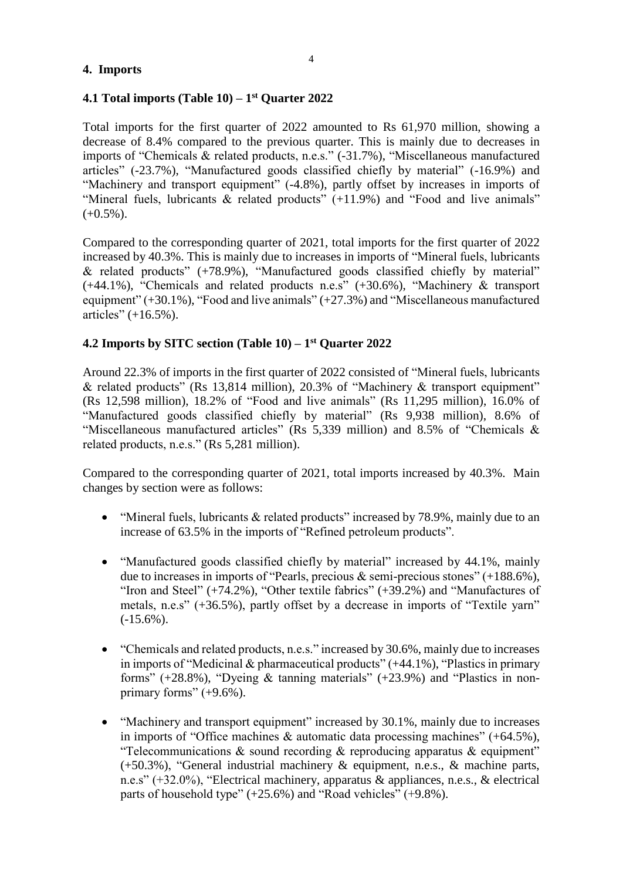## 4. Imports

### 4.1 Total imports (Table 10) – 1st Quarter 2022

Total imports for the first quarter of 2022 amounted to Rs 61,970 million, showing a decrease of 8.4% compared to the previous quarter. This is mainly due to decreases in imports of "Chemicals & related products, n.e.s." (-31.7%), "Miscellaneous manufactured articles" (-23.7%), "Manufactured goods classified chiefly by material" (-16.9%) and "Machinery and transport equipment" (-4.8%), partly offset by increases in imports of "Mineral fuels, lubricants & related products" (+11.9%) and "Food and live animals" (+0.5%).

Compared to the corresponding quarter of 2021, total imports for the first quarter of 2022 increased by 40.3%. This is mainly due to increases in imports of "Mineral fuels, lubricants & related products" (+78.9%), "Manufactured goods classified chiefly by material" (+44.1%), "Chemicals and related products n.e.s" (+30.6%), "Machinery & transport equipment" (+30.1%), "Food and live animals" (+27.3%) and "Miscellaneous manufactured articles" (+16.5%).

### 4.2 Imports by SITC section (Table 10) – 1st Quarter 2022

Around 22.3% of imports in the first quarter of 2022 consisted of "Mineral fuels, lubricants & related products" (Rs 13,814 million), 20.3% of "Machinery & transport equipment" (Rs 12,598 million), 18.2% of "Food and live animals" (Rs 11,295 million), 16.0% of "Manufactured goods classified chiefly by material" (Rs 9,938 million), 8.6% of "Miscellaneous manufactured articles" (Rs 5,339 million) and 8.5% of "Chemicals & related products, n.e.s." (Rs 5,281 million).

Compared to the corresponding quarter of 2021, total imports increased by 40.3%. Main changes by section were as follows:

- "Mineral fuels, lubricants & related products" increased by 78.9%, mainly due to an increase of 63.5% in the imports of "Refined petroleum products".

- "Manufactured goods classified chiefly by material" increased by 44.1%, mainly due to increases in imports of "Pearls, precious & semi-precious stones" (+188.6%), "Iron and Steel" (+74.2%), "Other textile fabrics" (+39.2%) and "Manufactures of metals, n.e.s" (+36.5%), partly offset by a decrease in imports of "Textile yarn" (-15.6%).

- "Chemicals and related products, n.e.s." increased by 30.6%, mainly due to increases in imports of "Medicinal & pharmaceutical products" (+44.1%), "Plastics in primary forms" (+28.8%), "Dyeing & tanning materials" (+23.9%) and "Plastics in non-primary forms" (+9.6%).

- "Machinery and transport equipment" increased by 30.1%, mainly due to increases in imports of "Office machines & automatic data processing machines" (+64.5%), "Telecommunications & sound recording & reproducing apparatus & equipment" (+50.3%), "General industrial machinery & equipment, n.e.s., & machine parts, n.e.s" (+32.0%), "Electrical machinery, apparatus & appliances, n.e.s., & electrical parts of household type" (+25.6%) and "Road vehicles" (+9.8%).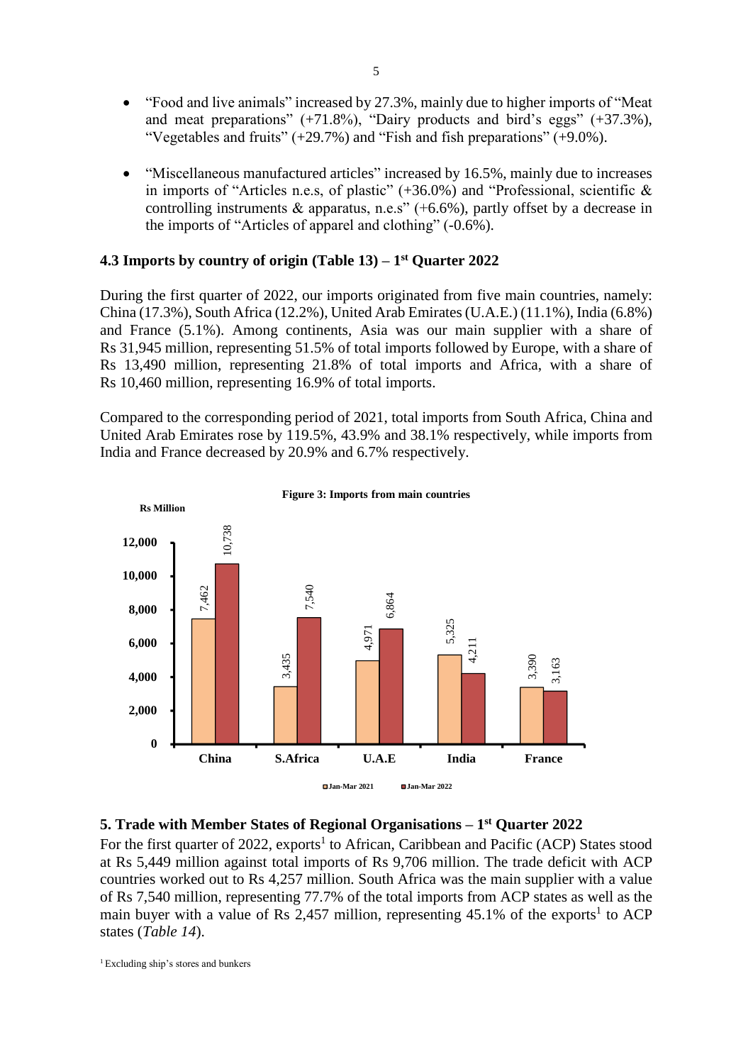- "Food and live animals" increased by 27.3%, mainly due to higher imports of "Meat and meat preparations" (+71.8%), "Dairy products and bird's eggs" (+37.3%), "Vegetables and fruits" (+29.7%) and "Fish and fish preparations" (+9.0%).

- "Miscellaneous manufactured articles" increased by 16.5%, mainly due to increases in imports of "Articles n.e.s, of plastic" (+36.0%) and "Professional, scientific & controlling instruments & apparatus, n.e.s" (+6.6%), partly offset by a decrease in the imports of "Articles of apparel and clothing" (-0.6%).

### 4.3 Imports by country of origin (Table 13) – 1st Quarter 2022

During the first quarter of 2022, our imports originated from five main countries, namely: China (17.3%), South Africa (12.2%), United Arab Emirates (U.A.E.) (11.1%), India (6.8%) and France (5.1%). Among continents, Asia was our main supplier with a share of Rs 31,945 million, representing 51.5% of total imports followed by Europe, with a share of Rs 13,490 million, representing 21.8% of total imports and Africa, with a share of Rs 10,460 million, representing 16.9% of total imports.

Compared to the corresponding period of 2021, total imports from South Africa, China and United Arab Emirates rose by 119.5%, 43.9% and 38.1% respectively, while imports from India and France decreased by 20.9% and 6.7% respectively.

**Figure 3: Imports from main countries**

| Rs Million | Jan-Mar 2021 | Jan-Mar 2022 |
|---|---|---|
| China | 7,462 | 10,738 |
| S.Africa | 3,435 | 7,540 |
| U.A.E | 4,971 | 6,864 |
| India | 5,325 | 4,211 |
| France | 3,390 | 3,163 |

### 5. Trade with Member States of Regional Organisations – 1st Quarter 2022

For the first quarter of 2022, exports[1] to African, Caribbean and Pacific (ACP) States stood at Rs 5,449 million against total imports of Rs 9,706 million. The trade deficit with ACP countries worked out to Rs 4,257 million. South Africa was the main supplier with a value of Rs 7,540 million, representing 77.7% of the total imports from ACP states as well as the main buyer with a value of Rs 2,457 million, representing 45.1% of the exports[1] to ACP states (*Table 14*).

[1] Excluding ship's stores and bunkers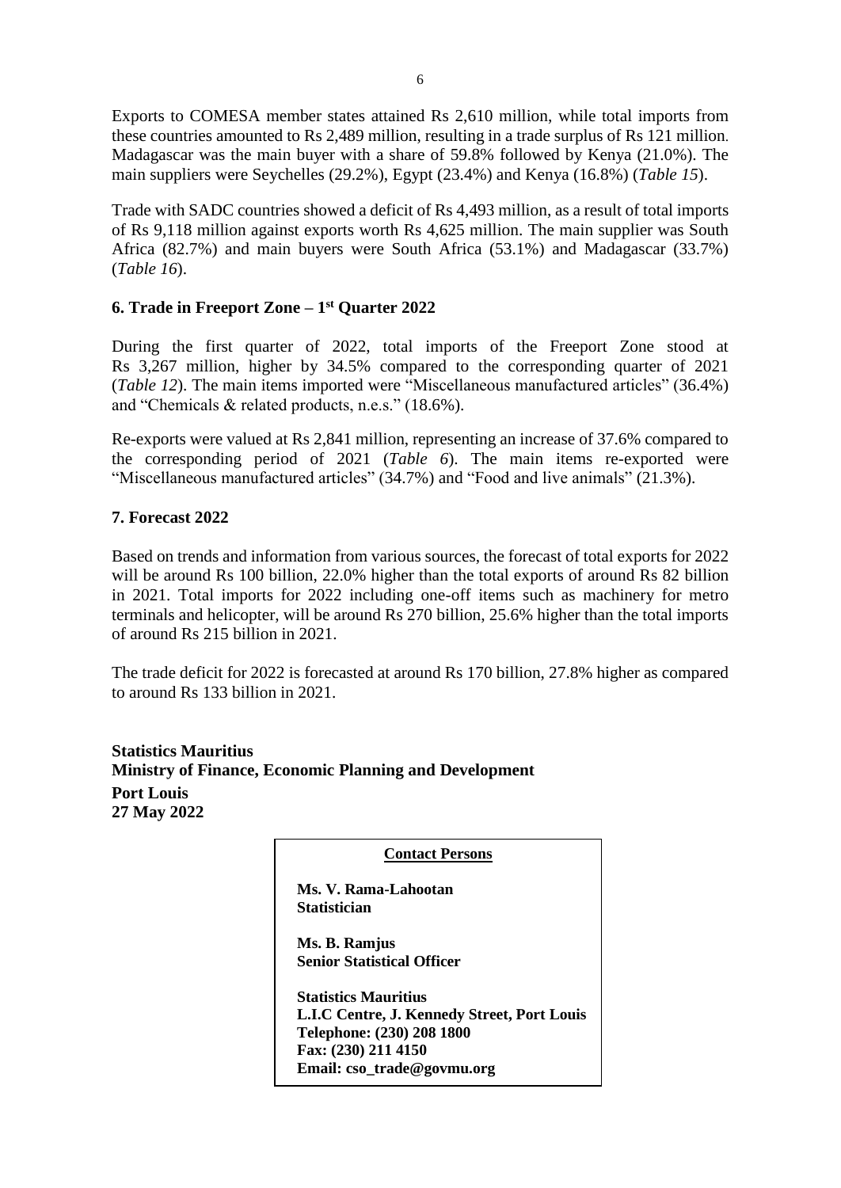Exports to COMESA member states attained Rs 2,610 million, while total imports from these countries amounted to Rs 2,489 million, resulting in a trade surplus of Rs 121 million. Madagascar was the main buyer with a share of 59.8% followed by Kenya (21.0%). The main suppliers were Seychelles (29.2%), Egypt (23.4%) and Kenya (16.8%) (*Table 15*).

Trade with SADC countries showed a deficit of Rs 4,493 million, as a result of total imports of Rs 9,118 million against exports worth Rs 4,625 million. The main supplier was South Africa (82.7%) and main buyers were South Africa (53.1%) and Madagascar (33.7%) (*Table 16*).

## 6. Trade in Freeport Zone – 1st Quarter 2022

During the first quarter of 2022, total imports of the Freeport Zone stood at Rs 3,267 million, higher by 34.5% compared to the corresponding quarter of 2021 (*Table 12*). The main items imported were "Miscellaneous manufactured articles" (36.4%) and "Chemicals & related products, n.e.s." (18.6%).

Re-exports were valued at Rs 2,841 million, representing an increase of 37.6% compared to the corresponding period of 2021 (*Table 6*). The main items re-exported were "Miscellaneous manufactured articles" (34.7%) and "Food and live animals" (21.3%).

## 7. Forecast 2022

Based on trends and information from various sources, the forecast of total exports for 2022 will be around Rs 100 billion, 22.0% higher than the total exports of around Rs 82 billion in 2021. Total imports for 2022 including one-off items such as machinery for metro terminals and helicopter, will be around Rs 270 billion, 25.6% higher than the total imports of around Rs 215 billion in 2021.

The trade deficit for 2022 is forecasted at around Rs 170 billion, 27.8% higher as compared to around Rs 133 billion in 2021.

**Statistics Mauritius**
**Ministry of Finance, Economic Planning and Development**
**Port Louis**
**27 May 2022**

**Contact Persons**

**Ms. V. Rama-Lahootan**
**Statistician**

**Ms. B. Ramjus**
**Senior Statistical Officer**

**Statistics Mauritius**
**L.I.C Centre, J. Kennedy Street, Port Louis**
**Telephone: (230) 208 1800**
**Fax: (230) 211 4150**
**Email: cso_trade@govmu.org**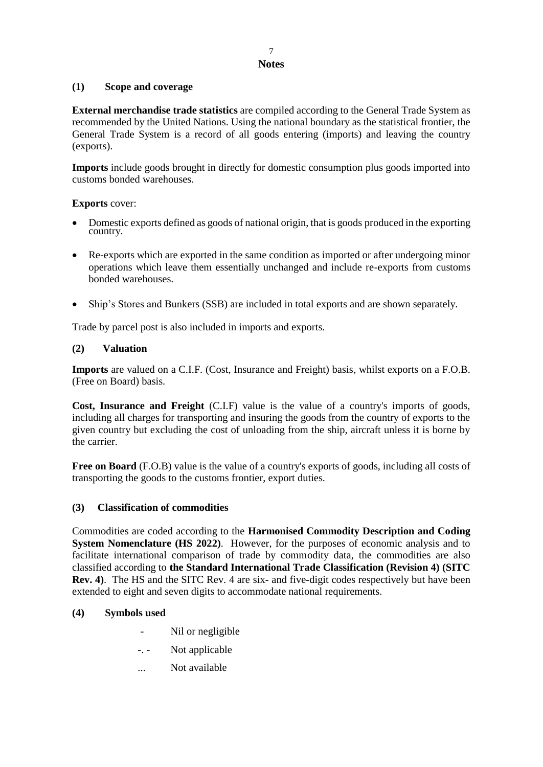# Notes

## (1) Scope and coverage

**External merchandise trade statistics** are compiled according to the General Trade System as recommended by the United Nations. Using the national boundary as the statistical frontier, the General Trade System is a record of all goods entering (imports) and leaving the country (exports).

**Imports** include goods brought in directly for domestic consumption plus goods imported into customs bonded warehouses.

**Exports** cover:

- Domestic exports defined as goods of national origin, that is goods produced in the exporting country.
- Re-exports which are exported in the same condition as imported or after undergoing minor operations which leave them essentially unchanged and include re-exports from customs bonded warehouses.
- Ship's Stores and Bunkers (SSB) are included in total exports and are shown separately.

Trade by parcel post is also included in imports and exports.

## (2) Valuation

**Imports** are valued on a C.I.F. (Cost, Insurance and Freight) basis, whilst exports on a F.O.B. (Free on Board) basis.

**Cost, Insurance and Freight** (C.I.F) value is the value of a country's imports of goods, including all charges for transporting and insuring the goods from the country of exports to the given country but excluding the cost of unloading from the ship, aircraft unless it is borne by the carrier.

**Free on Board** (F.O.B) value is the value of a country's exports of goods, including all costs of transporting the goods to the customs frontier, export duties.

## (3) Classification of commodities

Commodities are coded according to the **Harmonised Commodity Description and Coding System Nomenclature (HS 2022)**. However, for the purposes of economic analysis and to facilitate international comparison of trade by commodity data, the commodities are also classified according to **the Standard International Trade Classification (Revision 4) (SITC Rev. 4)**. The HS and the SITC Rev. 4 are six- and five-digit codes respectively but have been extended to eight and seven digits to accommodate national requirements.

## (4) Symbols used

| Symbol | Meaning |
|---|---|
| - | Nil or negligible |
| -. - | Not applicable |
| ... | Not available |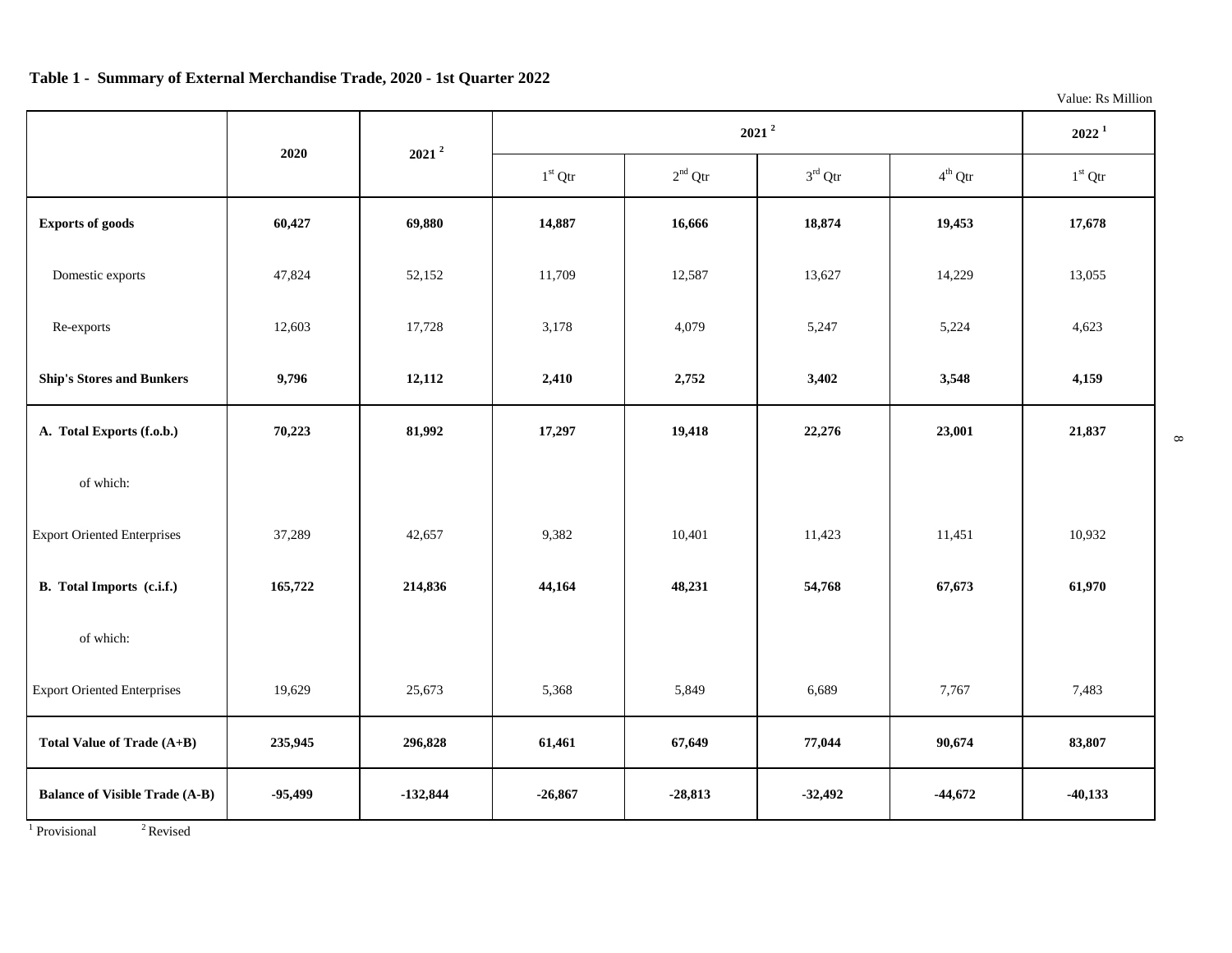**Table 1 - Summary of External Merchandise Trade, 2020 - 1st Quarter 2022**

Value: Rs Million

| | 2020 | 2021 [2] | 2021 [2] | | | | 2022 [1] |
|---|---|---|---|---|---|---|---|
| | | | 1st Qtr | 2nd Qtr | 3rd Qtr | 4th Qtr | 1st Qtr |
| **Exports of goods** | **60,427** | **69,880** | **14,887** | **16,666** | **18,874** | **19,453** | **17,678** |
| Domestic exports | 47,824 | 52,152 | 11,709 | 12,587 | 13,627 | 14,229 | 13,055 |
| Re-exports | 12,603 | 17,728 | 3,178 | 4,079 | 5,247 | 5,224 | 4,623 |
| **Ship's Stores and Bunkers** | **9,796** | **12,112** | **2,410** | **2,752** | **3,402** | **3,548** | **4,159** |
| **A. Total Exports (f.o.b.)** | **70,223** | **81,992** | **17,297** | **19,418** | **22,276** | **23,001** | **21,837** |
| of which: | | | | | | | |
| Export Oriented Enterprises | 37,289 | 42,657 | 9,382 | 10,401 | 11,423 | 11,451 | 10,932 |
| **B. Total Imports (c.i.f.)** | **165,722** | **214,836** | **44,164** | **48,231** | **54,768** | **67,673** | **61,970** |
| of which: | | | | | | | |
| Export Oriented Enterprises | 19,629 | 25,673 | 5,368 | 5,849 | 6,689 | 7,767 | 7,483 |
| **Total Value of Trade (A+B)** | **235,945** | **296,828** | **61,461** | **67,649** | **77,044** | **90,674** | **83,807** |
| **Balance of Visible Trade (A-B)** | **-95,499** | **-132,844** | **-26,867** | **-28,813** | **-32,492** | **-44,672** | **-40,133** |

[1] Provisional [2] Revised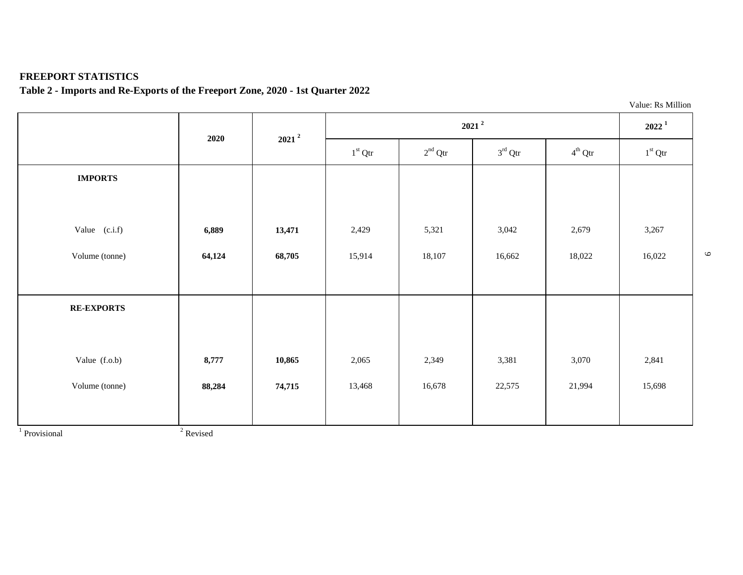**FREEPORT STATISTICS**

**Table 2 - Imports and Re-Exports of the Freeport Zone, 2020 - 1st Quarter 2022**

Value: Rs Million

| | **2020** | **2021 [2]** | **2021 [2]** | | | | **2022 [1]** |
|---|---|---|---|---|---|---|---|
| | | | 1st Qtr | 2nd Qtr | 3rd Qtr | 4th Qtr | 1st Qtr |
| **IMPORTS** | | | | | | | |
| Value (c.i.f) | **6,889** | **13,471** | 2,429 | 5,321 | 3,042 | 2,679 | 3,267 |
| Volume (tonne) | **64,124** | **68,705** | 15,914 | 18,107 | 16,662 | 18,022 | 16,022 |
| **RE-EXPORTS** | | | | | | | |
| Value (f.o.b) | **8,777** | **10,865** | 2,065 | 2,349 | 3,381 | 3,070 | 2,841 |
| Volume (tonne) | **88,284** | **74,715** | 13,468 | 16,678 | 22,575 | 21,994 | 15,698 |

[1] Provisional [2] Revised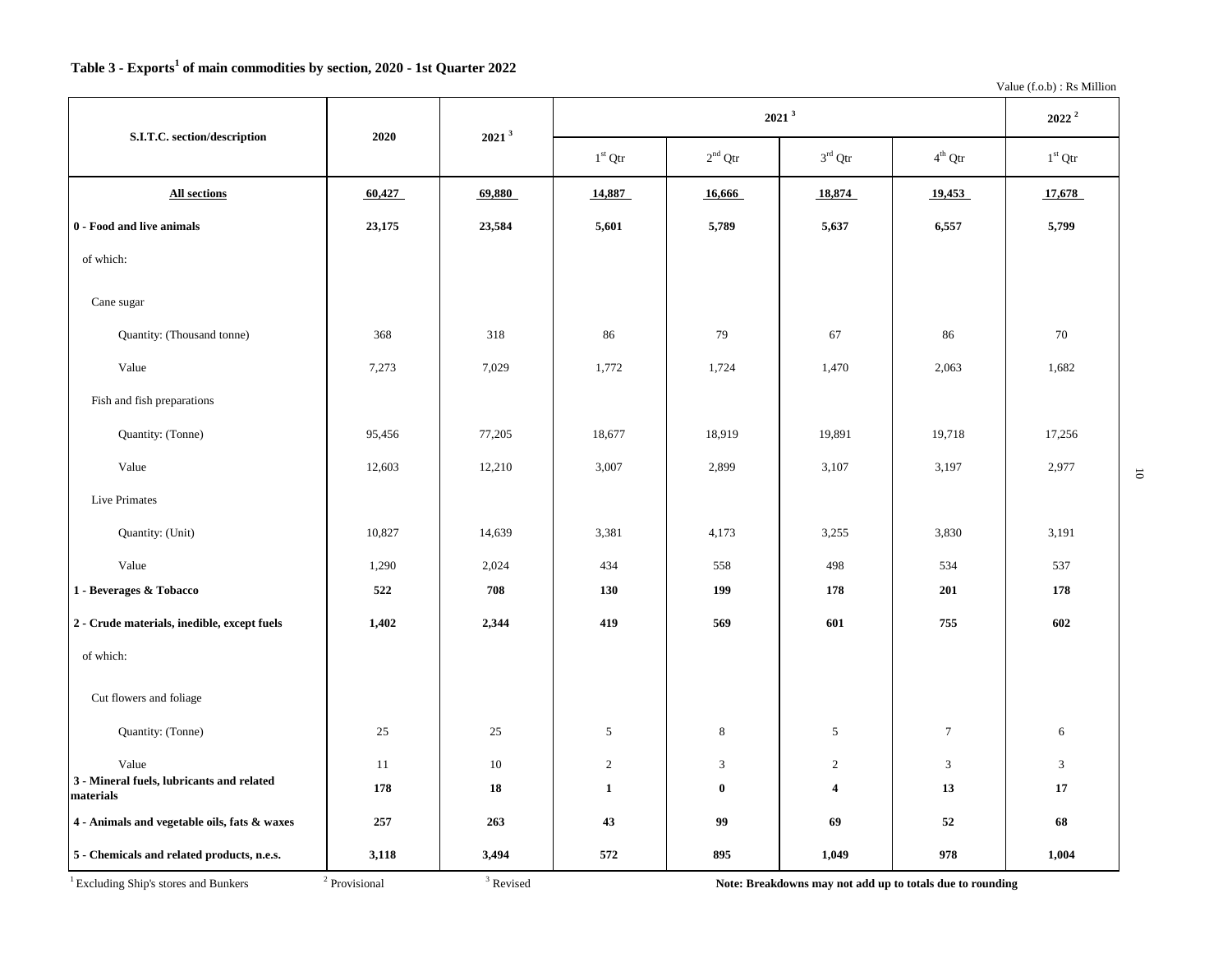### Table 3 - Exports[1] of main commodities by section, 2020 - 1st Quarter 2022

Value (f.o.b) : Rs Million

| S.I.T.C. section/description | 2020 | 2021 [3] | 2021 [3] | | | | 2022 [2] |
|---|---|---|---|---|---|---|---|
| | | | 1st Qtr | 2nd Qtr | 3rd Qtr | 4th Qtr | 1st Qtr |
| **All sections** | **60,427** | **69,880** | **14,887** | **16,666** | **18,874** | **19,453** | **17,678** |
| **0 - Food and live animals** | **23,175** | **23,584** | **5,601** | **5,789** | **5,637** | **6,557** | **5,799** |
| of which: | | | | | | | |
| Cane sugar | | | | | | | |
| Quantity: (Thousand tonne) | 368 | 318 | 86 | 79 | 67 | 86 | 70 |
| Value | 7,273 | 7,029 | 1,772 | 1,724 | 1,470 | 2,063 | 1,682 |
| Fish and fish preparations | | | | | | | |
| Quantity: (Tonne) | 95,456 | 77,205 | 18,677 | 18,919 | 19,891 | 19,718 | 17,256 |
| Value | 12,603 | 12,210 | 3,007 | 2,899 | 3,107 | 3,197 | 2,977 |
| Live Primates | | | | | | | |
| Quantity: (Unit) | 10,827 | 14,639 | 3,381 | 4,173 | 3,255 | 3,830 | 3,191 |
| Value | 1,290 | 2,024 | 434 | 558 | 498 | 534 | 537 |
| **1 - Beverages & Tobacco** | **522** | **708** | **130** | **199** | **178** | **201** | **178** |
| **2 - Crude materials, inedible, except fuels** | **1,402** | **2,344** | **419** | **569** | **601** | **755** | **602** |
| of which: | | | | | | | |
| Cut flowers and foliage | | | | | | | |
| Quantity: (Tonne) | 25 | 25 | 5 | 8 | 5 | 7 | 6 |
| Value | 11 | 10 | 2 | 3 | 2 | 3 | 3 |
| **3 - Mineral fuels, lubricants and related materials** | **178** | **18** | **1** | **0** | **4** | **13** | **17** |
| **4 - Animals and vegetable oils, fats & waxes** | **257** | **263** | **43** | **99** | **69** | **52** | **68** |
| **5 - Chemicals and related products, n.e.s.** | **3,118** | **3,494** | **572** | **895** | **1,049** | **978** | **1,004** |

[1] Excluding Ship's stores and Bunkers  [2] Provisional  [3] Revised

**Note: Breakdowns may not add up to totals due to rounding**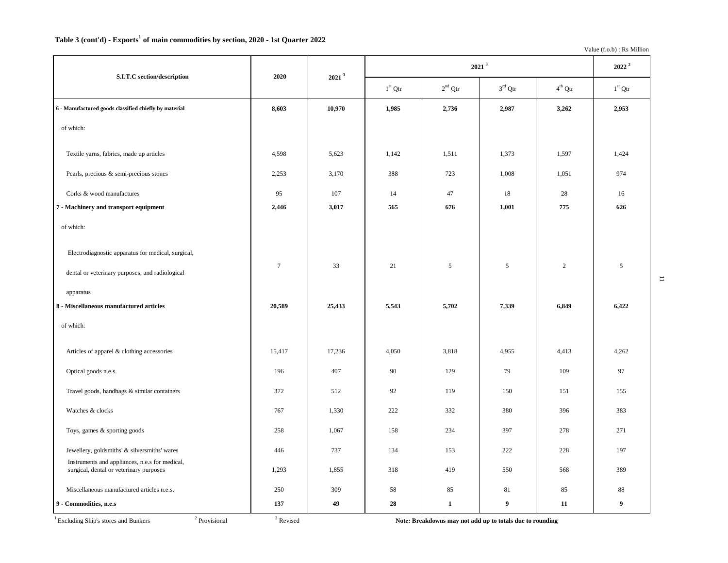## Table 3 (cont'd) - Exports[1] of main commodities by section, 2020 - 1st Quarter 2022

Value (f.o.b) : Rs Million

| S.I.T.C section/description | 2020 | 2021 [3] | 2021 [3] | | | | 2022 [2] |
|---|---|---|---|---|---|---|---|
| | | | 1st Qtr | 2nd Qtr | 3rd Qtr | 4th Qtr | 1st Qtr |
| **6 - Manufactured goods classified chiefly by material** | **8,603** | **10,970** | **1,985** | **2,736** | **2,987** | **3,262** | **2,953** |
| of which: | | | | | | | |
| Textile yarns, fabrics, made up articles | 4,598 | 5,623 | 1,142 | 1,511 | 1,373 | 1,597 | 1,424 |
| Pearls, precious & semi-precious stones | 2,253 | 3,170 | 388 | 723 | 1,008 | 1,051 | 974 |
| Corks & wood manufactures | 95 | 107 | 14 | 47 | 18 | 28 | 16 |
| **7 - Machinery and transport equipment** | **2,446** | **3,017** | **565** | **676** | **1,001** | **775** | **626** |
| of which: | | | | | | | |
| Electrodiagnostic apparatus for medical, surgical, dental or veterinary purposes, and radiological apparatus | 7 | 33 | 21 | 5 | 5 | 2 | 5 |
| **8 - Miscellaneous manufactured articles** | **20,589** | **25,433** | **5,543** | **5,702** | **7,339** | **6,849** | **6,422** |
| of which: | | | | | | | |
| Articles of apparel & clothing accessories | 15,417 | 17,236 | 4,050 | 3,818 | 4,955 | 4,413 | 4,262 |
| Optical goods n.e.s. | 196 | 407 | 90 | 129 | 79 | 109 | 97 |
| Travel goods, handbags & similar containers | 372 | 512 | 92 | 119 | 150 | 151 | 155 |
| Watches & clocks | 767 | 1,330 | 222 | 332 | 380 | 396 | 383 |
| Toys, games & sporting goods | 258 | 1,067 | 158 | 234 | 397 | 278 | 271 |
| Jewellery, goldsmiths' & silversmiths' wares | 446 | 737 | 134 | 153 | 222 | 228 | 197 |
| Instruments and appliances, n.e.s for medical, surgical, dental or veterinary purposes | 1,293 | 1,855 | 318 | 419 | 550 | 568 | 389 |
| Miscellaneous manufactured articles n.e.s. | 250 | 309 | 58 | 85 | 81 | 85 | 88 |
| **9 - Commodities, n.e.s** | **137** | **49** | **28** | **1** | **9** | **11** | **9** |

[1] Excluding Ship's stores and Bunkers [2] Provisional [3] Revised

**Note: Breakdowns may not add up to totals due to rounding**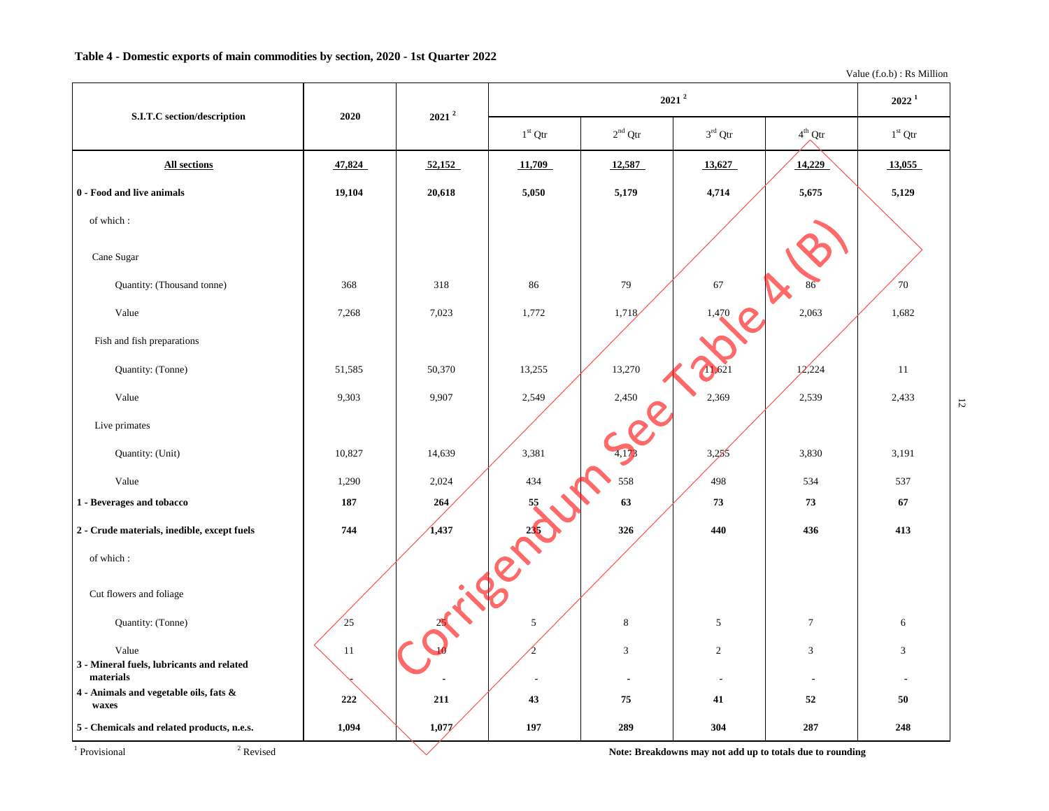**Table 4 - Domestic exports of main commodities by section, 2020 - 1st Quarter 2022**

Value (f.o.b) : Rs Million

| S.I.T.C section/description | 2020 | 2021 [2] | 2021 [2] | | | | 2022 [1] |
|---|---|---|---|---|---|---|---|
| | | | 1st Qtr | 2nd Qtr | 3rd Qtr | 4th Qtr | 1st Qtr |
| **All sections** | **47,824** | **52,152** | **11,709** | **12,587** | **13,627** | **14,229** | **13,055** |
| **0 - Food and live animals** | **19,104** | **20,618** | **5,050** | **5,179** | **4,714** | **5,675** | **5,129** |
| of which : | | | | | | | |
| Cane Sugar | | | | | | | |
| Quantity: (Thousand tonne) | 368 | 318 | 86 | 79 | 67 | 86 | 70 |
| Value | 7,268 | 7,023 | 1,772 | 1,718 | 1,470 | 2,063 | 1,682 |
| Fish and fish preparations | | | | | | | |
| Quantity: (Tonne) | 51,585 | 50,370 | 13,255 | 13,270 | 11,621 | 12,224 | 11 |
| Value | 9,303 | 9,907 | 2,549 | 2,450 | 2,369 | 2,539 | 2,433 |
| Live primates | | | | | | | |
| Quantity: (Unit) | 10,827 | 14,639 | 3,381 | 4,173 | 3,255 | 3,830 | 3,191 |
| Value | 1,290 | 2,024 | 434 | 558 | 498 | 534 | 537 |
| **1 - Beverages and tobacco** | **187** | **264** | **55** | **63** | **73** | **73** | **67** |
| **2 - Crude materials, inedible, except fuels** | **744** | **1,437** | **235** | **326** | **440** | **436** | **413** |
| of which : | | | | | | | |
| Cut flowers and foliage | | | | | | | |
| Quantity: (Tonne) | 25 | 25 | 5 | 8 | 5 | 7 | 6 |
| Value | 11 | 10 | 2 | 3 | 2 | 3 | 3 |
| **3 - Mineral fuels, lubricants and related materials** | - | - | - | - | - | - | - |
| **4 - Animals and vegetable oils, fats & waxes** | **222** | **211** | **43** | **75** | **41** | **52** | **50** |
| **5 - Chemicals and related products, n.e.s.** | **1,094** | **1,077** | **197** | **289** | **304** | **287** | **248** |

[1] Provisional [2] Revised

**Note: Breakdowns may not add up to totals due to rounding**

Corrigendum See Table 4 (B)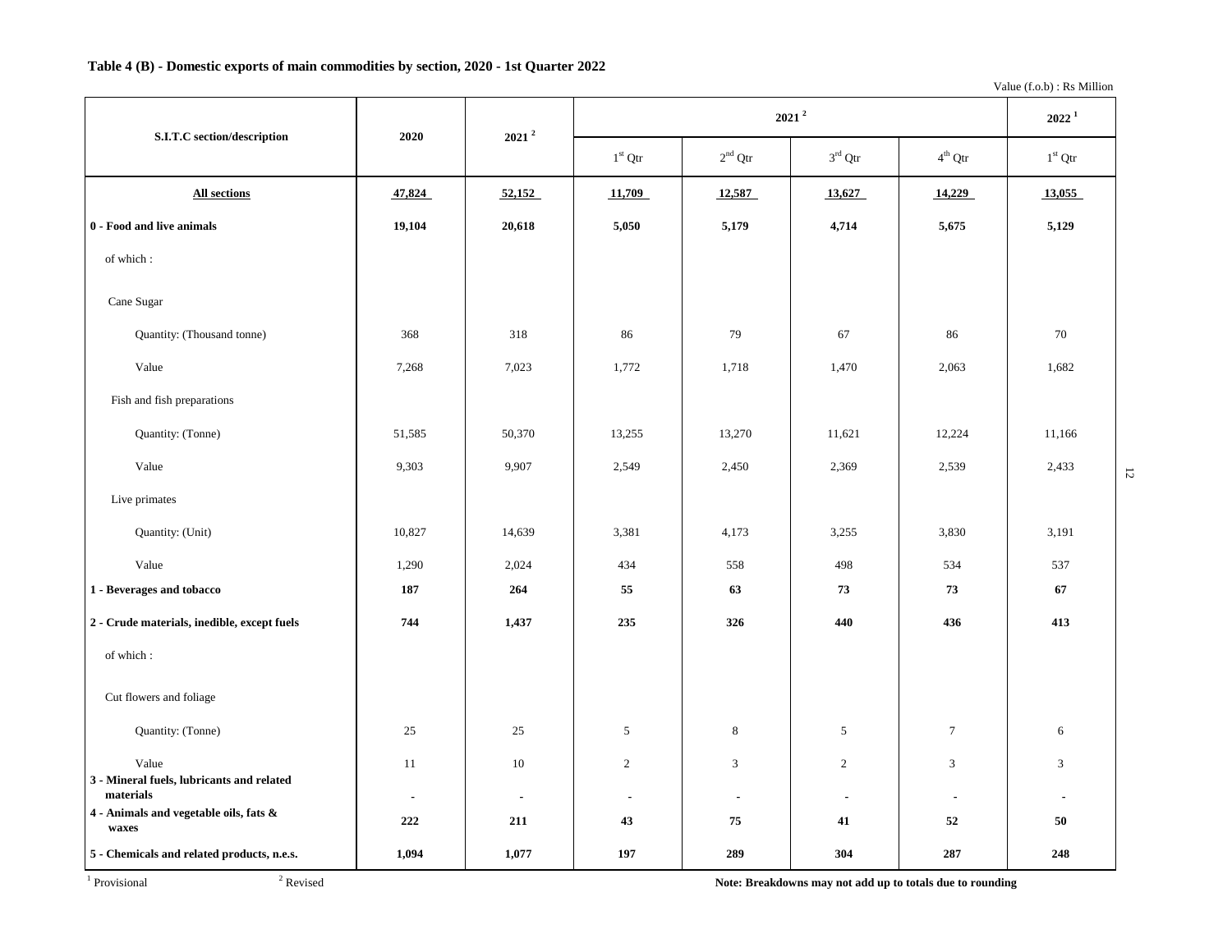**Table 4 (B) - Domestic exports of main commodities by section, 2020 - 1st Quarter 2022**

Value (f.o.b) : Rs Million

| S.I.T.C section/description | 2020 | 2021 [2] | 2021 [2] | | | | 2022 [1] |
|---|---|---|---|---|---|---|---|
| | | | 1st Qtr | 2nd Qtr | 3rd Qtr | 4th Qtr | 1st Qtr |
| **All sections** | **47,824** | **52,152** | **11,709** | **12,587** | **13,627** | **14,229** | **13,055** |
| **0 - Food and live animals** | **19,104** | **20,618** | **5,050** | **5,179** | **4,714** | **5,675** | **5,129** |
| of which : | | | | | | | |
| Cane Sugar | | | | | | | |
| Quantity: (Thousand tonne) | 368 | 318 | 86 | 79 | 67 | 86 | 70 |
| Value | 7,268 | 7,023 | 1,772 | 1,718 | 1,470 | 2,063 | 1,682 |
| Fish and fish preparations | | | | | | | |
| Quantity: (Tonne) | 51,585 | 50,370 | 13,255 | 13,270 | 11,621 | 12,224 | 11,166 |
| Value | 9,303 | 9,907 | 2,549 | 2,450 | 2,369 | 2,539 | 2,433 |
| Live primates | | | | | | | |
| Quantity: (Unit) | 10,827 | 14,639 | 3,381 | 4,173 | 3,255 | 3,830 | 3,191 |
| Value | 1,290 | 2,024 | 434 | 558 | 498 | 534 | 537 |
| **1 - Beverages and tobacco** | **187** | **264** | **55** | **63** | **73** | **73** | **67** |
| **2 - Crude materials, inedible, except fuels** | **744** | **1,437** | **235** | **326** | **440** | **436** | **413** |
| of which : | | | | | | | |
| Cut flowers and foliage | | | | | | | |
| Quantity: (Tonne) | 25 | 25 | 5 | 8 | 5 | 7 | 6 |
| Value | 11 | 10 | 2 | 3 | 2 | 3 | 3 |
| **3 - Mineral fuels, lubricants and related materials** | - | - | - | - | - | - | - |
| **4 - Animals and vegetable oils, fats & waxes** | **222** | **211** | **43** | **75** | **41** | **52** | **50** |
| **5 - Chemicals and related products, n.e.s.** | **1,094** | **1,077** | **197** | **289** | **304** | **287** | **248** |

[1] Provisional [2] Revised

**Note: Breakdowns may not add up to totals due to rounding**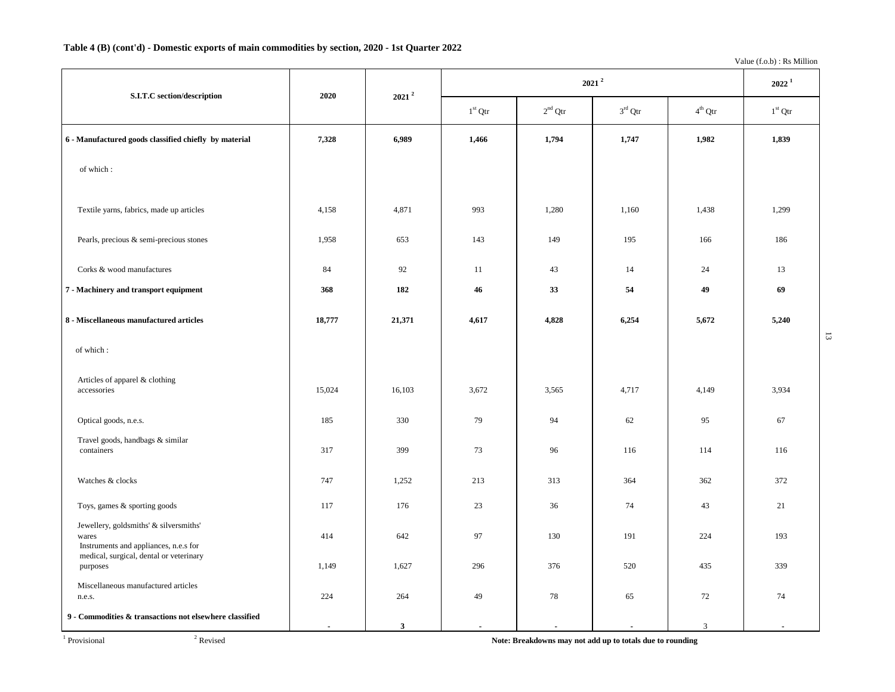**Table 4 (B) (cont'd) - Domestic exports of main commodities by section, 2020 - 1st Quarter 2022**

Value (f.o.b) : Rs Million

| S.I.T.C section/description | 2020 | 2021 [2] | 2021 [2] | | | | 2022 [1] |
|---|---|---|---|---|---|---|---|
| | | | 1st Qtr | 2nd Qtr | 3rd Qtr | 4th Qtr | 1st Qtr |
| **6 - Manufactured goods classified chiefly by material** | **7,328** | **6,989** | **1,466** | **1,794** | **1,747** | **1,982** | **1,839** |
| of which : | | | | | | | |
| Textile yarns, fabrics, made up articles | 4,158 | 4,871 | 993 | 1,280 | 1,160 | 1,438 | 1,299 |
| Pearls, precious & semi-precious stones | 1,958 | 653 | 143 | 149 | 195 | 166 | 186 |
| Corks & wood manufactures | 84 | 92 | 11 | 43 | 14 | 24 | 13 |
| **7 - Machinery and transport equipment** | **368** | **182** | **46** | **33** | **54** | **49** | **69** |
| **8 - Miscellaneous manufactured articles** | **18,777** | **21,371** | **4,617** | **4,828** | **6,254** | **5,672** | **5,240** |
| of which : | | | | | | | |
| Articles of apparel & clothing accessories | 15,024 | 16,103 | 3,672 | 3,565 | 4,717 | 4,149 | 3,934 |
| Optical goods, n.e.s. | 185 | 330 | 79 | 94 | 62 | 95 | 67 |
| Travel goods, handbags & similar containers | 317 | 399 | 73 | 96 | 116 | 114 | 116 |
| Watches & clocks | 747 | 1,252 | 213 | 313 | 364 | 362 | 372 |
| Toys, games & sporting goods | 117 | 176 | 23 | 36 | 74 | 43 | 21 |
| Jewellery, goldsmiths' & silversmiths' wares | 414 | 642 | 97 | 130 | 191 | 224 | 193 |
| Instruments and appliances, n.e.s for medical, surgical, dental or veterinary purposes | 1,149 | 1,627 | 296 | 376 | 520 | 435 | 339 |
| Miscellaneous manufactured articles n.e.s. | 224 | 264 | 49 | 78 | 65 | 72 | 74 |
| **9 - Commodities & transactions not elsewhere classified** | - | **3** | - | - | - | 3 | - |

[1] Provisional [2] Revised

**Note: Breakdowns may not add up to totals due to rounding**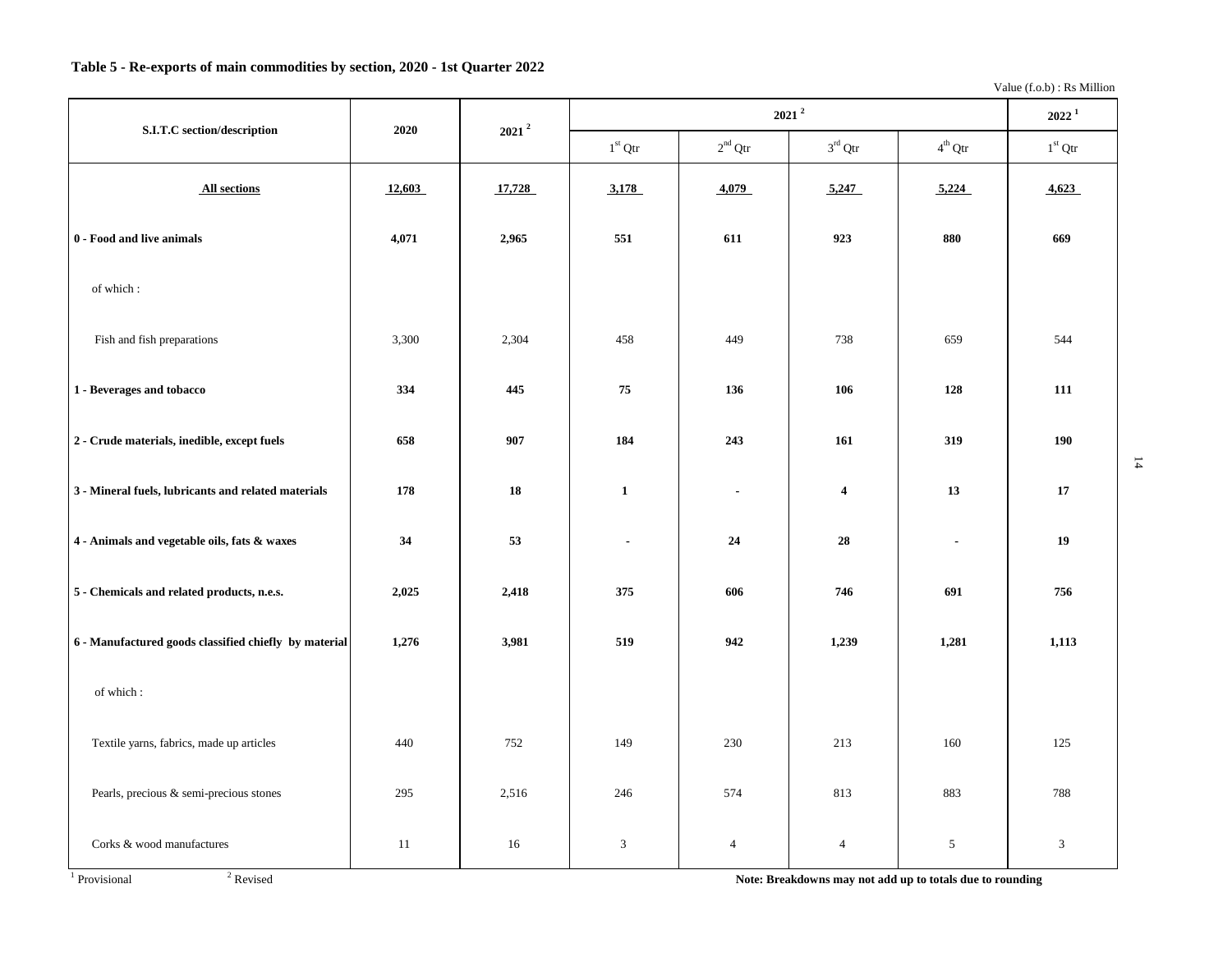**Table 5 - Re-exports of main commodities by section, 2020 - 1st Quarter 2022**

Value (f.o.b) : Rs Million

| S.I.T.C section/description | 2020 | 2021 [2] | 2021 [2] | | | | 2022 [1] |
|---|---|---|---|---|---|---|---|
| | | | 1st Qtr | 2nd Qtr | 3rd Qtr | 4th Qtr | 1st Qtr |
| **All sections** | **12,603** | **17,728** | **3,178** | **4,079** | **5,247** | **5,224** | **4,623** |
| **0 - Food and live animals** | **4,071** | **2,965** | **551** | **611** | **923** | **880** | **669** |
| of which : | | | | | | | |
| Fish and fish preparations | 3,300 | 2,304 | 458 | 449 | 738 | 659 | 544 |
| **1 - Beverages and tobacco** | **334** | **445** | **75** | **136** | **106** | **128** | **111** |
| **2 - Crude materials, inedible, except fuels** | **658** | **907** | **184** | **243** | **161** | **319** | **190** |
| **3 - Mineral fuels, lubricants and related materials** | **178** | **18** | **1** | **-** | **4** | **13** | **17** |
| **4 - Animals and vegetable oils, fats & waxes** | **34** | **53** | **-** | **24** | **28** | **-** | **19** |
| **5 - Chemicals and related products, n.e.s.** | **2,025** | **2,418** | **375** | **606** | **746** | **691** | **756** |
| **6 - Manufactured goods classified chiefly by material** | **1,276** | **3,981** | **519** | **942** | **1,239** | **1,281** | **1,113** |
| of which : | | | | | | | |
| Textile yarns, fabrics, made up articles | 440 | 752 | 149 | 230 | 213 | 160 | 125 |
| Pearls, precious & semi-precious stones | 295 | 2,516 | 246 | 574 | 813 | 883 | 788 |
| Corks & wood manufactures | 11 | 16 | 3 | 4 | 4 | 5 | 3 |

[1] Provisional [2] Revised

**Note: Breakdowns may not add up to totals due to rounding**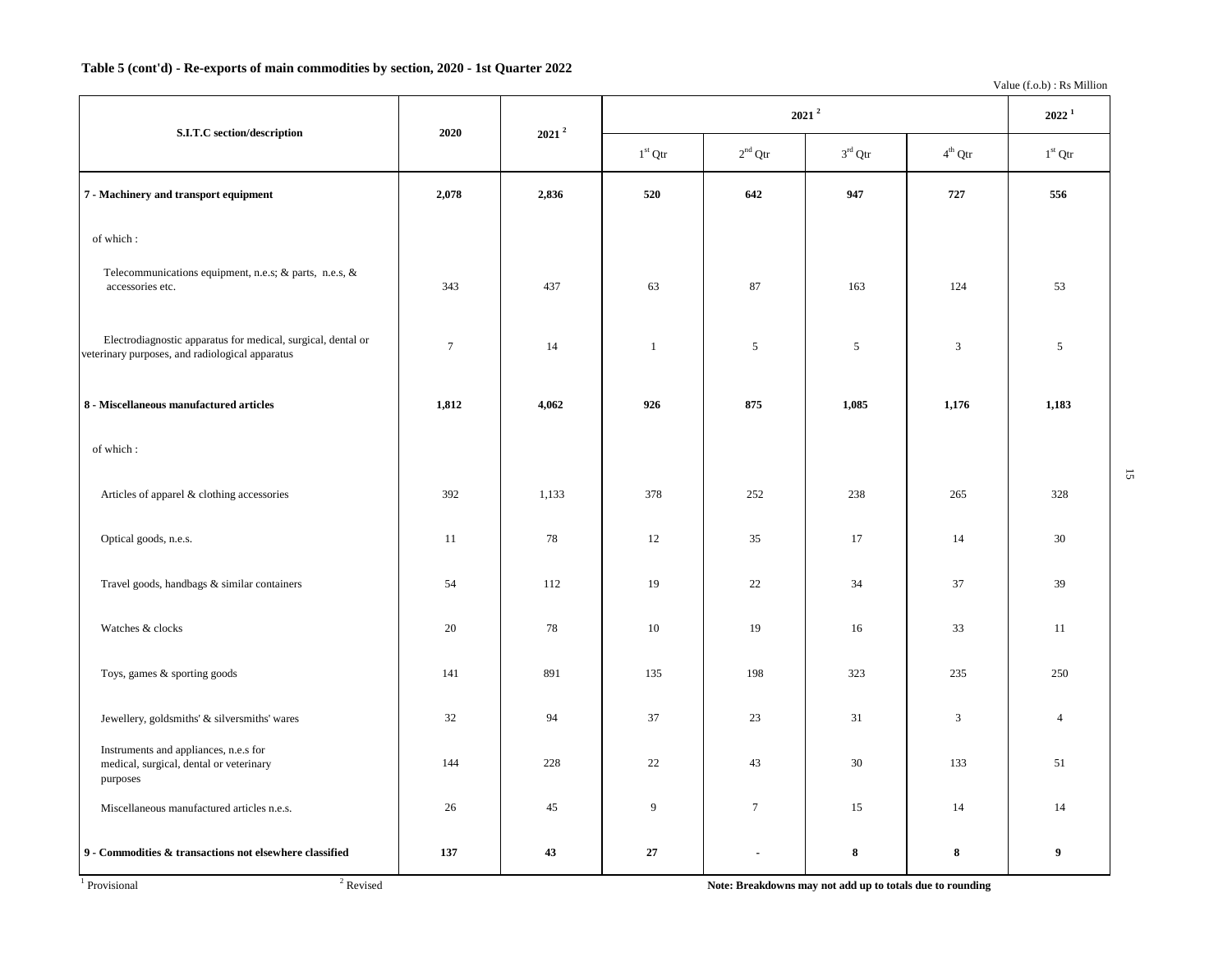**Table 5 (cont'd) - Re-exports of main commodities by section, 2020 - 1st Quarter 2022**

Value (f.o.b) : Rs Million

| S.I.T.C section/description | 2020 | 2021 [2] | 2021 [2] | | | | 2022 [1] |
|---|---|---|---|---|---|---|---|
| | | | 1st Qtr | 2nd Qtr | 3rd Qtr | 4th Qtr | 1st Qtr |
| **7 - Machinery and transport equipment** | **2,078** | **2,836** | **520** | **642** | **947** | **727** | **556** |
| of which : | | | | | | | |
| Telecommunications equipment, n.e.s; & parts, n.e.s, & accessories etc. | 343 | 437 | 63 | 87 | 163 | 124 | 53 |
| Electrodiagnostic apparatus for medical, surgical, dental or veterinary purposes, and radiological apparatus | 7 | 14 | 1 | 5 | 5 | 3 | 5 |
| **8 - Miscellaneous manufactured articles** | **1,812** | **4,062** | **926** | **875** | **1,085** | **1,176** | **1,183** |
| of which : | | | | | | | |
| Articles of apparel & clothing accessories | 392 | 1,133 | 378 | 252 | 238 | 265 | 328 |
| Optical goods, n.e.s. | 11 | 78 | 12 | 35 | 17 | 14 | 30 |
| Travel goods, handbags & similar containers | 54 | 112 | 19 | 22 | 34 | 37 | 39 |
| Watches & clocks | 20 | 78 | 10 | 19 | 16 | 33 | 11 |
| Toys, games & sporting goods | 141 | 891 | 135 | 198 | 323 | 235 | 250 |
| Jewellery, goldsmiths' & silversmiths' wares | 32 | 94 | 37 | 23 | 31 | 3 | 4 |
| Instruments and appliances, n.e.s for medical, surgical, dental or veterinary purposes | 144 | 228 | 22 | 43 | 30 | 133 | 51 |
| Miscellaneous manufactured articles n.e.s. | 26 | 45 | 9 | 7 | 15 | 14 | 14 |
| **9 - Commodities & transactions not elsewhere classified** | **137** | **43** | **27** | **-** | **8** | **8** | **9** |

[1] Provisional [2] Revised

**Note: Breakdowns may not add up to totals due to rounding**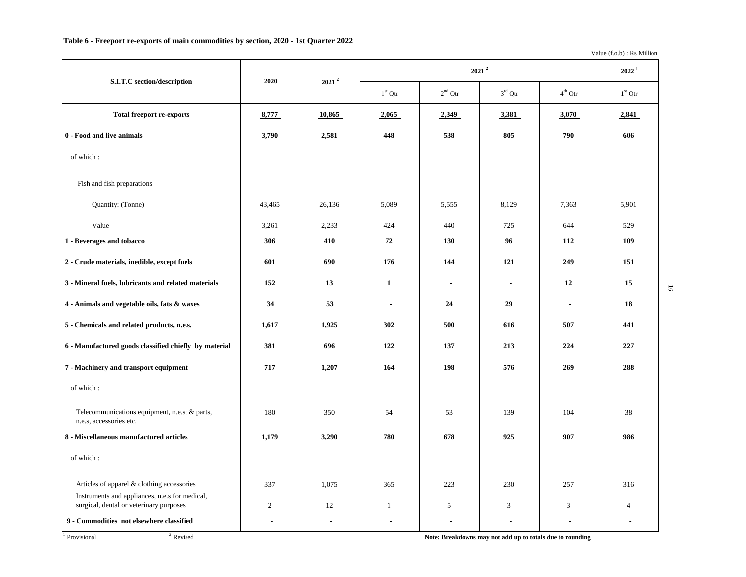**Table 6 - Freeport re-exports of main commodities by section, 2020 - 1st Quarter 2022**

Value (f.o.b) : Rs Million

| S.I.T.C section/description | 2020 | 2021 [2] | 2021 [2] | | | | 2022 [1] |
|---|---|---|---|---|---|---|---|
| | | | 1st Qtr | 2nd Qtr | 3rd Qtr | 4th Qtr | 1st Qtr |
| **Total freeport re-exports** | **8,777** | **10,865** | **2,065** | **2,349** | **3,381** | **3,070** | **2,841** |
| **0 - Food and live animals** | **3,790** | **2,581** | **448** | **538** | **805** | **790** | **606** |
| of which : | | | | | | | |
| Fish and fish preparations | | | | | | | |
| Quantity: (Tonne) | 43,465 | 26,136 | 5,089 | 5,555 | 8,129 | 7,363 | 5,901 |
| Value | 3,261 | 2,233 | 424 | 440 | 725 | 644 | 529 |
| **1 - Beverages and tobacco** | **306** | **410** | **72** | **130** | **96** | **112** | **109** |
| **2 - Crude materials, inedible, except fuels** | **601** | **690** | **176** | **144** | **121** | **249** | **151** |
| **3 - Mineral fuels, lubricants and related materials** | **152** | **13** | **1** | - | - | **12** | **15** |
| **4 - Animals and vegetable oils, fats & waxes** | **34** | **53** | - | **24** | **29** | - | **18** |
| **5 - Chemicals and related products, n.e.s.** | **1,617** | **1,925** | **302** | **500** | **616** | **507** | **441** |
| **6 - Manufactured goods classified chiefly by material** | **381** | **696** | **122** | **137** | **213** | **224** | **227** |
| **7 - Machinery and transport equipment** | **717** | **1,207** | **164** | **198** | **576** | **269** | **288** |
| of which : | | | | | | | |
| Telecommunications equipment, n.e.s; & parts, n.e.s, accessories etc. | 180 | 350 | 54 | 53 | 139 | 104 | 38 |
| **8 - Miscellaneous manufactured articles** | **1,179** | **3,290** | **780** | **678** | **925** | **907** | **986** |
| of which : | | | | | | | |
| Articles of apparel & clothing accessories | 337 | 1,075 | 365 | 223 | 230 | 257 | 316 |
| Instruments and appliances, n.e.s for medical, surgical, dental or veterinary purposes | 2 | 12 | 1 | 5 | 3 | 3 | 4 |
| **9 - Commodities not elsewhere classified** | - | - | - | - | - | - | - |

[1] Provisional [2] Revised

**Note: Breakdowns may not add up to totals due to rounding**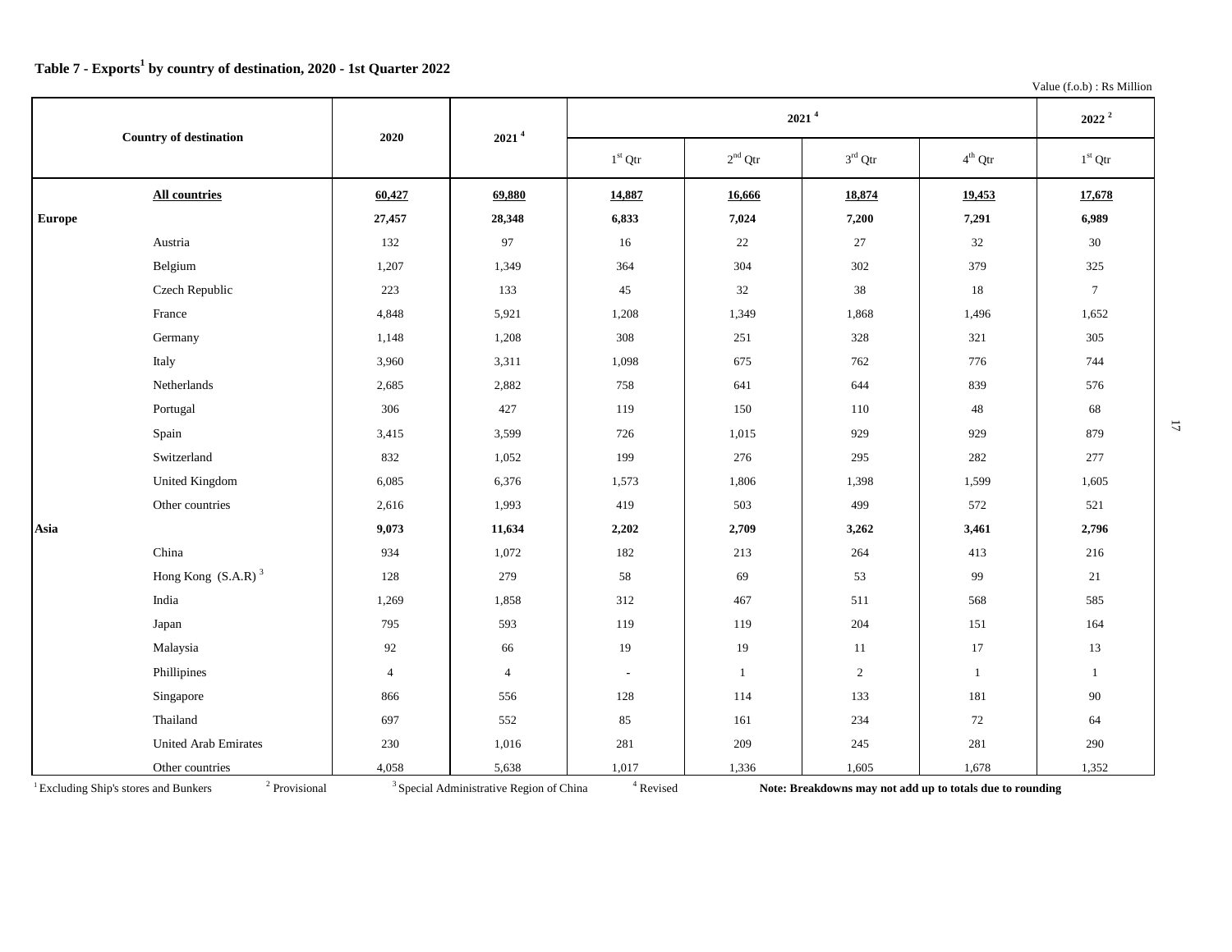### Table 7 - Exports[1] by country of destination, 2020 - 1st Quarter 2022

Value (f.o.b) : Rs Million

| Country of destination | | 2020 | 2021 [4] | 2021 [4] | | | | 2022 [2] |
|---|---|---|---|---|---|---|---|---|
| | | | | 1st Qtr | 2nd Qtr | 3rd Qtr | 4th Qtr | 1st Qtr |
| | **All countries** | **60,427** | **69,880** | **14,887** | **16,666** | **18,874** | **19,453** | **17,678** |
| **Europe** | | **27,457** | **28,348** | **6,833** | **7,024** | **7,200** | **7,291** | **6,989** |
| | Austria | 132 | 97 | 16 | 22 | 27 | 32 | 30 |
| | Belgium | 1,207 | 1,349 | 364 | 304 | 302 | 379 | 325 |
| | Czech Republic | 223 | 133 | 45 | 32 | 38 | 18 | 7 |
| | France | 4,848 | 5,921 | 1,208 | 1,349 | 1,868 | 1,496 | 1,652 |
| | Germany | 1,148 | 1,208 | 308 | 251 | 328 | 321 | 305 |
| | Italy | 3,960 | 3,311 | 1,098 | 675 | 762 | 776 | 744 |
| | Netherlands | 2,685 | 2,882 | 758 | 641 | 644 | 839 | 576 |
| | Portugal | 306 | 427 | 119 | 150 | 110 | 48 | 68 |
| | Spain | 3,415 | 3,599 | 726 | 1,015 | 929 | 929 | 879 |
| | Switzerland | 832 | 1,052 | 199 | 276 | 295 | 282 | 277 |
| | United Kingdom | 6,085 | 6,376 | 1,573 | 1,806 | 1,398 | 1,599 | 1,605 |
| | Other countries | 2,616 | 1,993 | 419 | 503 | 499 | 572 | 521 |
| **Asia** | | **9,073** | **11,634** | **2,202** | **2,709** | **3,262** | **3,461** | **2,796** |
| | China | 934 | 1,072 | 182 | 213 | 264 | 413 | 216 |
| | Hong Kong (S.A.R) [3] | 128 | 279 | 58 | 69 | 53 | 99 | 21 |
| | India | 1,269 | 1,858 | 312 | 467 | 511 | 568 | 585 |
| | Japan | 795 | 593 | 119 | 119 | 204 | 151 | 164 |
| | Malaysia | 92 | 66 | 19 | 19 | 11 | 17 | 13 |
| | Phillipines | 4 | 4 | - | 1 | 2 | 1 | 1 |
| | Singapore | 866 | 556 | 128 | 114 | 133 | 181 | 90 |
| | Thailand | 697 | 552 | 85 | 161 | 234 | 72 | 64 |
| | United Arab Emirates | 230 | 1,016 | 281 | 209 | 245 | 281 | 290 |
| | Other countries | 4,058 | 5,638 | 1,017 | 1,336 | 1,605 | 1,678 | 1,352 |

[1] Excluding Ship's stores and Bunkers [2] Provisional [3] Special Administrative Region of China [4] Revised **Note: Breakdowns may not add up to totals due to rounding**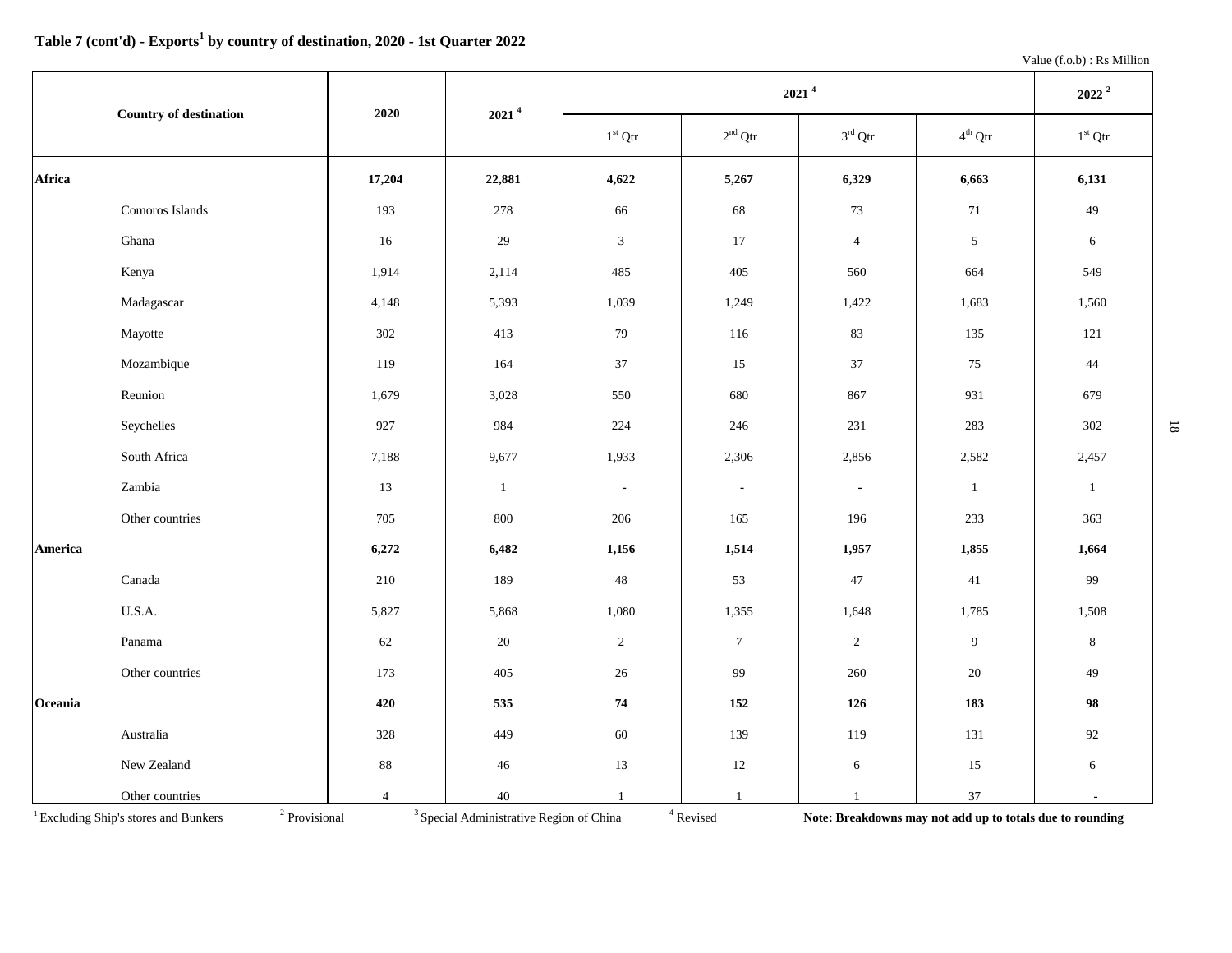## Table 7 (cont'd) - Exports[1] by country of destination, 2020 - 1st Quarter 2022

Value (f.o.b) : Rs Million

| Country of destination | 2020 | 2021 [4] | 2021 [4] | | | | 2022 [2] |
|---|---|---|---|---|---|---|---|
| | | | 1st Qtr | 2nd Qtr | 3rd Qtr | 4th Qtr | 1st Qtr |
| **Africa** | **17,204** | **22,881** | **4,622** | **5,267** | **6,329** | **6,663** | **6,131** |
| Comoros Islands | 193 | 278 | 66 | 68 | 73 | 71 | 49 |
| Ghana | 16 | 29 | 3 | 17 | 4 | 5 | 6 |
| Kenya | 1,914 | 2,114 | 485 | 405 | 560 | 664 | 549 |
| Madagascar | 4,148 | 5,393 | 1,039 | 1,249 | 1,422 | 1,683 | 1,560 |
| Mayotte | 302 | 413 | 79 | 116 | 83 | 135 | 121 |
| Mozambique | 119 | 164 | 37 | 15 | 37 | 75 | 44 |
| Reunion | 1,679 | 3,028 | 550 | 680 | 867 | 931 | 679 |
| Seychelles | 927 | 984 | 224 | 246 | 231 | 283 | 302 |
| South Africa | 7,188 | 9,677 | 1,933 | 2,306 | 2,856 | 2,582 | 2,457 |
| Zambia | 13 | 1 | - | - | - | 1 | 1 |
| Other countries | 705 | 800 | 206 | 165 | 196 | 233 | 363 |
| **America** | **6,272** | **6,482** | **1,156** | **1,514** | **1,957** | **1,855** | **1,664** |
| Canada | 210 | 189 | 48 | 53 | 47 | 41 | 99 |
| U.S.A. | 5,827 | 5,868 | 1,080 | 1,355 | 1,648 | 1,785 | 1,508 |
| Panama | 62 | 20 | 2 | 7 | 2 | 9 | 8 |
| Other countries | 173 | 405 | 26 | 99 | 260 | 20 | 49 |
| **Oceania** | **420** | **535** | **74** | **152** | **126** | **183** | **98** |
| Australia | 328 | 449 | 60 | 139 | 119 | 131 | 92 |
| New Zealand | 88 | 46 | 13 | 12 | 6 | 15 | 6 |
| Other countries | 4 | 40 | 1 | 1 | 1 | 37 | - |

[1] Excluding Ship's stores and Bunkers [2] Provisional [3] Special Administrative Region of China [4] Revised **Note: Breakdowns may not add up to totals due to rounding**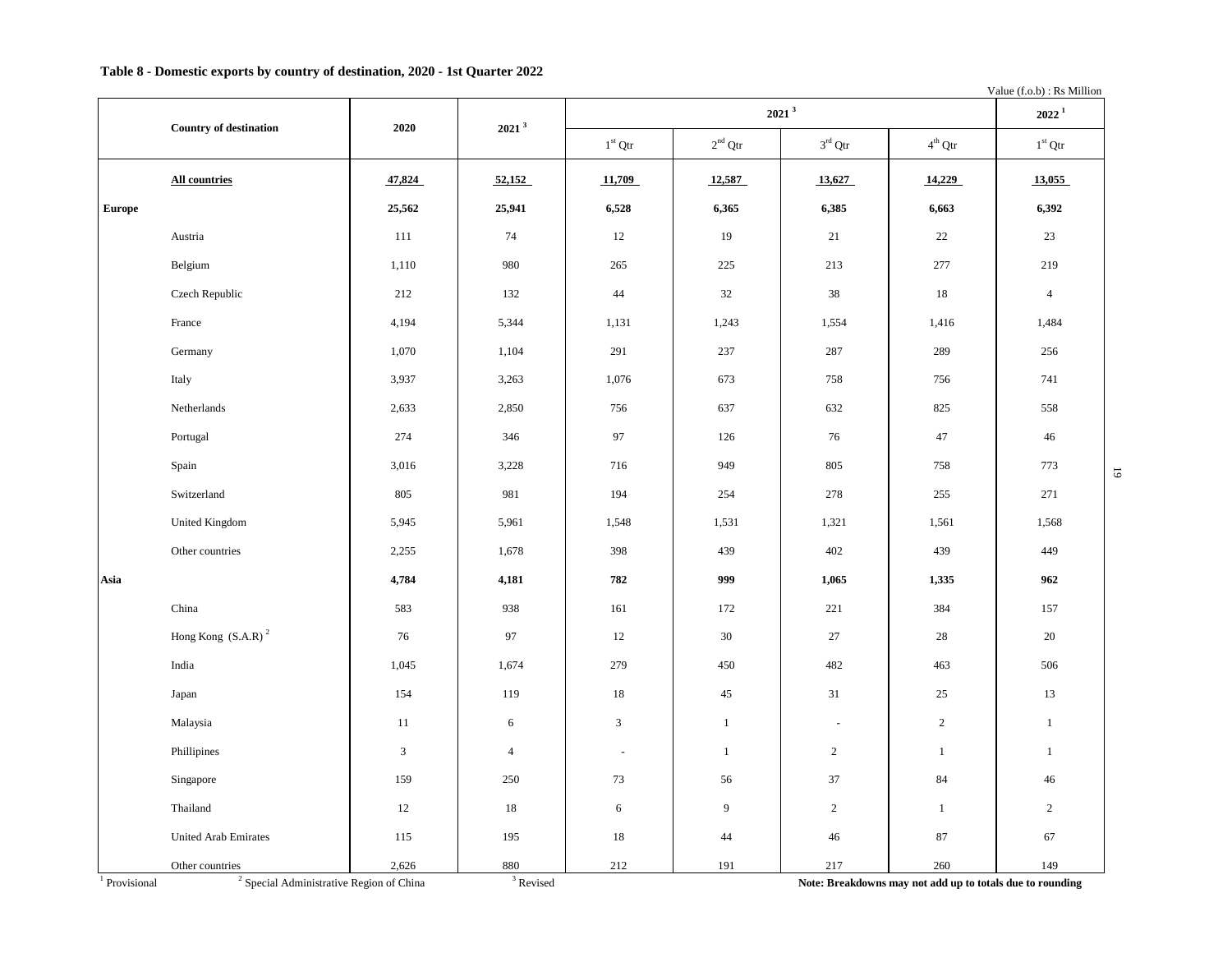**Table 8 - Domestic exports by country of destination, 2020 - 1st Quarter 2022**

Value (f.o.b) : Rs Million

| | Country of destination | 2020 | 2021 [3] | 2021 [3] | | | | 2022 [1] |
|---|---|---|---|---|---|---|---|---|
| | | | | 1st Qtr | 2nd Qtr | 3rd Qtr | 4th Qtr | 1st Qtr |
| | **All countries** | **47,824** | **52,152** | **11,709** | **12,587** | **13,627** | **14,229** | **13,055** |
| **Europe** | | **25,562** | **25,941** | **6,528** | **6,365** | **6,385** | **6,663** | **6,392** |
| | Austria | 111 | 74 | 12 | 19 | 21 | 22 | 23 |
| | Belgium | 1,110 | 980 | 265 | 225 | 213 | 277 | 219 |
| | Czech Republic | 212 | 132 | 44 | 32 | 38 | 18 | 4 |
| | France | 4,194 | 5,344 | 1,131 | 1,243 | 1,554 | 1,416 | 1,484 |
| | Germany | 1,070 | 1,104 | 291 | 237 | 287 | 289 | 256 |
| | Italy | 3,937 | 3,263 | 1,076 | 673 | 758 | 756 | 741 |
| | Netherlands | 2,633 | 2,850 | 756 | 637 | 632 | 825 | 558 |
| | Portugal | 274 | 346 | 97 | 126 | 76 | 47 | 46 |
| | Spain | 3,016 | 3,228 | 716 | 949 | 805 | 758 | 773 |
| | Switzerland | 805 | 981 | 194 | 254 | 278 | 255 | 271 |
| | United Kingdom | 5,945 | 5,961 | 1,548 | 1,531 | 1,321 | 1,561 | 1,568 |
| | Other countries | 2,255 | 1,678 | 398 | 439 | 402 | 439 | 449 |
| **Asia** | | **4,784** | **4,181** | **782** | **999** | **1,065** | **1,335** | **962** |
| | China | 583 | 938 | 161 | 172 | 221 | 384 | 157 |
| | Hong Kong (S.A.R) [2] | 76 | 97 | 12 | 30 | 27 | 28 | 20 |
| | India | 1,045 | 1,674 | 279 | 450 | 482 | 463 | 506 |
| | Japan | 154 | 119 | 18 | 45 | 31 | 25 | 13 |
| | Malaysia | 11 | 6 | 3 | 1 | - | 2 | 1 |
| | Phillipines | 3 | 4 | - | 1 | 2 | 1 | 1 |
| | Singapore | 159 | 250 | 73 | 56 | 37 | 84 | 46 |
| | Thailand | 12 | 18 | 6 | 9 | 2 | 1 | 2 |
| | United Arab Emirates | 115 | 195 | 18 | 44 | 46 | 87 | 67 |
| | Other countries | 2,626 | 880 | 212 | 191 | 217 | 260 | 149 |

[1] Provisional    [2] Special Administrative Region of China    [3] Revised

**Note: Breakdowns may not add up to totals due to rounding**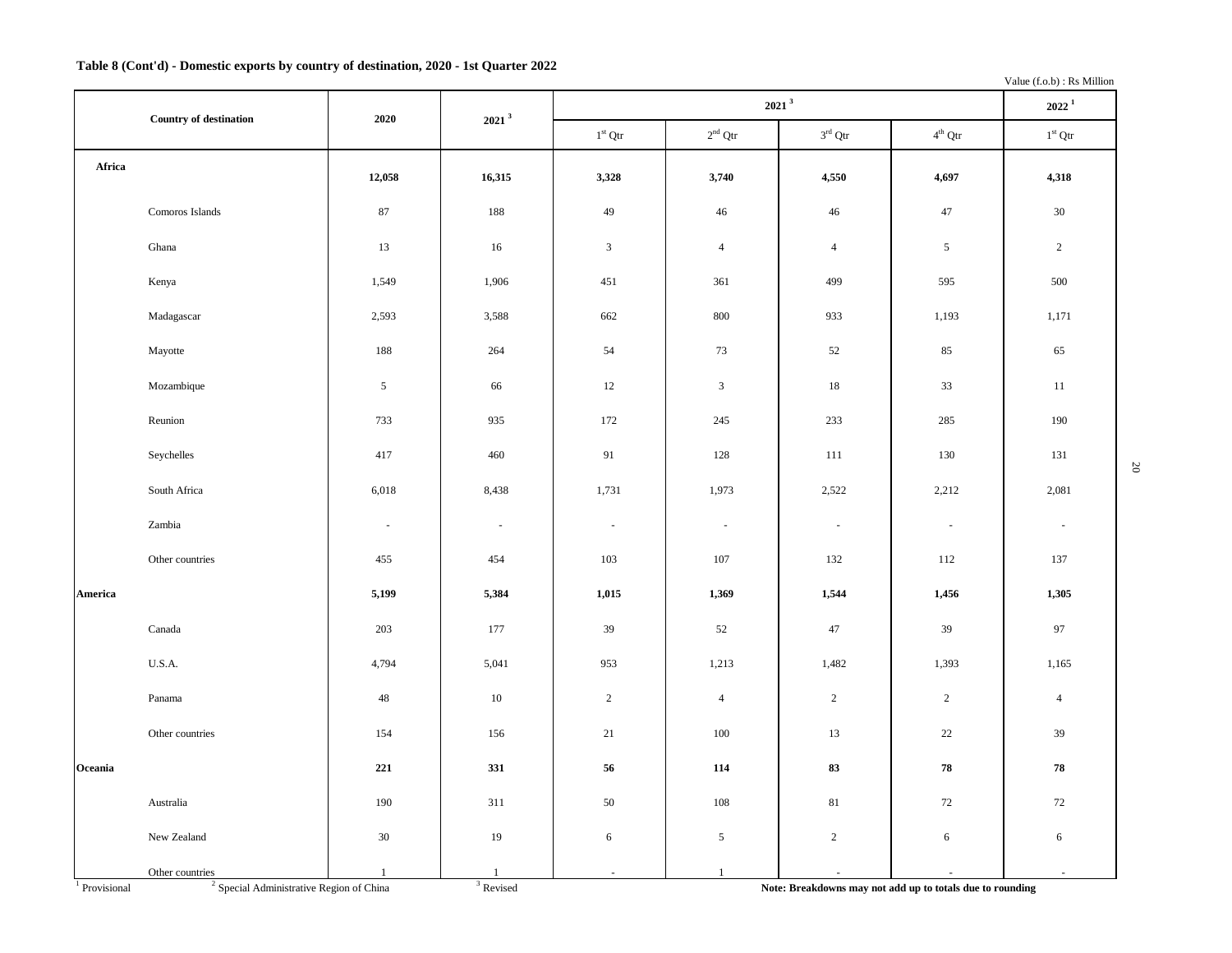**Table 8 (Cont'd) - Domestic exports by country of destination, 2020 - 1st Quarter 2022**

Value (f.o.b) : Rs Million

| Country of destination | | 2020 | 2021 [3] | 2021 [3] | | | | 2022 [1] |
|---|---|---|---|---|---|---|---|---|
| | | | | 1st Qtr | 2nd Qtr | 3rd Qtr | 4th Qtr | 1st Qtr |
| **Africa** | | **12,058** | **16,315** | **3,328** | **3,740** | **4,550** | **4,697** | **4,318** |
| | Comoros Islands | 87 | 188 | 49 | 46 | 46 | 47 | 30 |
| | Ghana | 13 | 16 | 3 | 4 | 4 | 5 | 2 |
| | Kenya | 1,549 | 1,906 | 451 | 361 | 499 | 595 | 500 |
| | Madagascar | 2,593 | 3,588 | 662 | 800 | 933 | 1,193 | 1,171 |
| | Mayotte | 188 | 264 | 54 | 73 | 52 | 85 | 65 |
| | Mozambique | 5 | 66 | 12 | 3 | 18 | 33 | 11 |
| | Reunion | 733 | 935 | 172 | 245 | 233 | 285 | 190 |
| | Seychelles | 417 | 460 | 91 | 128 | 111 | 130 | 131 |
| | South Africa | 6,018 | 8,438 | 1,731 | 1,973 | 2,522 | 2,212 | 2,081 |
| | Zambia | - | - | - | - | - | - | - |
| | Other countries | 455 | 454 | 103 | 107 | 132 | 112 | 137 |
| **America** | | **5,199** | **5,384** | **1,015** | **1,369** | **1,544** | **1,456** | **1,305** |
| | Canada | 203 | 177 | 39 | 52 | 47 | 39 | 97 |
| | U.S.A. | 4,794 | 5,041 | 953 | 1,213 | 1,482 | 1,393 | 1,165 |
| | Panama | 48 | 10 | 2 | 4 | 2 | 2 | 4 |
| | Other countries | 154 | 156 | 21 | 100 | 13 | 22 | 39 |
| **Oceania** | | **221** | **331** | **56** | **114** | **83** | **78** | **78** |
| | Australia | 190 | 311 | 50 | 108 | 81 | 72 | 72 |
| | New Zealand | 30 | 19 | 6 | 5 | 2 | 6 | 6 |
| | Other countries | 1 | 1 | - | 1 | - | - | - |

[1] Provisional [2] Special Administrative Region of China [3] Revised

**Note: Breakdowns may not add up to totals due to rounding**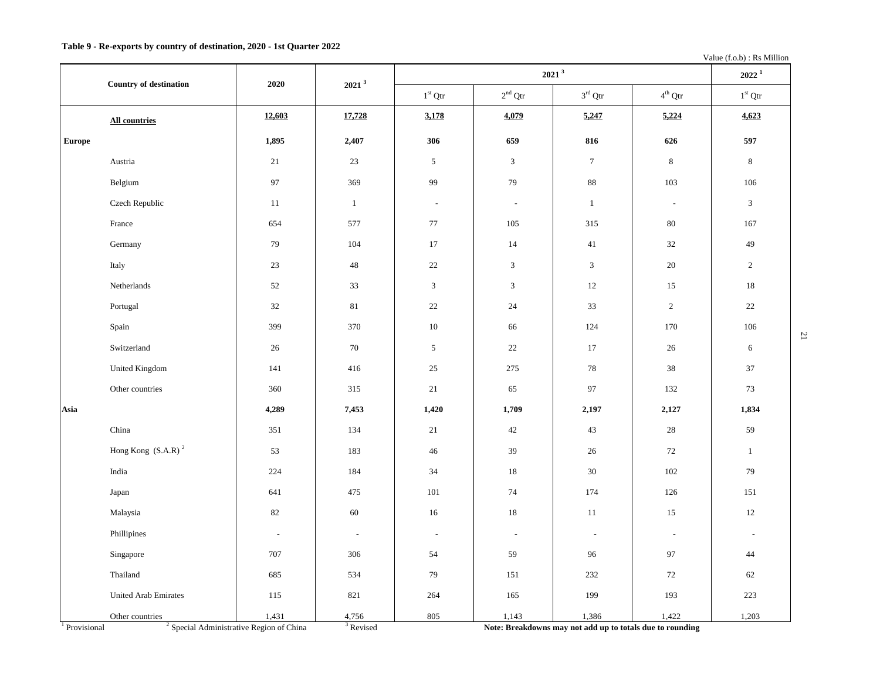**Table 9 - Re-exports by country of destination, 2020 - 1st Quarter 2022**

Value (f.o.b) : Rs Million

| Country of destination | | 2020 | 2021 [3] | 2021 [3] | | | | 2022 [1] |
|---|---|---|---|---|---|---|---|---|
| | | | | 1st Qtr | 2nd Qtr | 3rd Qtr | 4th Qtr | 1st Qtr |
| | **All countries** | **12,603** | **17,728** | **3,178** | **4,079** | **5,247** | **5,224** | **4,623** |
| **Europe** | | **1,895** | **2,407** | **306** | **659** | **816** | **626** | **597** |
| | Austria | 21 | 23 | 5 | 3 | 7 | 8 | 8 |
| | Belgium | 97 | 369 | 99 | 79 | 88 | 103 | 106 |
| | Czech Republic | 11 | 1 | - | - | 1 | - | 3 |
| | France | 654 | 577 | 77 | 105 | 315 | 80 | 167 |
| | Germany | 79 | 104 | 17 | 14 | 41 | 32 | 49 |
| | Italy | 23 | 48 | 22 | 3 | 3 | 20 | 2 |
| | Netherlands | 52 | 33 | 3 | 3 | 12 | 15 | 18 |
| | Portugal | 32 | 81 | 22 | 24 | 33 | 2 | 22 |
| | Spain | 399 | 370 | 10 | 66 | 124 | 170 | 106 |
| | Switzerland | 26 | 70 | 5 | 22 | 17 | 26 | 6 |
| | United Kingdom | 141 | 416 | 25 | 275 | 78 | 38 | 37 |
| | Other countries | 360 | 315 | 21 | 65 | 97 | 132 | 73 |
| **Asia** | | **4,289** | **7,453** | **1,420** | **1,709** | **2,197** | **2,127** | **1,834** |
| | China | 351 | 134 | 21 | 42 | 43 | 28 | 59 |
| | Hong Kong (S.A.R) [2] | 53 | 183 | 46 | 39 | 26 | 72 | 1 |
| | India | 224 | 184 | 34 | 18 | 30 | 102 | 79 |
| | Japan | 641 | 475 | 101 | 74 | 174 | 126 | 151 |
| | Malaysia | 82 | 60 | 16 | 18 | 11 | 15 | 12 |
| | Phillipines | - | - | - | - | - | - | - |
| | Singapore | 707 | 306 | 54 | 59 | 96 | 97 | 44 |
| | Thailand | 685 | 534 | 79 | 151 | 232 | 72 | 62 |
| | United Arab Emirates | 115 | 821 | 264 | 165 | 199 | 193 | 223 |
| | Other countries | 1,431 | 4,756 | 805 | 1,143 | 1,386 | 1,422 | 1,203 |

[1] Provisional [2] Special Administrative Region of China [3] Revised **Note: Breakdowns may not add up to totals due to rounding**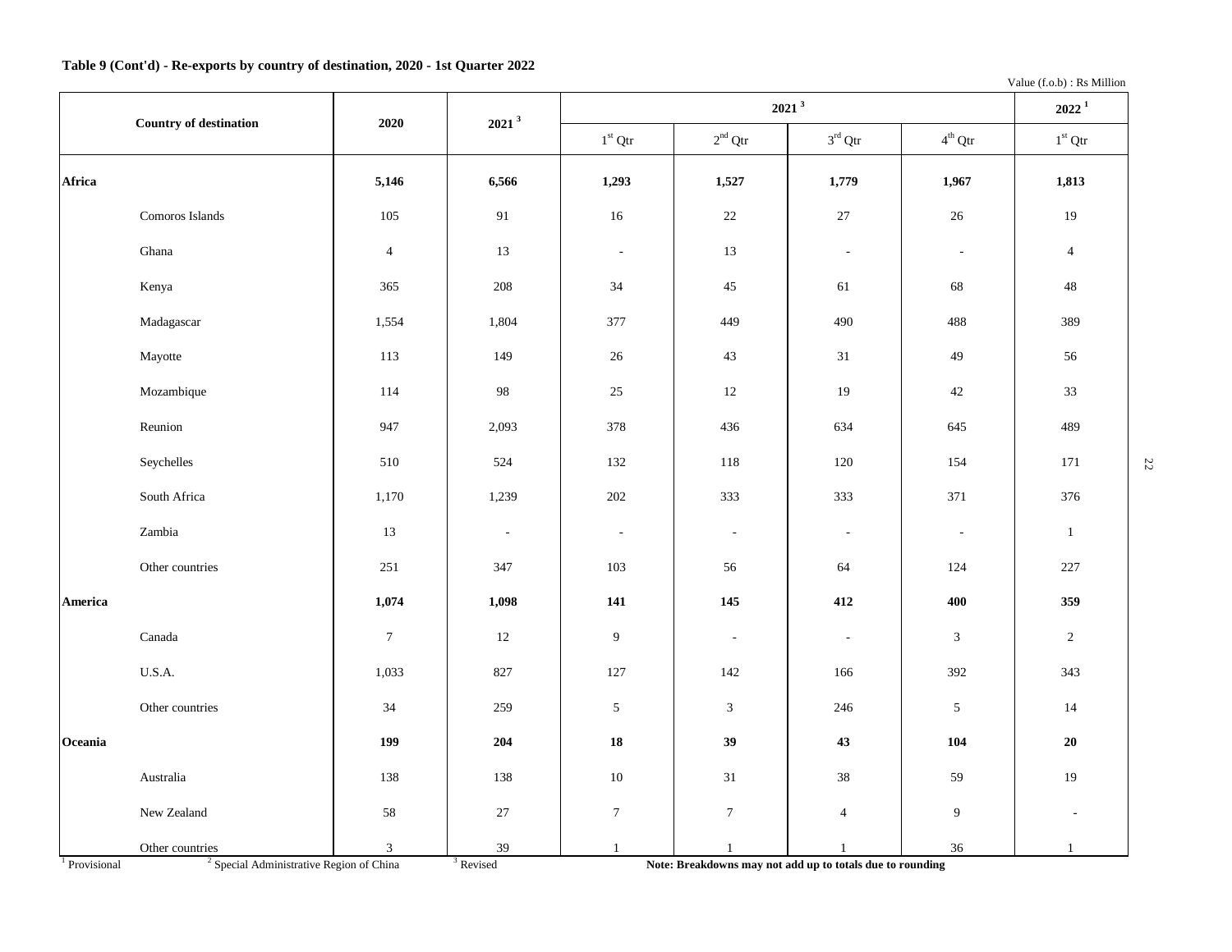**Table 9 (Cont'd) - Re-exports by country of destination, 2020 - 1st Quarter 2022**

Value (f.o.b) : Rs Million

| Country of destination | | 2020 | 2021 [3] | 2021 [3] | | | | 2022 [1] |
|---|---|---|---|---|---|---|---|---|
| | | | | 1st Qtr | 2nd Qtr | 3rd Qtr | 4th Qtr | 1st Qtr |
| **Africa** | | **5,146** | **6,566** | **1,293** | **1,527** | **1,779** | **1,967** | **1,813** |
| | Comoros Islands | 105 | 91 | 16 | 22 | 27 | 26 | 19 |
| | Ghana | 4 | 13 | - | 13 | - | - | 4 |
| | Kenya | 365 | 208 | 34 | 45 | 61 | 68 | 48 |
| | Madagascar | 1,554 | 1,804 | 377 | 449 | 490 | 488 | 389 |
| | Mayotte | 113 | 149 | 26 | 43 | 31 | 49 | 56 |
| | Mozambique | 114 | 98 | 25 | 12 | 19 | 42 | 33 |
| | Reunion | 947 | 2,093 | 378 | 436 | 634 | 645 | 489 |
| | Seychelles | 510 | 524 | 132 | 118 | 120 | 154 | 171 |
| | South Africa | 1,170 | 1,239 | 202 | 333 | 333 | 371 | 376 |
| | Zambia | 13 | - | - | - | - | - | 1 |
| | Other countries | 251 | 347 | 103 | 56 | 64 | 124 | 227 |
| **America** | | **1,074** | **1,098** | **141** | **145** | **412** | **400** | **359** |
| | Canada | 7 | 12 | 9 | - | - | 3 | 2 |
| | U.S.A. | 1,033 | 827 | 127 | 142 | 166 | 392 | 343 |
| | Other countries | 34 | 259 | 5 | 3 | 246 | 5 | 14 |
| **Oceania** | | **199** | **204** | **18** | **39** | **43** | **104** | **20** |
| | Australia | 138 | 138 | 10 | 31 | 38 | 59 | 19 |
| | New Zealand | 58 | 27 | 7 | 7 | 4 | 9 | - |
| | Other countries | 3 | 39 | 1 | 1 | 1 | 36 | 1 |

[1] Provisional [2] Special Administrative Region of China [3] Revised **Note: Breakdowns may not add up to totals due to rounding**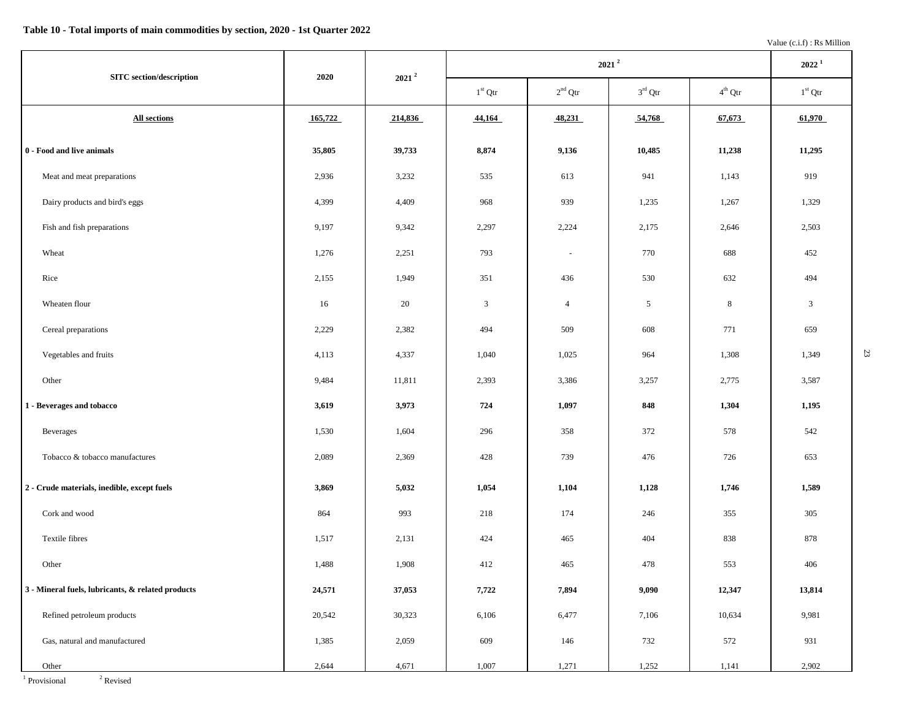**Table 10 - Total imports of main commodities by section, 2020 - 1st Quarter 2022**

Value (c.i.f) : Rs Million

| SITC section/description | 2020 | 2021 [2] | 2021 [2] | | | | 2022 [1] |
|---|---|---|---|---|---|---|---|
| | | | 1st Qtr | 2nd Qtr | 3rd Qtr | 4th Qtr | 1st Qtr |
| **All sections** | **165,722** | **214,836** | **44,164** | **48,231** | **54,768** | **67,673** | **61,970** |
| **0 - Food and live animals** | **35,805** | **39,733** | **8,874** | **9,136** | **10,485** | **11,238** | **11,295** |
| Meat and meat preparations | 2,936 | 3,232 | 535 | 613 | 941 | 1,143 | 919 |
| Dairy products and bird's eggs | 4,399 | 4,409 | 968 | 939 | 1,235 | 1,267 | 1,329 |
| Fish and fish preparations | 9,197 | 9,342 | 2,297 | 2,224 | 2,175 | 2,646 | 2,503 |
| Wheat | 1,276 | 2,251 | 793 | - | 770 | 688 | 452 |
| Rice | 2,155 | 1,949 | 351 | 436 | 530 | 632 | 494 |
| Wheaten flour | 16 | 20 | 3 | 4 | 5 | 8 | 3 |
| Cereal preparations | 2,229 | 2,382 | 494 | 509 | 608 | 771 | 659 |
| Vegetables and fruits | 4,113 | 4,337 | 1,040 | 1,025 | 964 | 1,308 | 1,349 |
| Other | 9,484 | 11,811 | 2,393 | 3,386 | 3,257 | 2,775 | 3,587 |
| **1 - Beverages and tobacco** | **3,619** | **3,973** | **724** | **1,097** | **848** | **1,304** | **1,195** |
| Beverages | 1,530 | 1,604 | 296 | 358 | 372 | 578 | 542 |
| Tobacco & tobacco manufactures | 2,089 | 2,369 | 428 | 739 | 476 | 726 | 653 |
| **2 - Crude materials, inedible, except fuels** | **3,869** | **5,032** | **1,054** | **1,104** | **1,128** | **1,746** | **1,589** |
| Cork and wood | 864 | 993 | 218 | 174 | 246 | 355 | 305 |
| Textile fibres | 1,517 | 2,131 | 424 | 465 | 404 | 838 | 878 |
| Other | 1,488 | 1,908 | 412 | 465 | 478 | 553 | 406 |
| **3 - Mineral fuels, lubricants, & related products** | **24,571** | **37,053** | **7,722** | **7,894** | **9,090** | **12,347** | **13,814** |
| Refined petroleum products | 20,542 | 30,323 | 6,106 | 6,477 | 7,106 | 10,634 | 9,981 |
| Gas, natural and manufactured | 1,385 | 2,059 | 609 | 146 | 732 | 572 | 931 |
| Other | 2,644 | 4,671 | 1,007 | 1,271 | 1,252 | 1,141 | 2,902 |

[1] Provisional [2] Revised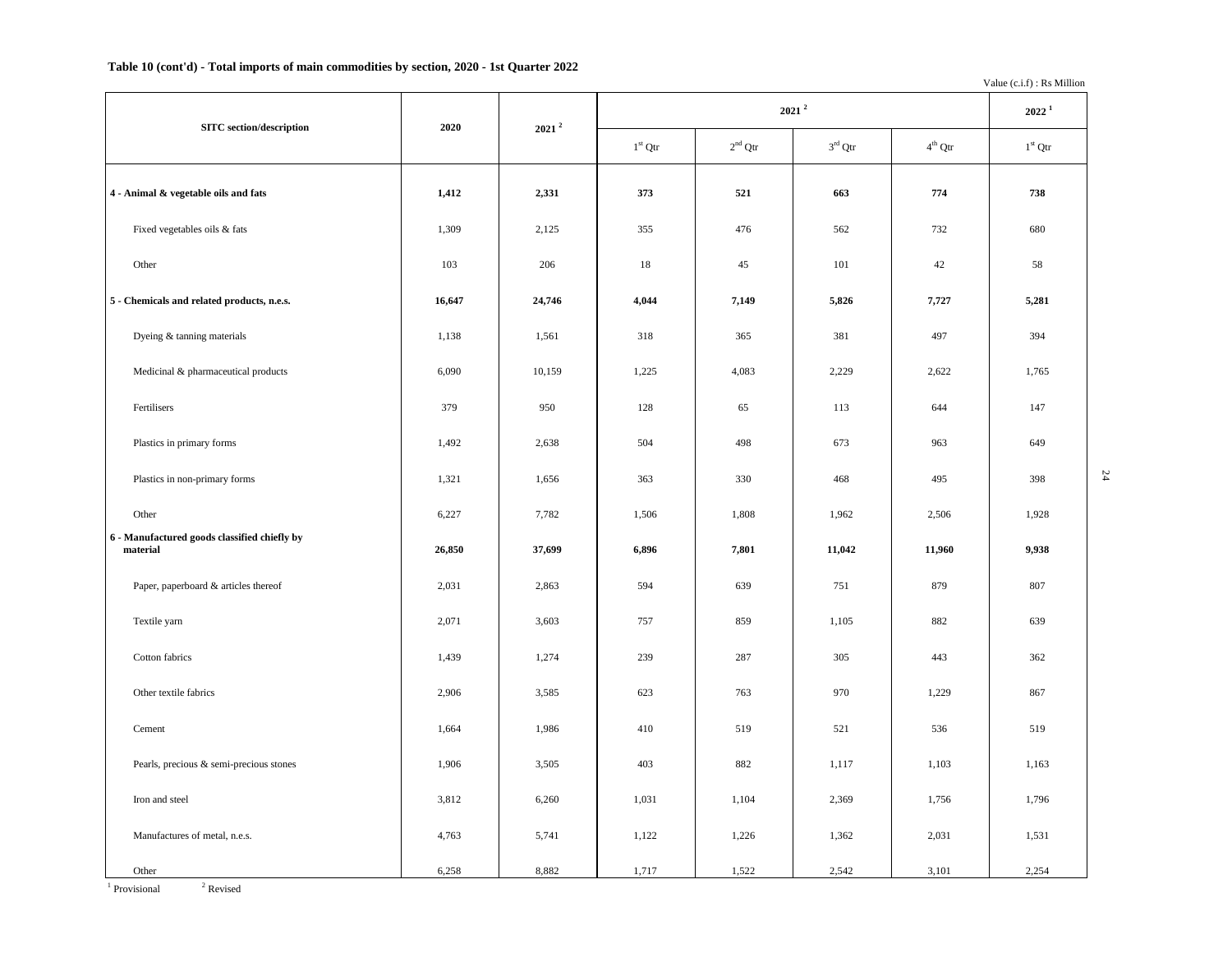**Table 10 (cont'd) - Total imports of main commodities by section, 2020 - 1st Quarter 2022**

Value (c.i.f) : Rs Million

| SITC section/description | 2020 | 2021 [2] | 2021 [2] | | | | 2022 [1] |
|---|---|---|---|---|---|---|---|
| | | | 1st Qtr | 2nd Qtr | 3rd Qtr | 4th Qtr | 1st Qtr |
| **4 - Animal & vegetable oils and fats** | **1,412** | **2,331** | **373** | **521** | **663** | **774** | **738** |
| Fixed vegetables oils & fats | 1,309 | 2,125 | 355 | 476 | 562 | 732 | 680 |
| Other | 103 | 206 | 18 | 45 | 101 | 42 | 58 |
| **5 - Chemicals and related products, n.e.s.** | **16,647** | **24,746** | **4,044** | **7,149** | **5,826** | **7,727** | **5,281** |
| Dyeing & tanning materials | 1,138 | 1,561 | 318 | 365 | 381 | 497 | 394 |
| Medicinal & pharmaceutical products | 6,090 | 10,159 | 1,225 | 4,083 | 2,229 | 2,622 | 1,765 |
| Fertilisers | 379 | 950 | 128 | 65 | 113 | 644 | 147 |
| Plastics in primary forms | 1,492 | 2,638 | 504 | 498 | 673 | 963 | 649 |
| Plastics in non-primary forms | 1,321 | 1,656 | 363 | 330 | 468 | 495 | 398 |
| Other | 6,227 | 7,782 | 1,506 | 1,808 | 1,962 | 2,506 | 1,928 |
| **6 - Manufactured goods classified chiefly by material** | **26,850** | **37,699** | **6,896** | **7,801** | **11,042** | **11,960** | **9,938** |
| Paper, paperboard & articles thereof | 2,031 | 2,863 | 594 | 639 | 751 | 879 | 807 |
| Textile yarn | 2,071 | 3,603 | 757 | 859 | 1,105 | 882 | 639 |
| Cotton fabrics | 1,439 | 1,274 | 239 | 287 | 305 | 443 | 362 |
| Other textile fabrics | 2,906 | 3,585 | 623 | 763 | 970 | 1,229 | 867 |
| Cement | 1,664 | 1,986 | 410 | 519 | 521 | 536 | 519 |
| Pearls, precious & semi-precious stones | 1,906 | 3,505 | 403 | 882 | 1,117 | 1,103 | 1,163 |
| Iron and steel | 3,812 | 6,260 | 1,031 | 1,104 | 2,369 | 1,756 | 1,796 |
| Manufactures of metal, n.e.s. | 4,763 | 5,741 | 1,122 | 1,226 | 1,362 | 2,031 | 1,531 |
| Other | 6,258 | 8,882 | 1,717 | 1,522 | 2,542 | 3,101 | 2,254 |

[1] Provisional [2] Revised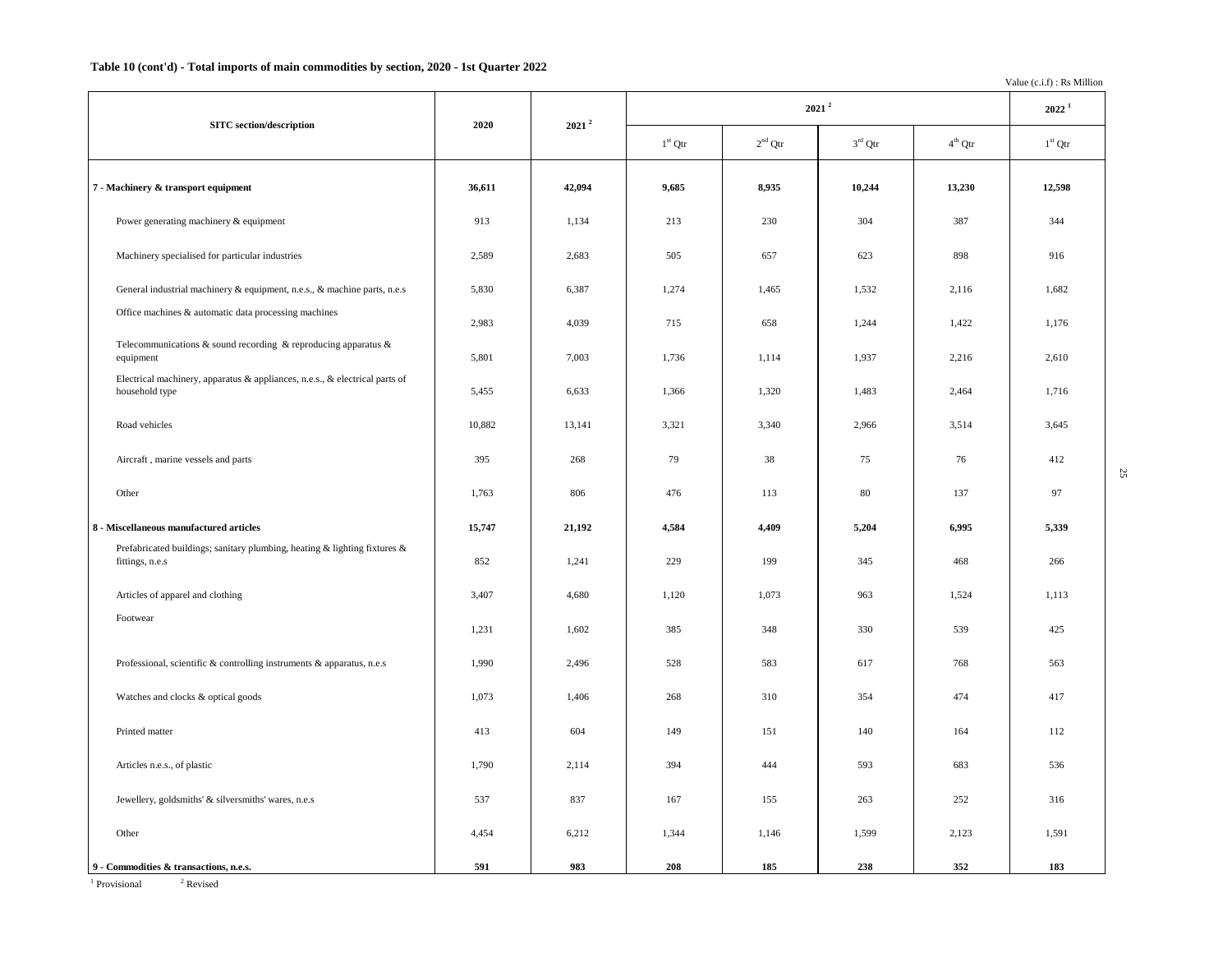**Table 10 (cont'd) - Total imports of main commodities by section, 2020 - 1st Quarter 2022**

Value (c.i.f) : Rs Million

| SITC section/description | 2020 | 2021 [2] | 2021 [2] | | | | 2022 [1] |
|---|---|---|---|---|---|---|---|
| | | | 1st Qtr | 2nd Qtr | 3rd Qtr | 4th Qtr | 1st Qtr |
| **7 - Machinery & transport equipment** | **36,611** | **42,094** | **9,685** | **8,935** | **10,244** | **13,230** | **12,598** |
| Power generating machinery & equipment | 913 | 1,134 | 213 | 230 | 304 | 387 | 344 |
| Machinery specialised for particular industries | 2,589 | 2,683 | 505 | 657 | 623 | 898 | 916 |
| General industrial machinery & equipment, n.e.s., & machine parts, n.e.s | 5,830 | 6,387 | 1,274 | 1,465 | 1,532 | 2,116 | 1,682 |
| Office machines & automatic data processing machines | 2,983 | 4,039 | 715 | 658 | 1,244 | 1,422 | 1,176 |
| Telecommunications & sound recording & reproducing apparatus & equipment | 5,801 | 7,003 | 1,736 | 1,114 | 1,937 | 2,216 | 2,610 |
| Electrical machinery, apparatus & appliances, n.e.s., & electrical parts of household type | 5,455 | 6,633 | 1,366 | 1,320 | 1,483 | 2,464 | 1,716 |
| Road vehicles | 10,882 | 13,141 | 3,321 | 3,340 | 2,966 | 3,514 | 3,645 |
| Aircraft , marine vessels and parts | 395 | 268 | 79 | 38 | 75 | 76 | 412 |
| Other | 1,763 | 806 | 476 | 113 | 80 | 137 | 97 |
| **8 - Miscellaneous manufactured articles** | **15,747** | **21,192** | **4,584** | **4,409** | **5,204** | **6,995** | **5,339** |
| Prefabricated buildings; sanitary plumbing, heating & lighting fixtures & fittings, n.e.s | 852 | 1,241 | 229 | 199 | 345 | 468 | 266 |
| Articles of apparel and clothing | 3,407 | 4,680 | 1,120 | 1,073 | 963 | 1,524 | 1,113 |
| Footwear | 1,231 | 1,602 | 385 | 348 | 330 | 539 | 425 |
| Professional, scientific & controlling instruments & apparatus, n.e.s | 1,990 | 2,496 | 528 | 583 | 617 | 768 | 563 |
| Watches and clocks & optical goods | 1,073 | 1,406 | 268 | 310 | 354 | 474 | 417 |
| Printed matter | 413 | 604 | 149 | 151 | 140 | 164 | 112 |
| Articles n.e.s., of plastic | 1,790 | 2,114 | 394 | 444 | 593 | 683 | 536 |
| Jewellery, goldsmiths' & silversmiths' wares, n.e.s | 537 | 837 | 167 | 155 | 263 | 252 | 316 |
| Other | 4,454 | 6,212 | 1,344 | 1,146 | 1,599 | 2,123 | 1,591 |
| **9 - Commodities & transactions, n.e.s.** | **591** | **983** | **208** | **185** | **238** | **352** | **183** |

[1] Provisional [2] Revised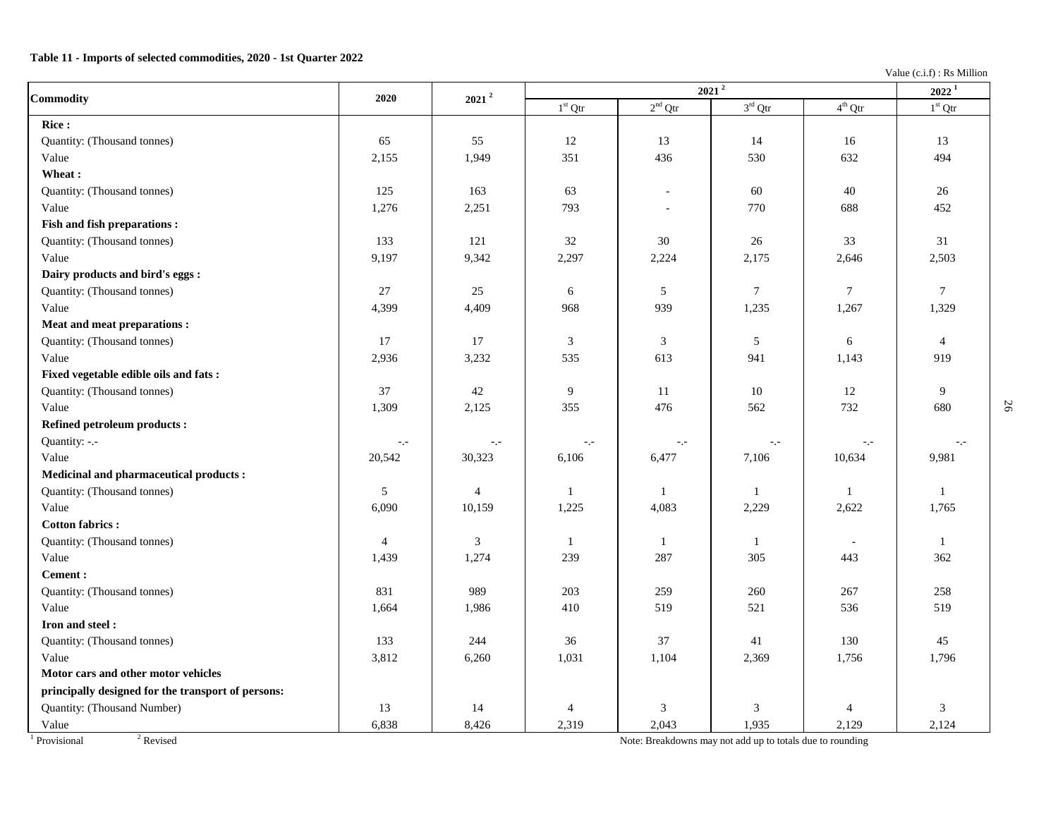**Table 11 - Imports of selected commodities, 2020 - 1st Quarter 2022**

Value (c.i.f) : Rs Million

| Commodity | 2020 | 2021 [2] | 2021 [2] | | | | 2022 [1] |
|---|---|---|---|---|---|---|---|
| | | | 1st Qtr | 2nd Qtr | 3rd Qtr | 4th Qtr | 1st Qtr |
| **Rice :** | | | | | | | |
| Quantity: (Thousand tonnes) | 65 | 55 | 12 | 13 | 14 | 16 | 13 |
| Value | 2,155 | 1,949 | 351 | 436 | 530 | 632 | 494 |
| **Wheat :** | | | | | | | |
| Quantity: (Thousand tonnes) | 125 | 163 | 63 | - | 60 | 40 | 26 |
| Value | 1,276 | 2,251 | 793 | - | 770 | 688 | 452 |
| **Fish and fish preparations :** | | | | | | | |
| Quantity: (Thousand tonnes) | 133 | 121 | 32 | 30 | 26 | 33 | 31 |
| Value | 9,197 | 9,342 | 2,297 | 2,224 | 2,175 | 2,646 | 2,503 |
| **Dairy products and bird's eggs :** | | | | | | | |
| Quantity: (Thousand tonnes) | 27 | 25 | 6 | 5 | 7 | 7 | 7 |
| Value | 4,399 | 4,409 | 968 | 939 | 1,235 | 1,267 | 1,329 |
| **Meat and meat preparations :** | | | | | | | |
| Quantity: (Thousand tonnes) | 17 | 17 | 3 | 3 | 5 | 6 | 4 |
| Value | 2,936 | 3,232 | 535 | 613 | 941 | 1,143 | 919 |
| **Fixed vegetable edible oils and fats :** | | | | | | | |
| Quantity: (Thousand tonnes) | 37 | 42 | 9 | 11 | 10 | 12 | 9 |
| Value | 1,309 | 2,125 | 355 | 476 | 562 | 732 | 680 |
| **Refined petroleum products :** | | | | | | | |
| Quantity: -.- | -.- | -.- | -.- | -.- | -.- | -.- | -.- |
| Value | 20,542 | 30,323 | 6,106 | 6,477 | 7,106 | 10,634 | 9,981 |
| **Medicinal and pharmaceutical products :** | | | | | | | |
| Quantity: (Thousand tonnes) | 5 | 4 | 1 | 1 | 1 | 1 | 1 |
| Value | 6,090 | 10,159 | 1,225 | 4,083 | 2,229 | 2,622 | 1,765 |
| **Cotton fabrics :** | | | | | | | |
| Quantity: (Thousand tonnes) | 4 | 3 | 1 | 1 | 1 | - | 1 |
| Value | 1,439 | 1,274 | 239 | 287 | 305 | 443 | 362 |
| **Cement :** | | | | | | | |
| Quantity: (Thousand tonnes) | 831 | 989 | 203 | 259 | 260 | 267 | 258 |
| Value | 1,664 | 1,986 | 410 | 519 | 521 | 536 | 519 |
| **Iron and steel :** | | | | | | | |
| Quantity: (Thousand tonnes) | 133 | 244 | 36 | 37 | 41 | 130 | 45 |
| Value | 3,812 | 6,260 | 1,031 | 1,104 | 2,369 | 1,756 | 1,796 |
| **Motor cars and other motor vehicles principally designed for the transport of persons:** | | | | | | | |
| Quantity: (Thousand Number) | 13 | 14 | 4 | 3 | 3 | 4 | 3 |
| Value | 6,838 | 8,426 | 2,319 | 2,043 | 1,935 | 2,129 | 2,124 |

[1] Provisional [2] Revised

Note: Breakdowns may not add up to totals due to rounding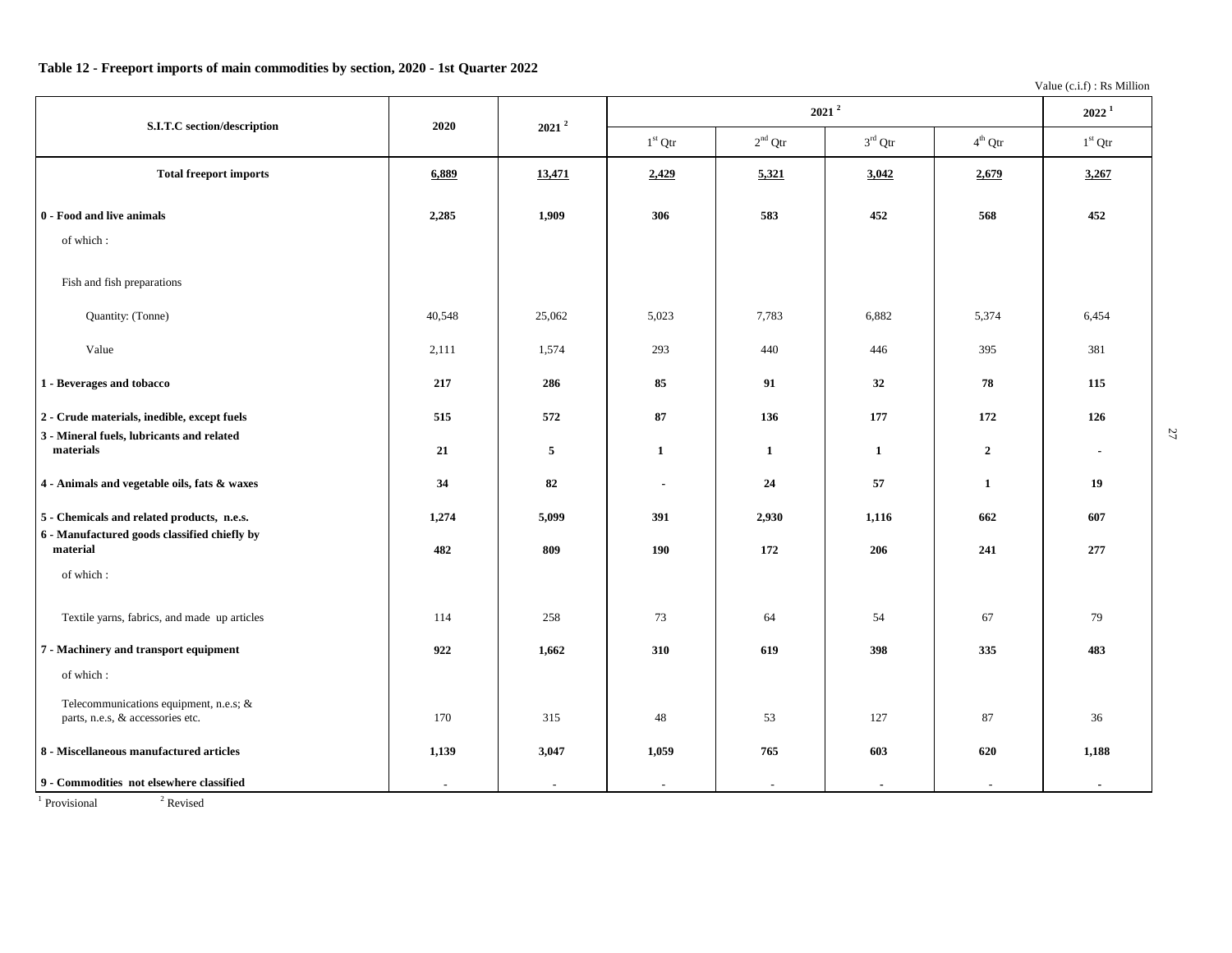**Table 12 - Freeport imports of main commodities by section, 2020 - 1st Quarter 2022**

Value (c.i.f) : Rs Million

| S.I.T.C section/description | 2020 | 2021 [2] | 2021 [2] | | | | 2022 [1] |
|---|---|---|---|---|---|---|---|
| | | | 1st Qtr | 2nd Qtr | 3rd Qtr | 4th Qtr | 1st Qtr |
| **Total freeport imports** | **6,889** | **13,471** | **2,429** | **5,321** | **3,042** | **2,679** | **3,267** |
| **0 - Food and live animals** | **2,285** | **1,909** | **306** | **583** | **452** | **568** | **452** |
| of which : | | | | | | | |
| Fish and fish preparations | | | | | | | |
| Quantity: (Tonne) | 40,548 | 25,062 | 5,023 | 7,783 | 6,882 | 5,374 | 6,454 |
| Value | 2,111 | 1,574 | 293 | 440 | 446 | 395 | 381 |
| **1 - Beverages and tobacco** | **217** | **286** | **85** | **91** | **32** | **78** | **115** |
| **2 - Crude materials, inedible, except fuels** | **515** | **572** | **87** | **136** | **177** | **172** | **126** |
| **3 - Mineral fuels, lubricants and related materials** | **21** | **5** | **1** | **1** | **1** | **2** | **-** |
| **4 - Animals and vegetable oils, fats & waxes** | **34** | **82** | **-** | **24** | **57** | **1** | **19** |
| **5 - Chemicals and related products, n.e.s.** | **1,274** | **5,099** | **391** | **2,930** | **1,116** | **662** | **607** |
| **6 - Manufactured goods classified chiefly by material** | **482** | **809** | **190** | **172** | **206** | **241** | **277** |
| of which : | | | | | | | |
| Textile yarns, fabrics, and made up articles | 114 | 258 | 73 | 64 | 54 | 67 | 79 |
| **7 - Machinery and transport equipment** | **922** | **1,662** | **310** | **619** | **398** | **335** | **483** |
| of which : | | | | | | | |
| Telecommunications equipment, n.e.s; & parts, n.e.s, & accessories etc. | 170 | 315 | 48 | 53 | 127 | 87 | 36 |
| **8 - Miscellaneous manufactured articles** | **1,139** | **3,047** | **1,059** | **765** | **603** | **620** | **1,188** |
| **9 - Commodities not elsewhere classified** | - | - | - | - | - | - | - |

[1] Provisional [2] Revised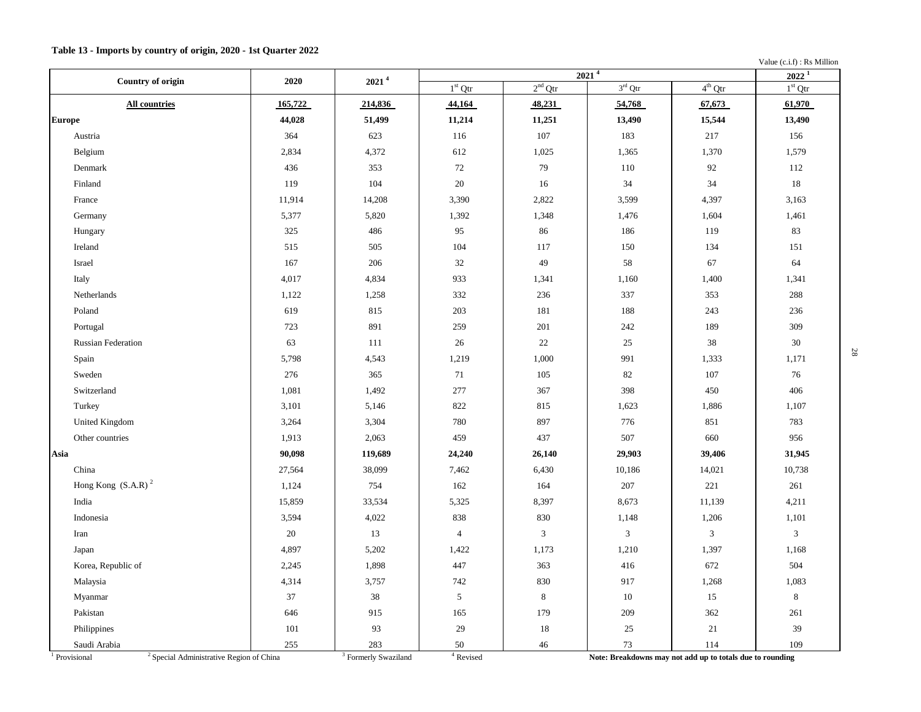**Table 13 - Imports by country of origin, 2020 - 1st Quarter 2022**

Value (c.i.f) : Rs Million

| Country of origin | 2020 | 2021 [4] | 2021 [4] | | | | 2022 [1] |
|---|---|---|---|---|---|---|---|
| | | | 1st Qtr | 2nd Qtr | 3rd Qtr | 4th Qtr | 1st Qtr |
| **All countries** | **165,722** | **214,836** | **44,164** | **48,231** | **54,768** | **67,673** | **61,970** |
| **Europe** | **44,028** | **51,499** | **11,214** | **11,251** | **13,490** | **15,544** | **13,490** |
| Austria | 364 | 623 | 116 | 107 | 183 | 217 | 156 |
| Belgium | 2,834 | 4,372 | 612 | 1,025 | 1,365 | 1,370 | 1,579 |
| Denmark | 436 | 353 | 72 | 79 | 110 | 92 | 112 |
| Finland | 119 | 104 | 20 | 16 | 34 | 34 | 18 |
| France | 11,914 | 14,208 | 3,390 | 2,822 | 3,599 | 4,397 | 3,163 |
| Germany | 5,377 | 5,820 | 1,392 | 1,348 | 1,476 | 1,604 | 1,461 |
| Hungary | 325 | 486 | 95 | 86 | 186 | 119 | 83 |
| Ireland | 515 | 505 | 104 | 117 | 150 | 134 | 151 |
| Israel | 167 | 206 | 32 | 49 | 58 | 67 | 64 |
| Italy | 4,017 | 4,834 | 933 | 1,341 | 1,160 | 1,400 | 1,341 |
| Netherlands | 1,122 | 1,258 | 332 | 236 | 337 | 353 | 288 |
| Poland | 619 | 815 | 203 | 181 | 188 | 243 | 236 |
| Portugal | 723 | 891 | 259 | 201 | 242 | 189 | 309 |
| Russian Federation | 63 | 111 | 26 | 22 | 25 | 38 | 30 |
| Spain | 5,798 | 4,543 | 1,219 | 1,000 | 991 | 1,333 | 1,171 |
| Sweden | 276 | 365 | 71 | 105 | 82 | 107 | 76 |
| Switzerland | 1,081 | 1,492 | 277 | 367 | 398 | 450 | 406 |
| Turkey | 3,101 | 5,146 | 822 | 815 | 1,623 | 1,886 | 1,107 |
| United Kingdom | 3,264 | 3,304 | 780 | 897 | 776 | 851 | 783 |
| Other countries | 1,913 | 2,063 | 459 | 437 | 507 | 660 | 956 |
| **Asia** | **90,098** | **119,689** | **24,240** | **26,140** | **29,903** | **39,406** | **31,945** |
| China | 27,564 | 38,099 | 7,462 | 6,430 | 10,186 | 14,021 | 10,738 |
| Hong Kong (S.A.R) [2] | 1,124 | 754 | 162 | 164 | 207 | 221 | 261 |
| India | 15,859 | 33,534 | 5,325 | 8,397 | 8,673 | 11,139 | 4,211 |
| Indonesia | 3,594 | 4,022 | 838 | 830 | 1,148 | 1,206 | 1,101 |
| Iran | 20 | 13 | 4 | 3 | 3 | 3 | 3 |
| Japan | 4,897 | 5,202 | 1,422 | 1,173 | 1,210 | 1,397 | 1,168 |
| Korea, Republic of | 2,245 | 1,898 | 447 | 363 | 416 | 672 | 504 |
| Malaysia | 4,314 | 3,757 | 742 | 830 | 917 | 1,268 | 1,083 |
| Myanmar | 37 | 38 | 5 | 8 | 10 | 15 | 8 |
| Pakistan | 646 | 915 | 165 | 179 | 209 | 362 | 261 |
| Philippines | 101 | 93 | 29 | 18 | 25 | 21 | 39 |
| Saudi Arabia | 255 | 283 | 50 | 46 | 73 | 114 | 109 |

[1] Provisional [2] Special Administrative Region of China [3] Formerly Swaziland [4] Revised

**Note: Breakdowns may not add up to totals due to rounding**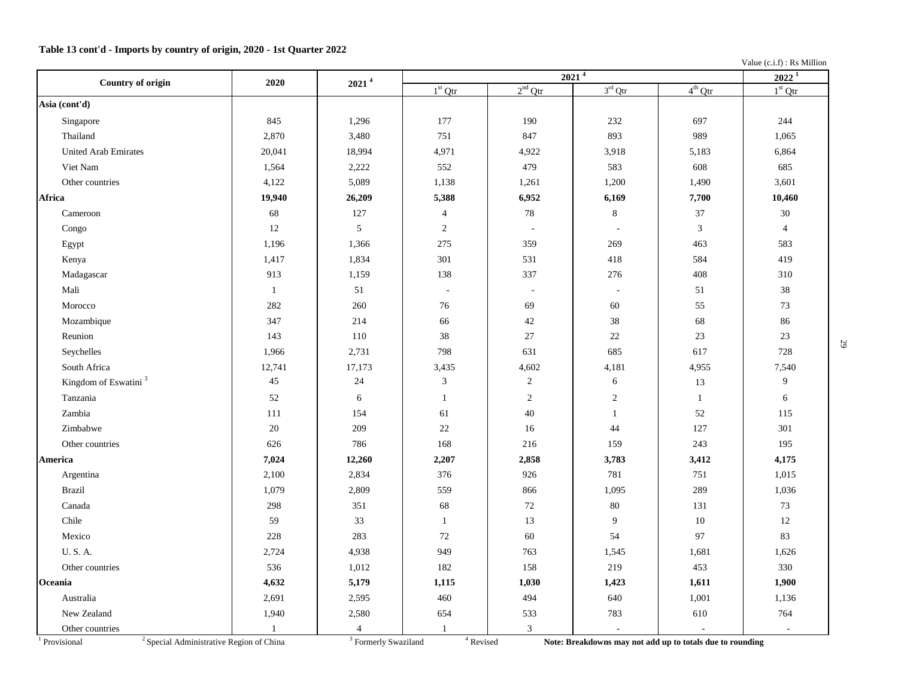**Table 13 cont'd - Imports by country of origin, 2020 - 1st Quarter 2022**

Value (c.i.f) : Rs Million

| Country of origin | 2020 | 2021 [4] | 2021 [4] | | | | 2022 [1] |
|---|---|---|---|---|---|---|---|
| | | | 1st Qtr | 2nd Qtr | 3rd Qtr | 4th Qtr | 1st Qtr |
| **Asia (cont'd)** | | | | | | | |
| Singapore | 845 | 1,296 | 177 | 190 | 232 | 697 | 244 |
| Thailand | 2,870 | 3,480 | 751 | 847 | 893 | 989 | 1,065 |
| United Arab Emirates | 20,041 | 18,994 | 4,971 | 4,922 | 3,918 | 5,183 | 6,864 |
| Viet Nam | 1,564 | 2,222 | 552 | 479 | 583 | 608 | 685 |
| Other countries | 4,122 | 5,089 | 1,138 | 1,261 | 1,200 | 1,490 | 3,601 |
| **Africa** | **19,940** | **26,209** | **5,388** | **6,952** | **6,169** | **7,700** | **10,460** |
| Cameroon | 68 | 127 | 4 | 78 | 8 | 37 | 30 |
| Congo | 12 | 5 | 2 | - | - | 3 | 4 |
| Egypt | 1,196 | 1,366 | 275 | 359 | 269 | 463 | 583 |
| Kenya | 1,417 | 1,834 | 301 | 531 | 418 | 584 | 419 |
| Madagascar | 913 | 1,159 | 138 | 337 | 276 | 408 | 310 |
| Mali | 1 | 51 | - | - | - | 51 | 38 |
| Morocco | 282 | 260 | 76 | 69 | 60 | 55 | 73 |
| Mozambique | 347 | 214 | 66 | 42 | 38 | 68 | 86 |
| Reunion | 143 | 110 | 38 | 27 | 22 | 23 | 23 |
| Seychelles | 1,966 | 2,731 | 798 | 631 | 685 | 617 | 728 |
| South Africa | 12,741 | 17,173 | 3,435 | 4,602 | 4,181 | 4,955 | 7,540 |
| Kingdom of Eswatini [3] | 45 | 24 | 3 | 2 | 6 | 13 | 9 |
| Tanzania | 52 | 6 | 1 | 2 | 2 | 1 | 6 |
| Zambia | 111 | 154 | 61 | 40 | 1 | 52 | 115 |
| Zimbabwe | 20 | 209 | 22 | 16 | 44 | 127 | 301 |
| Other countries | 626 | 786 | 168 | 216 | 159 | 243 | 195 |
| **America** | **7,024** | **12,260** | **2,207** | **2,858** | **3,783** | **3,412** | **4,175** |
| Argentina | 2,100 | 2,834 | 376 | 926 | 781 | 751 | 1,015 |
| Brazil | 1,079 | 2,809 | 559 | 866 | 1,095 | 289 | 1,036 |
| Canada | 298 | 351 | 68 | 72 | 80 | 131 | 73 |
| Chile | 59 | 33 | 1 | 13 | 9 | 10 | 12 |
| Mexico | 228 | 283 | 72 | 60 | 54 | 97 | 83 |
| U. S. A. | 2,724 | 4,938 | 949 | 763 | 1,545 | 1,681 | 1,626 |
| Other countries | 536 | 1,012 | 182 | 158 | 219 | 453 | 330 |
| **Oceania** | **4,632** | **5,179** | **1,115** | **1,030** | **1,423** | **1,611** | **1,900** |
| Australia | 2,691 | 2,595 | 460 | 494 | 640 | 1,001 | 1,136 |
| New Zealand | 1,940 | 2,580 | 654 | 533 | 783 | 610 | 764 |
| Other countries | 1 | 4 | 1 | 3 | - | - | - |

[1] Provisional [2] Special Administrative Region of China [3] Formerly Swaziland [4] Revised **Note: Breakdowns may not add up to totals due to rounding**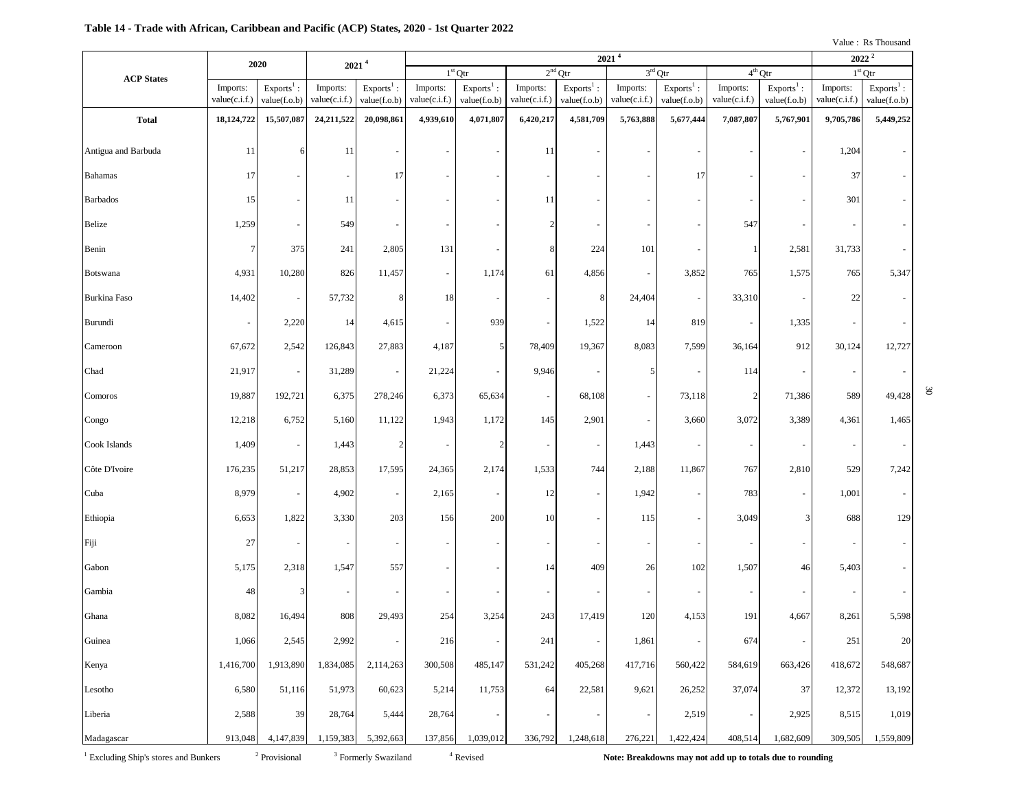**Table 14 - Trade with African, Caribbean and Pacific (ACP) States, 2020 - 1st Quarter 2022**

Value : Rs Thousand

| ACP States | 2020 | | 2021 [4] | | 2021 [4] | | | | | | | | 2022 [2] | |
|---|---|---|---|---|---|---|---|---|---|---|---|---|---|---|
| | | | | | 1st Qtr | | 2nd Qtr | | 3rd Qtr | | 4th Qtr | | 1st Qtr | |
| | Imports: value(c.i.f.) | Exports[1] : value(f.o.b) | Imports: value(c.i.f.) | Exports[1] : value(f.o.b) | Imports: value(c.i.f.) | Exports[1] : value(f.o.b) | Imports: value(c.i.f.) | Exports[1] : value(f.o.b) | Imports: value(c.i.f.) | Exports[1] : value(f.o.b) | Imports: value(c.i.f.) | Exports[1] : value(f.o.b) | Imports: value(c.i.f.) | Exports[1] : value(f.o.b) |
| **Total** | **18,124,722** | **15,507,087** | **24,211,522** | **20,098,861** | **4,939,610** | **4,071,807** | **6,420,217** | **4,581,709** | **5,763,888** | **5,677,444** | **7,087,807** | **5,767,901** | **9,705,786** | **5,449,252** |
| Antigua and Barbuda | 11 | 6 | 11 | - | - | - | 11 | - | - | - | - | - | 1,204 | - |
| Bahamas | 17 | - | - | 17 | - | - | - | - | - | 17 | - | - | 37 | - |
| Barbados | 15 | - | 11 | - | - | - | 11 | - | - | - | - | - | 301 | - |
| Belize | 1,259 | - | 549 | - | - | - | 2 | - | - | - | 547 | - | - | - |
| Benin | 7 | 375 | 241 | 2,805 | 131 | - | 8 | 224 | 101 | - | 1 | 2,581 | 31,733 | - |
| Botswana | 4,931 | 10,280 | 826 | 11,457 | - | 1,174 | 61 | 4,856 | - | 3,852 | 765 | 1,575 | 765 | 5,347 |
| Burkina Faso | 14,402 | - | 57,732 | 8 | 18 | - | - | 8 | 24,404 | - | 33,310 | - | 22 | - |
| Burundi | - | 2,220 | 14 | 4,615 | - | 939 | - | 1,522 | 14 | 819 | - | 1,335 | - | - |
| Cameroon | 67,672 | 2,542 | 126,843 | 27,883 | 4,187 | 5 | 78,409 | 19,367 | 8,083 | 7,599 | 36,164 | 912 | 30,124 | 12,727 |
| Chad | 21,917 | - | 31,289 | - | 21,224 | - | 9,946 | - | 5 | - | 114 | - | - | - |
| Comoros | 19,887 | 192,721 | 6,375 | 278,246 | 6,373 | 65,634 | - | 68,108 | - | 73,118 | 2 | 71,386 | 589 | 49,428 |
| Congo | 12,218 | 6,752 | 5,160 | 11,122 | 1,943 | 1,172 | 145 | 2,901 | - | 3,660 | 3,072 | 3,389 | 4,361 | 1,465 |
| Cook Islands | 1,409 | - | 1,443 | 2 | - | 2 | - | - | 1,443 | - | - | - | - | - |
| Côte D'Ivoire | 176,235 | 51,217 | 28,853 | 17,595 | 24,365 | 2,174 | 1,533 | 744 | 2,188 | 11,867 | 767 | 2,810 | 529 | 7,242 |
| Cuba | 8,979 | - | 4,902 | - | 2,165 | - | 12 | - | 1,942 | - | 783 | - | 1,001 | - |
| Ethiopia | 6,653 | 1,822 | 3,330 | 203 | 156 | 200 | 10 | - | 115 | - | 3,049 | 3 | 688 | 129 |
| Fiji | 27 | - | - | - | - | - | - | - | - | - | - | - | - | - |
| Gabon | 5,175 | 2,318 | 1,547 | 557 | - | - | 14 | 409 | 26 | 102 | 1,507 | 46 | 5,403 | - |
| Gambia | 48 | 3 | - | - | - | - | - | - | - | - | - | - | - | - |
| Ghana | 8,082 | 16,494 | 808 | 29,493 | 254 | 3,254 | 243 | 17,419 | 120 | 4,153 | 191 | 4,667 | 8,261 | 5,598 |
| Guinea | 1,066 | 2,545 | 2,992 | - | 216 | - | 241 | - | 1,861 | - | 674 | - | 251 | 20 |
| Kenya | 1,416,700 | 1,913,890 | 1,834,085 | 2,114,263 | 300,508 | 485,147 | 531,242 | 405,268 | 417,716 | 560,422 | 584,619 | 663,426 | 418,672 | 548,687 |
| Lesotho | 6,580 | 51,116 | 51,973 | 60,623 | 5,214 | 11,753 | 64 | 22,581 | 9,621 | 26,252 | 37,074 | 37 | 12,372 | 13,192 |
| Liberia | 2,588 | 39 | 28,764 | 5,444 | 28,764 | - | - | - | - | 2,519 | - | 2,925 | 8,515 | 1,019 |
| Madagascar | 913,048 | 4,147,839 | 1,159,383 | 5,392,663 | 137,856 | 1,039,012 | 336,792 | 1,248,618 | 276,221 | 1,422,424 | 408,514 | 1,682,609 | 309,505 | 1,559,809 |

[1] Excluding Ship's stores and Bunkers [2] Provisional [3] Formerly Swaziland [4] Revised

**Note: Breakdowns may not add up to totals due to rounding**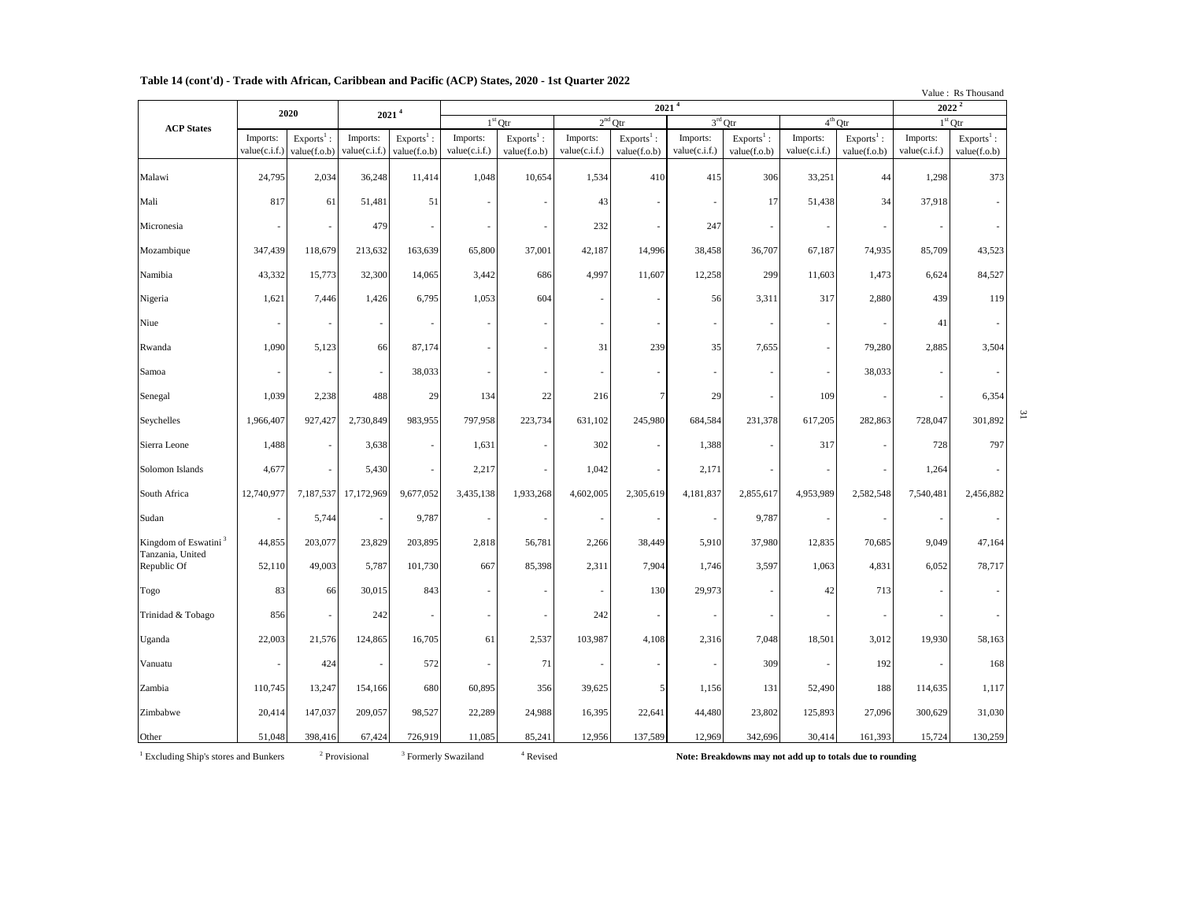**Table 14 (cont'd) - Trade with African, Caribbean and Pacific (ACP) States, 2020 - 1st Quarter 2022**

Value : Rs Thousand

| ACP States | 2020 | | 2021 [4] | | 2021 [4] | | | | | | | | 2022 [2] | |
|---|---|---|---|---|---|---|---|---|---|---|---|---|---|---|
| | | | | | 1st Qtr | | 2nd Qtr | | 3rd Qtr | | 4th Qtr | | 1st Qtr | |
| | Imports: value(c.i.f.) | Exports [1] : value(f.o.b) | Imports: value(c.i.f.) | Exports [1] : value(f.o.b) | Imports: value(c.i.f.) | Exports [1] : value(f.o.b) | Imports: value(c.i.f.) | Exports [1] : value(f.o.b) | Imports: value(c.i.f.) | Exports [1] : value(f.o.b) | Imports: value(c.i.f.) | Exports [1] : value(f.o.b) | Imports: value(c.i.f.) | Exports [1] : value(f.o.b) |
| Malawi | 24,795 | 2,034 | 36,248 | 11,414 | 1,048 | 10,654 | 1,534 | 410 | 415 | 306 | 33,251 | 44 | 1,298 | 373 |
| Mali | 817 | 61 | 51,481 | 51 | - | - | 43 | - | - | 17 | 51,438 | 34 | 37,918 | - |
| Micronesia | - | - | 479 | - | - | - | 232 | - | 247 | - | - | - | - | - |
| Mozambique | 347,439 | 118,679 | 213,632 | 163,639 | 65,800 | 37,001 | 42,187 | 14,996 | 38,458 | 36,707 | 67,187 | 74,935 | 85,709 | 43,523 |
| Namibia | 43,332 | 15,773 | 32,300 | 14,065 | 3,442 | 686 | 4,997 | 11,607 | 12,258 | 299 | 11,603 | 1,473 | 6,624 | 84,527 |
| Nigeria | 1,621 | 7,446 | 1,426 | 6,795 | 1,053 | 604 | - | - | 56 | 3,311 | 317 | 2,880 | 439 | 119 |
| Niue | - | - | - | - | - | - | - | - | - | - | - | - | 41 | - |
| Rwanda | 1,090 | 5,123 | 66 | 87,174 | - | - | 31 | 239 | 35 | 7,655 | - | 79,280 | 2,885 | 3,504 |
| Samoa | - | - | - | 38,033 | - | - | - | - | - | - | - | 38,033 | - | - |
| Senegal | 1,039 | 2,238 | 488 | 29 | 134 | 22 | 216 | 7 | 29 | - | 109 | - | - | 6,354 |
| Seychelles | 1,966,407 | 927,427 | 2,730,849 | 983,955 | 797,958 | 223,734 | 631,102 | 245,980 | 684,584 | 231,378 | 617,205 | 282,863 | 728,047 | 301,892 |
| Sierra Leone | 1,488 | - | 3,638 | - | 1,631 | - | 302 | - | 1,388 | - | 317 | - | 728 | 797 |
| Solomon Islands | 4,677 | - | 5,430 | - | 2,217 | - | 1,042 | - | 2,171 | - | - | - | 1,264 | - |
| South Africa | 12,740,977 | 7,187,537 | 17,172,969 | 9,677,052 | 3,435,138 | 1,933,268 | 4,602,005 | 2,305,619 | 4,181,837 | 2,855,617 | 4,953,989 | 2,582,548 | 7,540,481 | 2,456,882 |
| Sudan | - | 5,744 | - | 9,787 | - | - | - | - | - | 9,787 | - | - | - | - |
| Kingdom of Eswatini [3] | 44,855 | 203,077 | 23,829 | 203,895 | 2,818 | 56,781 | 2,266 | 38,449 | 5,910 | 37,980 | 12,835 | 70,685 | 9,049 | 47,164 |
| Tanzania, United Republic Of | 52,110 | 49,003 | 5,787 | 101,730 | 667 | 85,398 | 2,311 | 7,904 | 1,746 | 3,597 | 1,063 | 4,831 | 6,052 | 78,717 |
| Togo | 83 | 66 | 30,015 | 843 | - | - | - | 130 | 29,973 | - | 42 | 713 | - | - |
| Trinidad & Tobago | 856 | - | 242 | - | - | - | 242 | - | - | - | - | - | - | - |
| Uganda | 22,003 | 21,576 | 124,865 | 16,705 | 61 | 2,537 | 103,987 | 4,108 | 2,316 | 7,048 | 18,501 | 3,012 | 19,930 | 58,163 |
| Vanuatu | - | 424 | - | 572 | - | 71 | - | - | - | 309 | - | 192 | - | 168 |
| Zambia | 110,745 | 13,247 | 154,166 | 680 | 60,895 | 356 | 39,625 | 5 | 1,156 | 131 | 52,490 | 188 | 114,635 | 1,117 |
| Zimbabwe | 20,414 | 147,037 | 209,057 | 98,527 | 22,289 | 24,988 | 16,395 | 22,641 | 44,480 | 23,802 | 125,893 | 27,096 | 300,629 | 31,030 |
| Other | 51,048 | 398,416 | 67,424 | 726,919 | 11,085 | 85,241 | 12,956 | 137,589 | 12,969 | 342,696 | 30,414 | 161,393 | 15,724 | 130,259 |

[1] Excluding Ship's stores and Bunkers [2] Provisional [3] Formerly Swaziland [4] Revised

**Note: Breakdowns may not add up to totals due to rounding**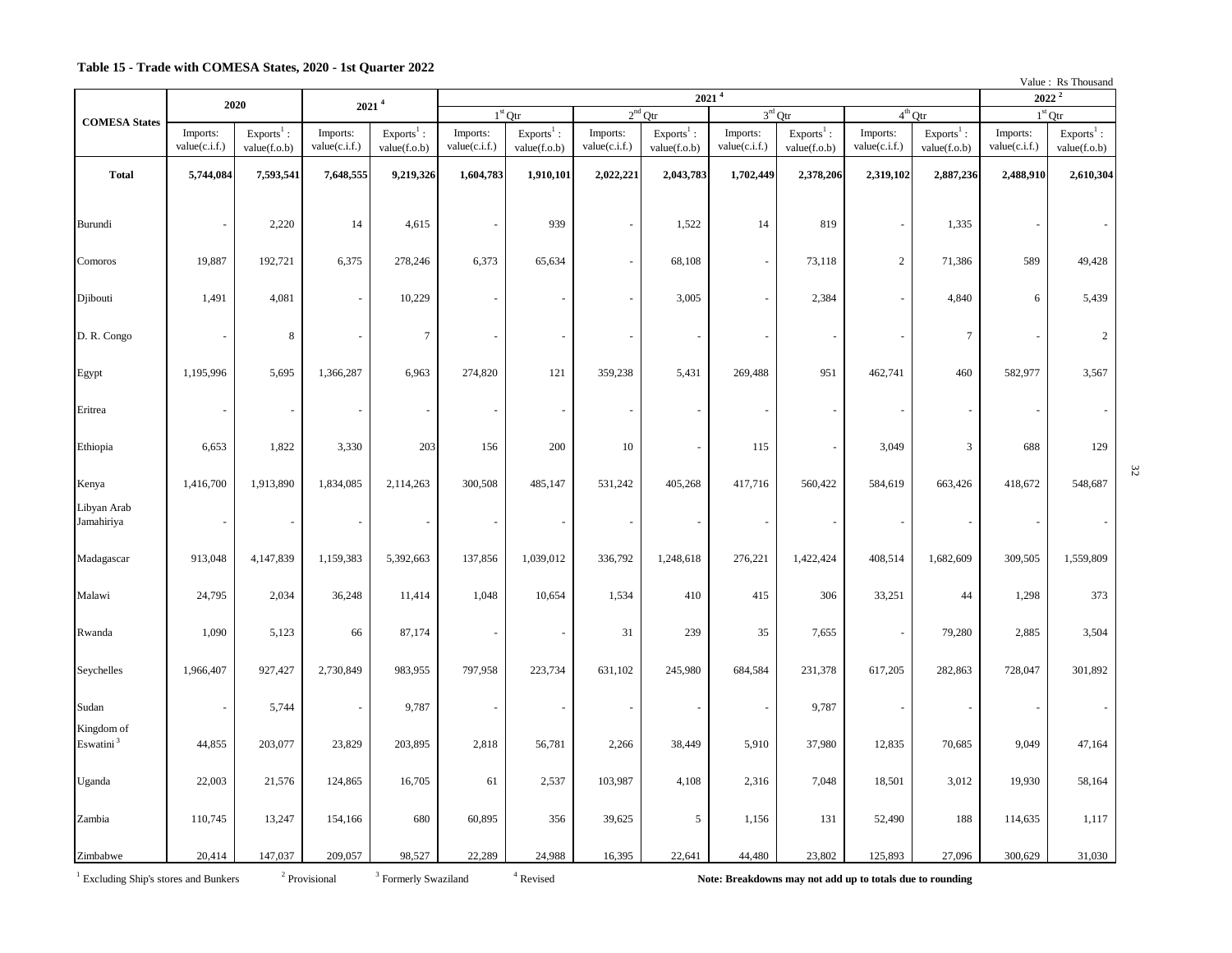## Table 15 - Trade with COMESA States, 2020 - 1st Quarter 2022

Value : Rs Thousand

| COMESA States | 2020 | | 2021 [4] | | 2021 [4] | | | | | | | | 2022 [2] | |
|---|---|---|---|---|---|---|---|---|---|---|---|---|---|---|
| | | | | | 1st Qtr | | 2nd Qtr | | 3rd Qtr | | 4th Qtr | | 1st Qtr | |
| | Imports: value(c.i.f.) | Exports[1] : value(f.o.b) | Imports: value(c.i.f.) | Exports[1] : value(f.o.b) | Imports: value(c.i.f.) | Exports[1] : value(f.o.b) | Imports: value(c.i.f.) | Exports[1] : value(f.o.b) | Imports: value(c.i.f.) | Exports[1] : value(f.o.b) | Imports: value(c.i.f.) | Exports[1] : value(f.o.b) | Imports: value(c.i.f.) | Exports[1] : value(f.o.b) |
| **Total** | **5,744,084** | **7,593,541** | **7,648,555** | **9,219,326** | **1,604,783** | **1,910,101** | **2,022,221** | **2,043,783** | **1,702,449** | **2,378,206** | **2,319,102** | **2,887,236** | **2,488,910** | **2,610,304** |
| Burundi | - | 2,220 | 14 | 4,615 | - | 939 | - | 1,522 | 14 | 819 | - | 1,335 | - | - |
| Comoros | 19,887 | 192,721 | 6,375 | 278,246 | 6,373 | 65,634 | - | 68,108 | - | 73,118 | 2 | 71,386 | 589 | 49,428 |
| Djibouti | 1,491 | 4,081 | - | 10,229 | - | - | - | 3,005 | - | 2,384 | - | 4,840 | 6 | 5,439 |
| D. R. Congo | - | 8 | - | 7 | - | - | - | - | - | - | - | 7 | - | 2 |
| Egypt | 1,195,996 | 5,695 | 1,366,287 | 6,963 | 274,820 | 121 | 359,238 | 5,431 | 269,488 | 951 | 462,741 | 460 | 582,977 | 3,567 |
| Eritrea | - | - | - | - | - | - | - | - | - | - | - | - | - | - |
| Ethiopia | 6,653 | 1,822 | 3,330 | 203 | 156 | 200 | 10 | - | 115 | - | 3,049 | 3 | 688 | 129 |
| Kenya | 1,416,700 | 1,913,890 | 1,834,085 | 2,114,263 | 300,508 | 485,147 | 531,242 | 405,268 | 417,716 | 560,422 | 584,619 | 663,426 | 418,672 | 548,687 |
| Libyan Arab Jamahiriya | - | - | - | - | - | - | - | - | - | - | - | - | - | - |
| Madagascar | 913,048 | 4,147,839 | 1,159,383 | 5,392,663 | 137,856 | 1,039,012 | 336,792 | 1,248,618 | 276,221 | 1,422,424 | 408,514 | 1,682,609 | 309,505 | 1,559,809 |
| Malawi | 24,795 | 2,034 | 36,248 | 11,414 | 1,048 | 10,654 | 1,534 | 410 | 415 | 306 | 33,251 | 44 | 1,298 | 373 |
| Rwanda | 1,090 | 5,123 | 66 | 87,174 | - | - | 31 | 239 | 35 | 7,655 | - | 79,280 | 2,885 | 3,504 |
| Seychelles | 1,966,407 | 927,427 | 2,730,849 | 983,955 | 797,958 | 223,734 | 631,102 | 245,980 | 684,584 | 231,378 | 617,205 | 282,863 | 728,047 | 301,892 |
| Sudan | - | 5,744 | - | 9,787 | - | - | - | - | - | 9,787 | - | - | - | - |
| Kingdom of Eswatini [3] | 44,855 | 203,077 | 23,829 | 203,895 | 2,818 | 56,781 | 2,266 | 38,449 | 5,910 | 37,980 | 12,835 | 70,685 | 9,049 | 47,164 |
| Uganda | 22,003 | 21,576 | 124,865 | 16,705 | 61 | 2,537 | 103,987 | 4,108 | 2,316 | 7,048 | 18,501 | 3,012 | 19,930 | 58,164 |
| Zambia | 110,745 | 13,247 | 154,166 | 680 | 60,895 | 356 | 39,625 | 5 | 1,156 | 131 | 52,490 | 188 | 114,635 | 1,117 |
| Zimbabwe | 20,414 | 147,037 | 209,057 | 98,527 | 22,289 | 24,988 | 16,395 | 22,641 | 44,480 | 23,802 | 125,893 | 27,096 | 300,629 | 31,030 |

[1] Excluding Ship's stores and Bunkers  [2] Provisional  [3] Formerly Swaziland  [4] Revised

**Note: Breakdowns may not add up to totals due to rounding**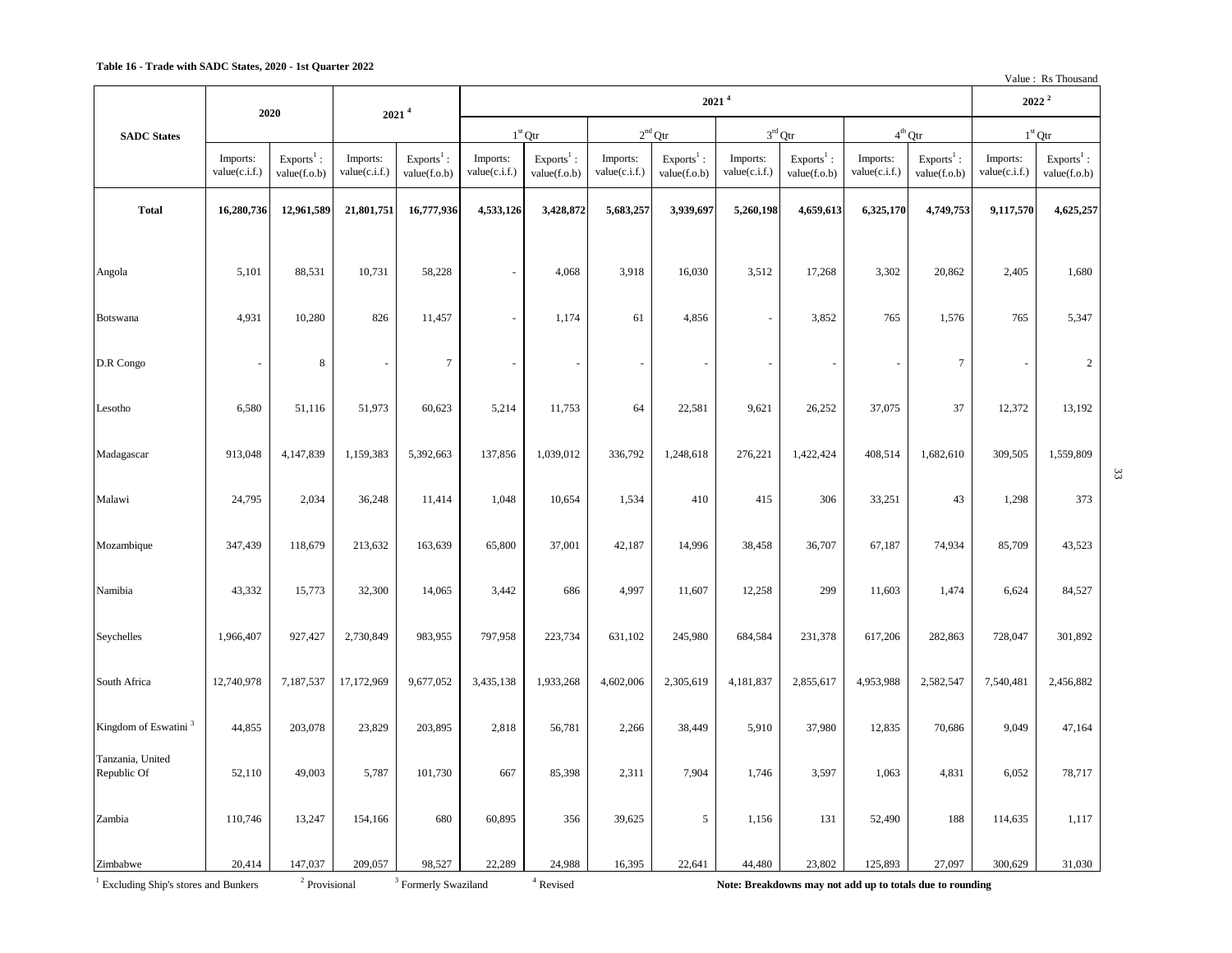**Table 16 - Trade with SADC States, 2020 - 1st Quarter 2022**

Value : Rs Thousand

| SADC States | 2020 | | 2021 [4] | | 2021 [4] | | | | | | | | 2022 [2] | |
|---|---|---|---|---|---|---|---|---|---|---|---|---|---|---|
| | | | | | 1st Qtr | | 2nd Qtr | | 3rd Qtr | | 4th Qtr | | 1st Qtr | |
| | Imports: value(c.i.f.) | Exports[1] : value(f.o.b) | Imports: value(c.i.f.) | Exports[1] : value(f.o.b) | Imports: value(c.i.f.) | Exports[1] : value(f.o.b) | Imports: value(c.i.f.) | Exports[1] : value(f.o.b) | Imports: value(c.i.f.) | Exports[1] : value(f.o.b) | Imports: value(c.i.f.) | Exports[1] : value(f.o.b) | Imports: value(c.i.f.) | Exports[1] : value(f.o.b) |
| **Total** | **16,280,736** | **12,961,589** | **21,801,751** | **16,777,936** | **4,533,126** | **3,428,872** | **5,683,257** | **3,939,697** | **5,260,198** | **4,659,613** | **6,325,170** | **4,749,753** | **9,117,570** | **4,625,257** |
| Angola | 5,101 | 88,531 | 10,731 | 58,228 | - | 4,068 | 3,918 | 16,030 | 3,512 | 17,268 | 3,302 | 20,862 | 2,405 | 1,680 |
| Botswana | 4,931 | 10,280 | 826 | 11,457 | - | 1,174 | 61 | 4,856 | - | 3,852 | 765 | 1,576 | 765 | 5,347 |
| D.R Congo | - | 8 | - | 7 | - | - | - | - | - | - | - | 7 | - | 2 |
| Lesotho | 6,580 | 51,116 | 51,973 | 60,623 | 5,214 | 11,753 | 64 | 22,581 | 9,621 | 26,252 | 37,075 | 37 | 12,372 | 13,192 |
| Madagascar | 913,048 | 4,147,839 | 1,159,383 | 5,392,663 | 137,856 | 1,039,012 | 336,792 | 1,248,618 | 276,221 | 1,422,424 | 408,514 | 1,682,610 | 309,505 | 1,559,809 |
| Malawi | 24,795 | 2,034 | 36,248 | 11,414 | 1,048 | 10,654 | 1,534 | 410 | 415 | 306 | 33,251 | 43 | 1,298 | 373 |
| Mozambique | 347,439 | 118,679 | 213,632 | 163,639 | 65,800 | 37,001 | 42,187 | 14,996 | 38,458 | 36,707 | 67,187 | 74,934 | 85,709 | 43,523 |
| Namibia | 43,332 | 15,773 | 32,300 | 14,065 | 3,442 | 686 | 4,997 | 11,607 | 12,258 | 299 | 11,603 | 1,474 | 6,624 | 84,527 |
| Seychelles | 1,966,407 | 927,427 | 2,730,849 | 983,955 | 797,958 | 223,734 | 631,102 | 245,980 | 684,584 | 231,378 | 617,206 | 282,863 | 728,047 | 301,892 |
| South Africa | 12,740,978 | 7,187,537 | 17,172,969 | 9,677,052 | 3,435,138 | 1,933,268 | 4,602,006 | 2,305,619 | 4,181,837 | 2,855,617 | 4,953,988 | 2,582,547 | 7,540,481 | 2,456,882 |
| Kingdom of Eswatini [3] | 44,855 | 203,078 | 23,829 | 203,895 | 2,818 | 56,781 | 2,266 | 38,449 | 5,910 | 37,980 | 12,835 | 70,686 | 9,049 | 47,164 |
| Tanzania, United Republic Of | 52,110 | 49,003 | 5,787 | 101,730 | 667 | 85,398 | 2,311 | 7,904 | 1,746 | 3,597 | 1,063 | 4,831 | 6,052 | 78,717 |
| Zambia | 110,746 | 13,247 | 154,166 | 680 | 60,895 | 356 | 39,625 | 5 | 1,156 | 131 | 52,490 | 188 | 114,635 | 1,117 |
| Zimbabwe | 20,414 | 147,037 | 209,057 | 98,527 | 22,289 | 24,988 | 16,395 | 22,641 | 44,480 | 23,802 | 125,893 | 27,097 | 300,629 | 31,030 |

[1] Excluding Ship's stores and Bunkers  [2] Provisional  [3] Formerly Swaziland  [4] Revised

**Note: Breakdowns may not add up to totals due to rounding**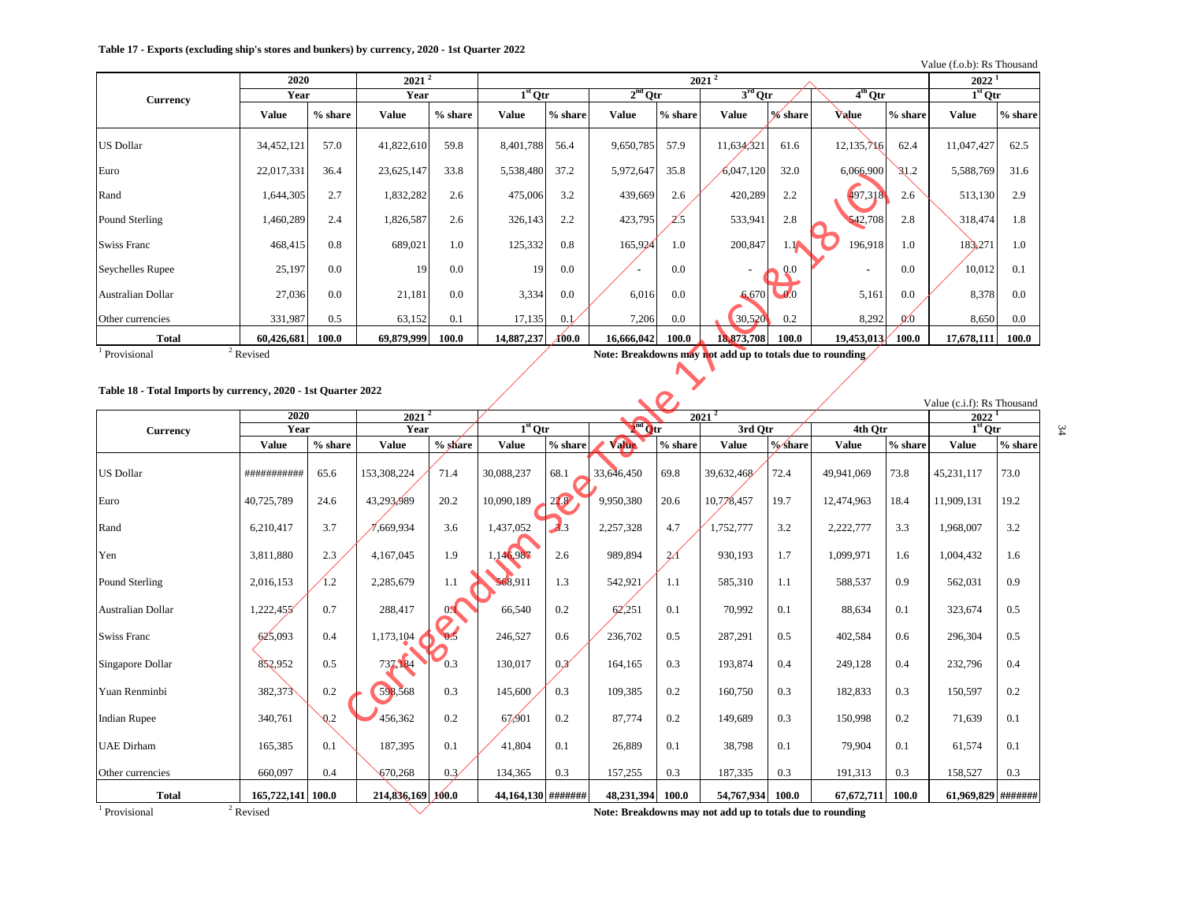**Table 17 - Exports (excluding ship's stores and bunkers) by currency, 2020 - 1st Quarter 2022**

Value (f.o.b): Rs Thousand

| Currency | 2020 | | 2021 [2] | | 2021 [2] | | | | | | | | 2022 [1] | |
|---|---|---|---|---|---|---|---|---|---|---|---|---|---|---|
| | Year | | Year | | 1st Qtr | | 2nd Qtr | | 3rd Qtr | | 4th Qtr | | 1st Qtr | |
| | Value | % share | Value | % share | Value | % share | Value | % share | Value | % share | Value | % share | Value | % share |
| US Dollar | 34,452,121 | 57.0 | 41,822,610 | 59.8 | 8,401,788 | 56.4 | 9,650,785 | 57.9 | 11,634,321 | 61.6 | 12,135,716 | 62.4 | 11,047,427 | 62.5 |
| Euro | 22,017,331 | 36.4 | 23,625,147 | 33.8 | 5,538,480 | 37.2 | 5,972,647 | 35.8 | 6,047,120 | 32.0 | 6,066,900 | 31.2 | 5,588,769 | 31.6 |
| Rand | 1,644,305 | 2.7 | 1,832,282 | 2.6 | 475,006 | 3.2 | 439,669 | 2.6 | 420,289 | 2.2 | 497,318 | 2.6 | 513,130 | 2.9 |
| Pound Sterling | 1,460,289 | 2.4 | 1,826,587 | 2.6 | 326,143 | 2.2 | 423,795 | 2.5 | 533,941 | 2.8 | 542,708 | 2.8 | 318,474 | 1.8 |
| Swiss Franc | 468,415 | 0.8 | 689,021 | 1.0 | 125,332 | 0.8 | 165,924 | 1.0 | 200,847 | 1.1 | 196,918 | 1.0 | 183,271 | 1.0 |
| Seychelles Rupee | 25,197 | 0.0 | 19 | 0.0 | 19 | 0.0 | - | 0.0 | - | 0.0 | - | 0.0 | 10,012 | 0.1 |
| Australian Dollar | 27,036 | 0.0 | 21,181 | 0.0 | 3,334 | 0.0 | 6,016 | 0.0 | 6,670 | 0.0 | 5,161 | 0.0 | 8,378 | 0.0 |
| Other currencies | 331,987 | 0.5 | 63,152 | 0.1 | 17,135 | 0.1 | 7,206 | 0.0 | 30,520 | 0.2 | 8,292 | 0.0 | 8,650 | 0.0 |
| **Total** | **60,426,681** | **100.0** | **69,879,999** | **100.0** | **14,887,237** | **100.0** | **16,666,042** | **100.0** | **18,873,708** | **100.0** | **19,453,013** | **100.0** | **17,678,111** | **100.0** |

[1] Provisional [2] Revised

**Note: Breakdowns may not add up to totals due to rounding**

Corrigendum See Table 17 (c) & 18 (c)

**Table 18 - Total Imports by currency, 2020 - 1st Quarter 2022**

Value (c.i.f): Rs Thousand

| Currency | 2020 | | 2021 [2] | | 2021 [2] | | | | | | | | 2022 [1] | |
|---|---|---|---|---|---|---|---|---|---|---|---|---|---|---|
| | Year | | Year | | 1st Qtr | | 2nd Qtr | | 3rd Qtr | | 4th Qtr | | 1st Qtr | |
| | Value | % share | Value | % share | Value | % share | Value | % share | Value | % share | Value | % share | Value | % share |
| US Dollar | ########### | 65.6 | 153,308,224 | 71.4 | 30,088,237 | 68.1 | 33,646,450 | 69.8 | 39,632,468 | 72.4 | 49,941,069 | 73.8 | 45,231,117 | 73.0 |
| Euro | 40,725,789 | 24.6 | 43,293,989 | 20.2 | 10,090,189 | 22.8 | 9,950,380 | 20.6 | 10,778,457 | 19.7 | 12,474,963 | 18.4 | 11,909,131 | 19.2 |
| Rand | 6,210,417 | 3.7 | 7,669,934 | 3.6 | 1,437,052 | 3.3 | 2,257,328 | 4.7 | 1,752,777 | 3.2 | 2,222,777 | 3.3 | 1,968,007 | 3.2 |
| Yen | 3,811,880 | 2.3 | 4,167,045 | 1.9 | 1,146,987 | 2.6 | 989,894 | 2.1 | 930,193 | 1.7 | 1,099,971 | 1.6 | 1,004,432 | 1.6 |
| Pound Sterling | 2,016,153 | 1.2 | 2,285,679 | 1.1 | 568,911 | 1.3 | 542,921 | 1.1 | 585,310 | 1.1 | 588,537 | 0.9 | 562,031 | 0.9 |
| Australian Dollar | 1,222,455 | 0.7 | 288,417 | 0.1 | 66,540 | 0.2 | 62,251 | 0.1 | 70,992 | 0.1 | 88,634 | 0.1 | 323,674 | 0.5 |
| Swiss Franc | 625,093 | 0.4 | 1,173,104 | 0.5 | 246,527 | 0.6 | 236,702 | 0.5 | 287,291 | 0.5 | 402,584 | 0.6 | 296,304 | 0.5 |
| Singapore Dollar | 852,952 | 0.5 | 737,184 | 0.3 | 130,017 | 0.3 | 164,165 | 0.3 | 193,874 | 0.4 | 249,128 | 0.4 | 232,796 | 0.4 |
| Yuan Renminbi | 382,373 | 0.2 | 598,568 | 0.3 | 145,600 | 0.3 | 109,385 | 0.2 | 160,750 | 0.3 | 182,833 | 0.3 | 150,597 | 0.2 |
| Indian Rupee | 340,761 | 0.2 | 456,362 | 0.2 | 67,901 | 0.2 | 87,774 | 0.2 | 149,689 | 0.3 | 150,998 | 0.2 | 71,639 | 0.1 |
| UAE Dirham | 165,385 | 0.1 | 187,395 | 0.1 | 41,804 | 0.1 | 26,889 | 0.1 | 38,798 | 0.1 | 79,904 | 0.1 | 61,574 | 0.1 |
| Other currencies | 660,097 | 0.4 | 670,268 | 0.3 | 134,365 | 0.3 | 157,255 | 0.3 | 187,335 | 0.3 | 191,313 | 0.3 | 158,527 | 0.3 |
| **Total** | **165,722,141** | **100.0** | **214,836,169** | **100.0** | **44,164,130** | **#######** | **48,231,394** | **100.0** | **54,767,934** | **100.0** | **67,672,711** | **100.0** | **61,969,829** | **#######** |

[1] Provisional [2] Revised

**Note: Breakdowns may not add up to totals due to rounding**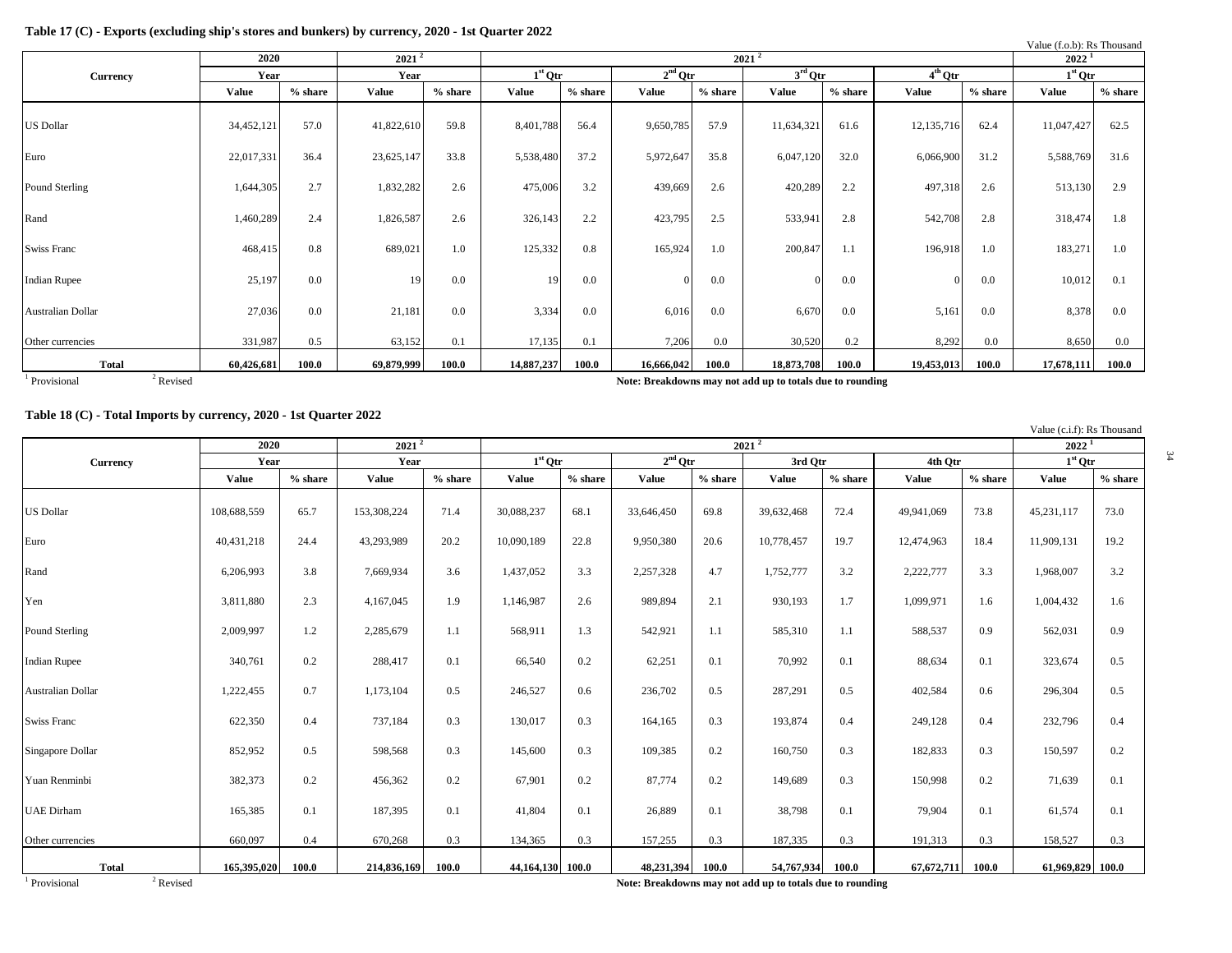### Table 17 (C) - Exports (excluding ship's stores and bunkers) by currency, 2020 - 1st Quarter 2022

Value (f.o.b): Rs Thousand

| Currency | 2020 | | 2021 [2] | | 2021 [2] | | | | | | | | 2022 [1] | |
|---|---|---|---|---|---|---|---|---|---|---|---|---|---|---|
| | Year | | Year | | 1st Qtr | | 2nd Qtr | | 3rd Qtr | | 4th Qtr | | 1st Qtr | |
| | Value | % share | Value | % share | Value | % share | Value | % share | Value | % share | Value | % share | Value | % share |
| US Dollar | 34,452,121 | 57.0 | 41,822,610 | 59.8 | 8,401,788 | 56.4 | 9,650,785 | 57.9 | 11,634,321 | 61.6 | 12,135,716 | 62.4 | 11,047,427 | 62.5 |
| Euro | 22,017,331 | 36.4 | 23,625,147 | 33.8 | 5,538,480 | 37.2 | 5,972,647 | 35.8 | 6,047,120 | 32.0 | 6,066,900 | 31.2 | 5,588,769 | 31.6 |
| Pound Sterling | 1,644,305 | 2.7 | 1,832,282 | 2.6 | 475,006 | 3.2 | 439,669 | 2.6 | 420,289 | 2.2 | 497,318 | 2.6 | 513,130 | 2.9 |
| Rand | 1,460,289 | 2.4 | 1,826,587 | 2.6 | 326,143 | 2.2 | 423,795 | 2.5 | 533,941 | 2.8 | 542,708 | 2.8 | 318,474 | 1.8 |
| Swiss Franc | 468,415 | 0.8 | 689,021 | 1.0 | 125,332 | 0.8 | 165,924 | 1.0 | 200,847 | 1.1 | 196,918 | 1.0 | 183,271 | 1.0 |
| Indian Rupee | 25,197 | 0.0 | 19 | 0.0 | 19 | 0.0 | 0 | 0.0 | 0 | 0.0 | 0 | 0.0 | 10,012 | 0.1 |
| Australian Dollar | 27,036 | 0.0 | 21,181 | 0.0 | 3,334 | 0.0 | 6,016 | 0.0 | 6,670 | 0.0 | 5,161 | 0.0 | 8,378 | 0.0 |
| Other currencies | 331,987 | 0.5 | 63,152 | 0.1 | 17,135 | 0.1 | 7,206 | 0.0 | 30,520 | 0.2 | 8,292 | 0.0 | 8,650 | 0.0 |
| **Total** | **60,426,681** | **100.0** | **69,879,999** | **100.0** | **14,887,237** | **100.0** | **16,666,042** | **100.0** | **18,873,708** | **100.0** | **19,453,013** | **100.0** | **17,678,111** | **100.0** |

[1] Provisional [2] Revised

**Note: Breakdowns may not add up to totals due to rounding**

### Table 18 (C) - Total Imports by currency, 2020 - 1st Quarter 2022

Value (c.i.f): Rs Thousand

| Currency | 2020 | | 2021 [2] | | 2021 [2] | | | | | | | | 2022 [1] | |
|---|---|---|---|---|---|---|---|---|---|---|---|---|---|---|
| | Year | | Year | | 1st Qtr | | 2nd Qtr | | 3rd Qtr | | 4th Qtr | | 1st Qtr | |
| | Value | % share | Value | % share | Value | % share | Value | % share | Value | % share | Value | % share | Value | % share |
| US Dollar | 108,688,559 | 65.7 | 153,308,224 | 71.4 | 30,088,237 | 68.1 | 33,646,450 | 69.8 | 39,632,468 | 72.4 | 49,941,069 | 73.8 | 45,231,117 | 73.0 |
| Euro | 40,431,218 | 24.4 | 43,293,989 | 20.2 | 10,090,189 | 22.8 | 9,950,380 | 20.6 | 10,778,457 | 19.7 | 12,474,963 | 18.4 | 11,909,131 | 19.2 |
| Rand | 6,206,993 | 3.8 | 7,669,934 | 3.6 | 1,437,052 | 3.3 | 2,257,328 | 4.7 | 1,752,777 | 3.2 | 2,222,777 | 3.3 | 1,968,007 | 3.2 |
| Yen | 3,811,880 | 2.3 | 4,167,045 | 1.9 | 1,146,987 | 2.6 | 989,894 | 2.1 | 930,193 | 1.7 | 1,099,971 | 1.6 | 1,004,432 | 1.6 |
| Pound Sterling | 2,009,997 | 1.2 | 2,285,679 | 1.1 | 568,911 | 1.3 | 542,921 | 1.1 | 585,310 | 1.1 | 588,537 | 0.9 | 562,031 | 0.9 |
| Indian Rupee | 340,761 | 0.2 | 288,417 | 0.1 | 66,540 | 0.2 | 62,251 | 0.1 | 70,992 | 0.1 | 88,634 | 0.1 | 323,674 | 0.5 |
| Australian Dollar | 1,222,455 | 0.7 | 1,173,104 | 0.5 | 246,527 | 0.6 | 236,702 | 0.5 | 287,291 | 0.5 | 402,584 | 0.6 | 296,304 | 0.5 |
| Swiss Franc | 622,350 | 0.4 | 737,184 | 0.3 | 130,017 | 0.3 | 164,165 | 0.3 | 193,874 | 0.4 | 249,128 | 0.4 | 232,796 | 0.4 |
| Singapore Dollar | 852,952 | 0.5 | 598,568 | 0.3 | 145,600 | 0.3 | 109,385 | 0.2 | 160,750 | 0.3 | 182,833 | 0.3 | 150,597 | 0.2 |
| Yuan Renminbi | 382,373 | 0.2 | 456,362 | 0.2 | 67,901 | 0.2 | 87,774 | 0.2 | 149,689 | 0.3 | 150,998 | 0.2 | 71,639 | 0.1 |
| UAE Dirham | 165,385 | 0.1 | 187,395 | 0.1 | 41,804 | 0.1 | 26,889 | 0.1 | 38,798 | 0.1 | 79,904 | 0.1 | 61,574 | 0.1 |
| Other currencies | 660,097 | 0.4 | 670,268 | 0.3 | 134,365 | 0.3 | 157,255 | 0.3 | 187,335 | 0.3 | 191,313 | 0.3 | 158,527 | 0.3 |
| **Total** | **165,395,020** | **100.0** | **214,836,169** | **100.0** | **44,164,130** | **100.0** | **48,231,394** | **100.0** | **54,767,934** | **100.0** | **67,672,711** | **100.0** | **61,969,829** | **100.0** |

[1] Provisional [2] Revised

**Note: Breakdowns may not add up to totals due to rounding**